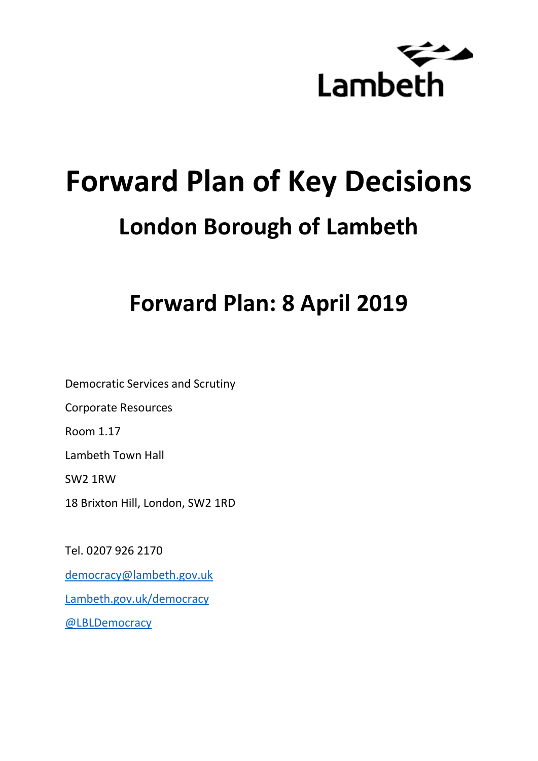Lambeth

# Forward Plan of Key Decisions

## London Borough of Lambeth

## Forward Plan: 8 April 2019

Democratic Services and Scrutiny

Corporate Resources

Room 1.17

Lambeth Town Hall

SW2 1RW

18 Brixton Hill, London, SW2 1RD

Tel. 0207 926 2170

democracy@lambeth.gov.uk

Lambeth.gov.uk/democracy

@LBLDemocracy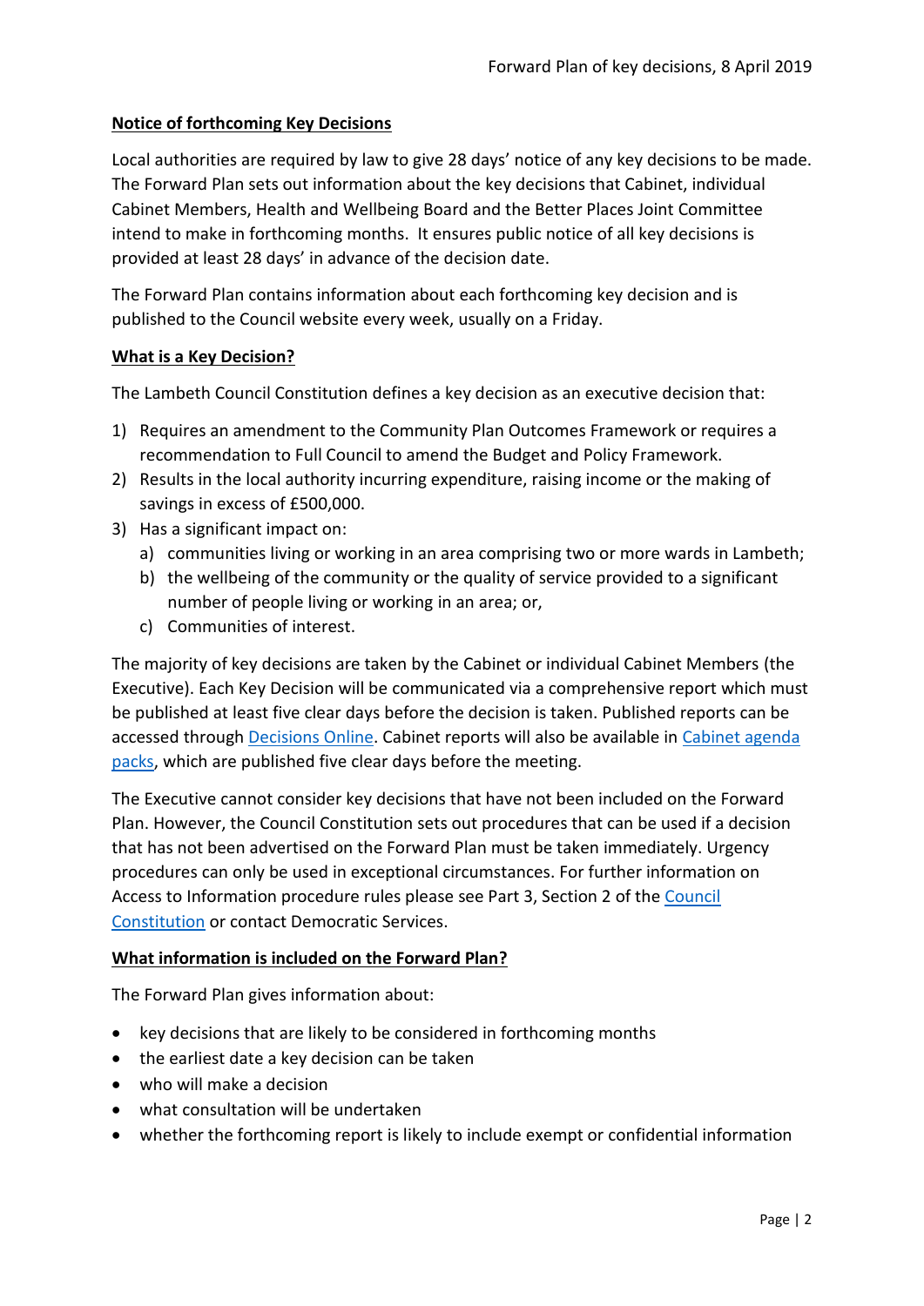## Notice of forthcoming Key Decisions

Local authorities are required by law to give 28 days' notice of any key decisions to be made. The Forward Plan sets out information about the key decisions that Cabinet, individual Cabinet Members, Health and Wellbeing Board and the Better Places Joint Committee intend to make in forthcoming months. It ensures public notice of all key decisions is provided at least 28 days' in advance of the decision date.

The Forward Plan contains information about each forthcoming key decision and is published to the Council website every week, usually on a Friday.

## What is a Key Decision?

The Lambeth Council Constitution defines a key decision as an executive decision that:

1) Requires an amendment to the Community Plan Outcomes Framework or requires a recommendation to Full Council to amend the Budget and Policy Framework.
2) Results in the local authority incurring expenditure, raising income or the making of savings in excess of £500,000.
3) Has a significant impact on:
   a) communities living or working in an area comprising two or more wards in Lambeth;
   b) the wellbeing of the community or the quality of service provided to a significant number of people living or working in an area; or,
   c) Communities of interest.

The majority of key decisions are taken by the Cabinet or individual Cabinet Members (the Executive). Each Key Decision will be communicated via a comprehensive report which must be published at least five clear days before the decision is taken. Published reports can be accessed through Decisions Online. Cabinet reports will also be available in Cabinet agenda packs, which are published five clear days before the meeting.

The Executive cannot consider key decisions that have not been included on the Forward Plan. However, the Council Constitution sets out procedures that can be used if a decision that has not been advertised on the Forward Plan must be taken immediately. Urgency procedures can only be used in exceptional circumstances. For further information on Access to Information procedure rules please see Part 3, Section 2 of the Council Constitution or contact Democratic Services.

## What information is included on the Forward Plan?

The Forward Plan gives information about:

- key decisions that are likely to be considered in forthcoming months
- the earliest date a key decision can be taken
- who will make a decision
- what consultation will be undertaken
- whether the forthcoming report is likely to include exempt or confidential information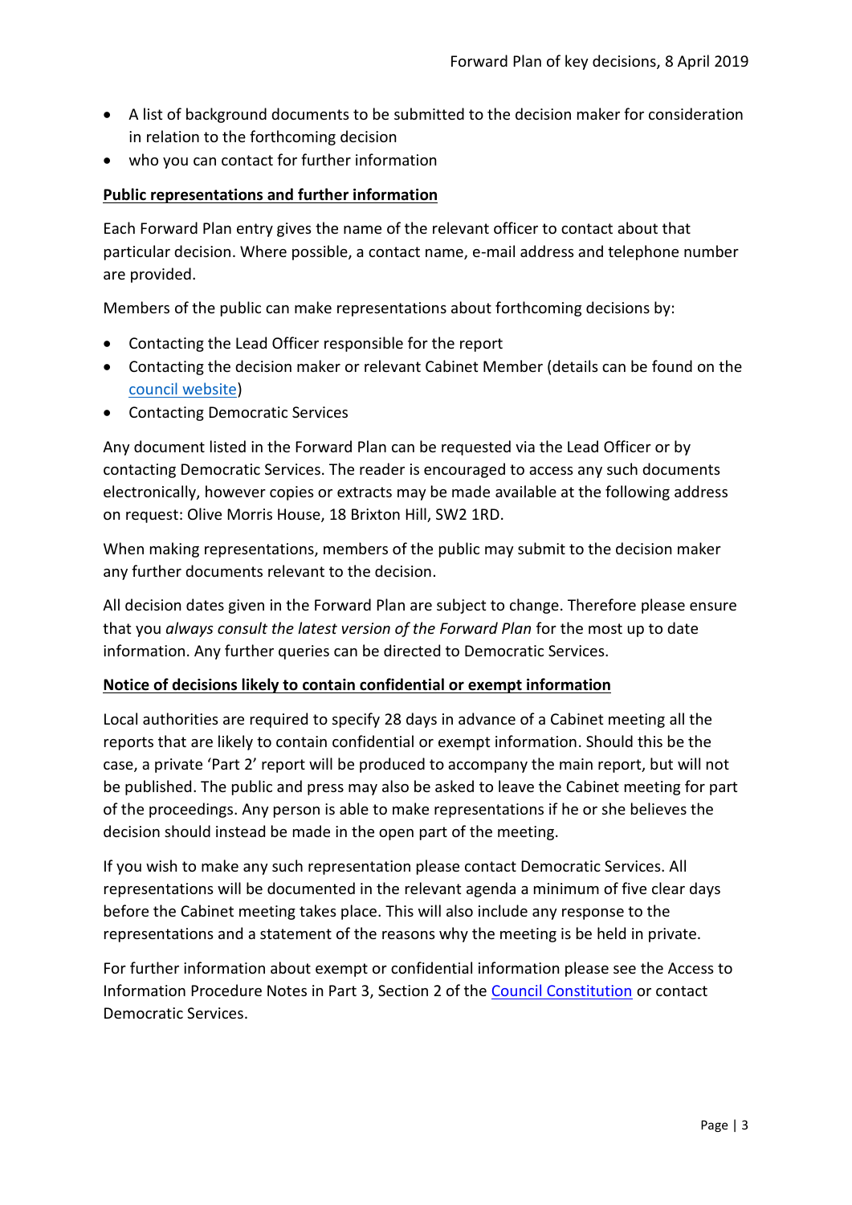- A list of background documents to be submitted to the decision maker for consideration in relation to the forthcoming decision
- who you can contact for further information

**Public representations and further information**

Each Forward Plan entry gives the name of the relevant officer to contact about that particular decision. Where possible, a contact name, e-mail address and telephone number are provided.

Members of the public can make representations about forthcoming decisions by:

- Contacting the Lead Officer responsible for the report
- Contacting the decision maker or relevant Cabinet Member (details can be found on the council website)
- Contacting Democratic Services

Any document listed in the Forward Plan can be requested via the Lead Officer or by contacting Democratic Services. The reader is encouraged to access any such documents electronically, however copies or extracts may be made available at the following address on request: Olive Morris House, 18 Brixton Hill, SW2 1RD.

When making representations, members of the public may submit to the decision maker any further documents relevant to the decision.

All decision dates given in the Forward Plan are subject to change. Therefore please ensure that you *always consult the latest version of the Forward Plan* for the most up to date information. Any further queries can be directed to Democratic Services.

**Notice of decisions likely to contain confidential or exempt information**

Local authorities are required to specify 28 days in advance of a Cabinet meeting all the reports that are likely to contain confidential or exempt information. Should this be the case, a private 'Part 2' report will be produced to accompany the main report, but will not be published. The public and press may also be asked to leave the Cabinet meeting for part of the proceedings. Any person is able to make representations if he or she believes the decision should instead be made in the open part of the meeting.

If you wish to make any such representation please contact Democratic Services. All representations will be documented in the relevant agenda a minimum of five clear days before the Cabinet meeting takes place. This will also include any response to the representations and a statement of the reasons why the meeting is be held in private.

For further information about exempt or confidential information please see the Access to Information Procedure Notes in Part 3, Section 2 of the Council Constitution or contact Democratic Services.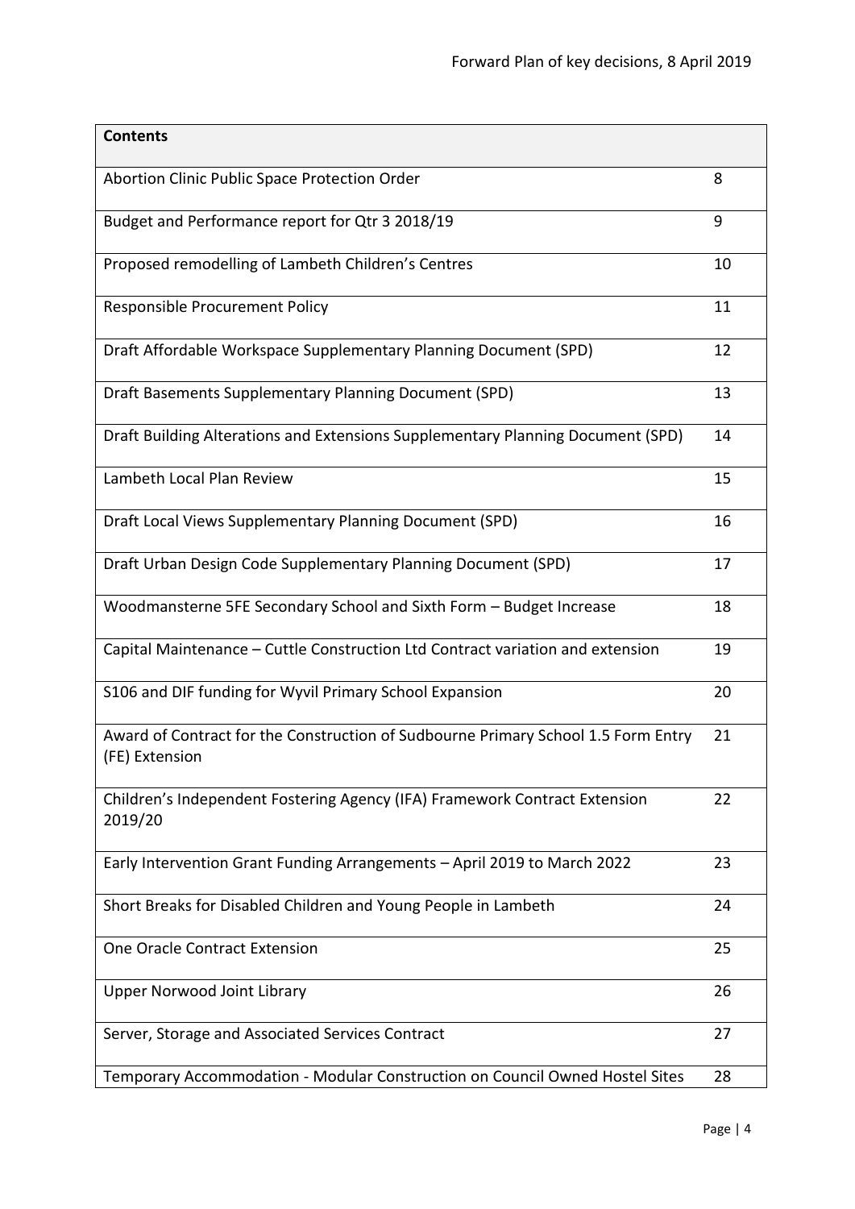| Contents | |
|---|---|
| Abortion Clinic Public Space Protection Order | 8 |
| Budget and Performance report for Qtr 3 2018/19 | 9 |
| Proposed remodelling of Lambeth Children's Centres | 10 |
| Responsible Procurement Policy | 11 |
| Draft Affordable Workspace Supplementary Planning Document (SPD) | 12 |
| Draft Basements Supplementary Planning Document (SPD) | 13 |
| Draft Building Alterations and Extensions Supplementary Planning Document (SPD) | 14 |
| Lambeth Local Plan Review | 15 |
| Draft Local Views Supplementary Planning Document (SPD) | 16 |
| Draft Urban Design Code Supplementary Planning Document (SPD) | 17 |
| Woodmansterne 5FE Secondary School and Sixth Form – Budget Increase | 18 |
| Capital Maintenance – Cuttle Construction Ltd Contract variation and extension | 19 |
| S106 and DIF funding for Wyvil Primary School Expansion | 20 |
| Award of Contract for the Construction of Sudbourne Primary School 1.5 Form Entry (FE) Extension | 21 |
| Children's Independent Fostering Agency (IFA) Framework Contract Extension 2019/20 | 22 |
| Early Intervention Grant Funding Arrangements – April 2019 to March 2022 | 23 |
| Short Breaks for Disabled Children and Young People in Lambeth | 24 |
| One Oracle Contract Extension | 25 |
| Upper Norwood Joint Library | 26 |
| Server, Storage and Associated Services Contract | 27 |
| Temporary Accommodation - Modular Construction on Council Owned Hostel Sites | 28 |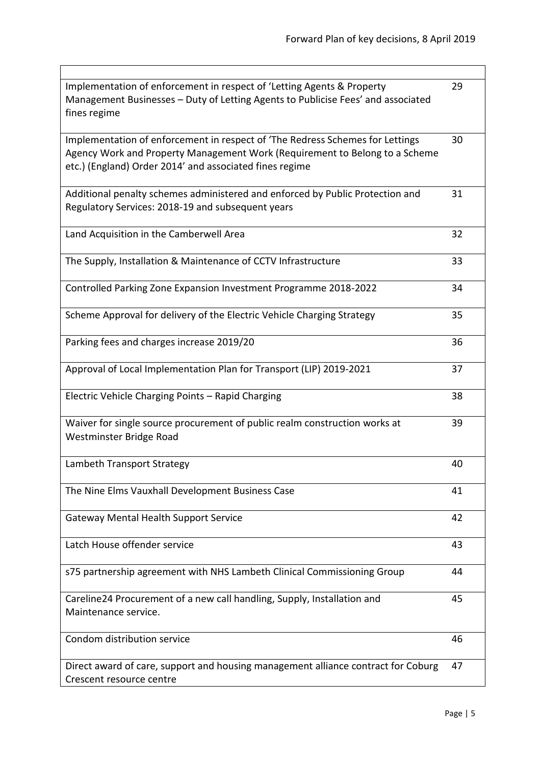| | |
|---|---|
| Implementation of enforcement in respect of 'Letting Agents & Property Management Businesses – Duty of Letting Agents to Publicise Fees' and associated fines regime | 29 |
| Implementation of enforcement in respect of 'The Redress Schemes for Lettings Agency Work and Property Management Work (Requirement to Belong to a Scheme etc.) (England) Order 2014' and associated fines regime | 30 |
| Additional penalty schemes administered and enforced by Public Protection and Regulatory Services: 2018-19 and subsequent years | 31 |
| Land Acquisition in the Camberwell Area | 32 |
| The Supply, Installation & Maintenance of CCTV Infrastructure | 33 |
| Controlled Parking Zone Expansion Investment Programme 2018-2022 | 34 |
| Scheme Approval for delivery of the Electric Vehicle Charging Strategy | 35 |
| Parking fees and charges increase 2019/20 | 36 |
| Approval of Local Implementation Plan for Transport (LIP) 2019-2021 | 37 |
| Electric Vehicle Charging Points – Rapid Charging | 38 |
| Waiver for single source procurement of public realm construction works at Westminster Bridge Road | 39 |
| Lambeth Transport Strategy | 40 |
| The Nine Elms Vauxhall Development Business Case | 41 |
| Gateway Mental Health Support Service | 42 |
| Latch House offender service | 43 |
| s75 partnership agreement with NHS Lambeth Clinical Commissioning Group | 44 |
| Careline24 Procurement of a new call handling, Supply, Installation and Maintenance service. | 45 |
| Condom distribution service | 46 |
| Direct award of care, support and housing management alliance contract for Coburg Crescent resource centre | 47 |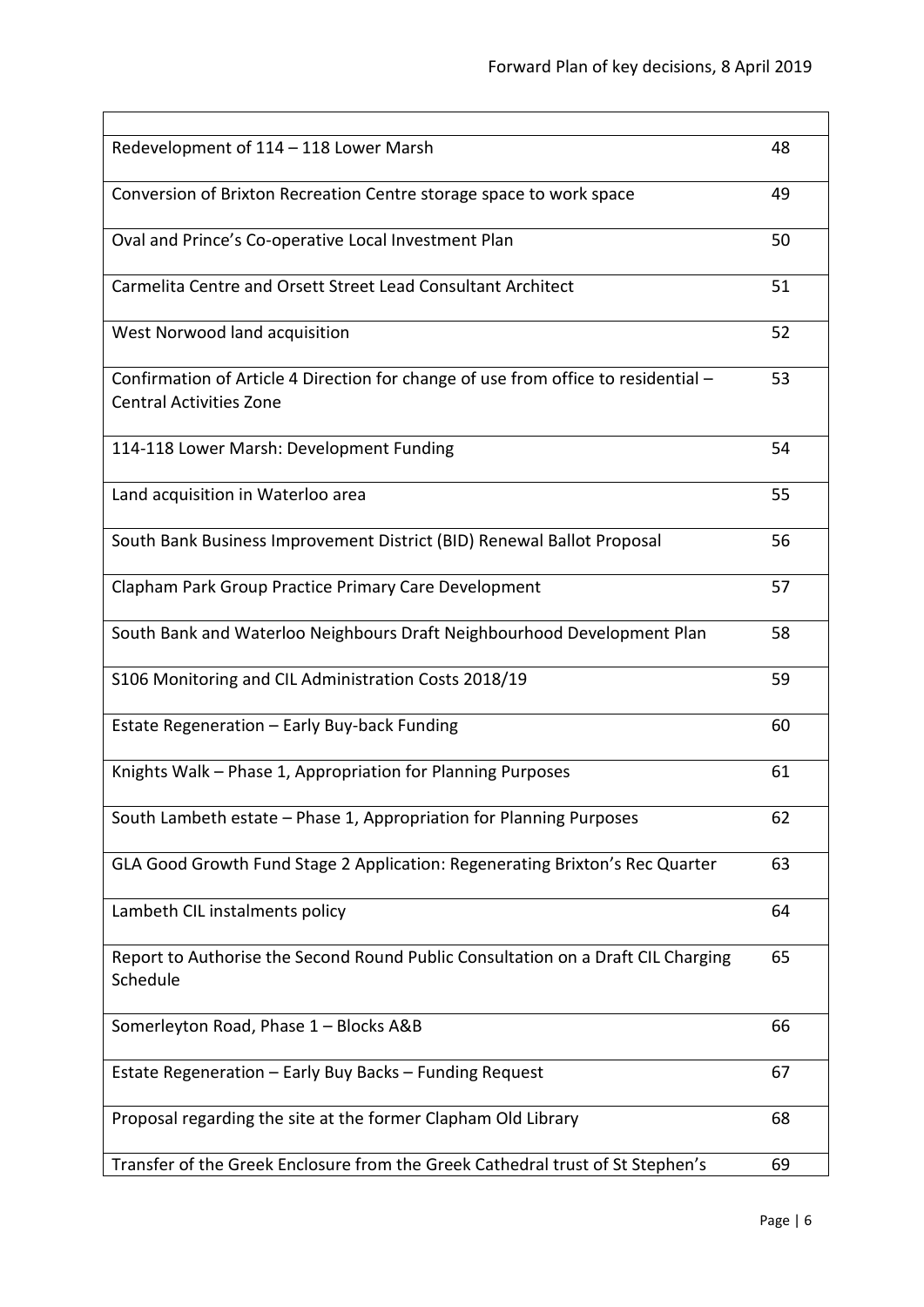| | |
|---|---|
| Redevelopment of 114 – 118 Lower Marsh | 48 |
| Conversion of Brixton Recreation Centre storage space to work space | 49 |
| Oval and Prince's Co-operative Local Investment Plan | 50 |
| Carmelita Centre and Orsett Street Lead Consultant Architect | 51 |
| West Norwood land acquisition | 52 |
| Confirmation of Article 4 Direction for change of use from office to residential – Central Activities Zone | 53 |
| 114-118 Lower Marsh: Development Funding | 54 |
| Land acquisition in Waterloo area | 55 |
| South Bank Business Improvement District (BID) Renewal Ballot Proposal | 56 |
| Clapham Park Group Practice Primary Care Development | 57 |
| South Bank and Waterloo Neighbours Draft Neighbourhood Development Plan | 58 |
| S106 Monitoring and CIL Administration Costs 2018/19 | 59 |
| Estate Regeneration – Early Buy-back Funding | 60 |
| Knights Walk – Phase 1, Appropriation for Planning Purposes | 61 |
| South Lambeth estate – Phase 1, Appropriation for Planning Purposes | 62 |
| GLA Good Growth Fund Stage 2 Application: Regenerating Brixton's Rec Quarter | 63 |
| Lambeth CIL instalments policy | 64 |
| Report to Authorise the Second Round Public Consultation on a Draft CIL Charging Schedule | 65 |
| Somerleyton Road, Phase 1 – Blocks A&B | 66 |
| Estate Regeneration – Early Buy Backs – Funding Request | 67 |
| Proposal regarding the site at the former Clapham Old Library | 68 |
| Transfer of the Greek Enclosure from the Greek Cathedral trust of St Stephen's | 69 |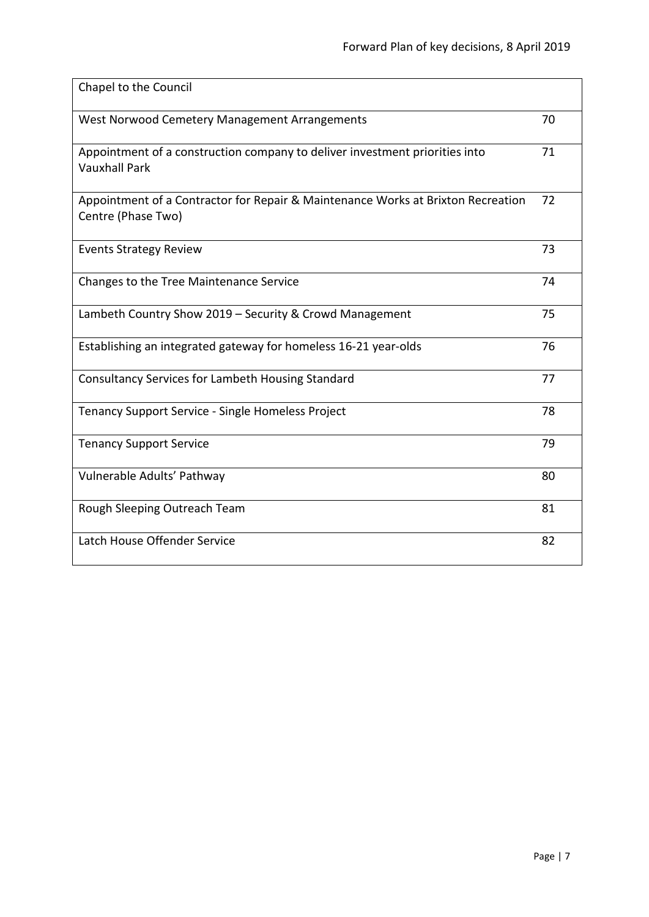| | |
|---|---|
| Chapel to the Council | |
| West Norwood Cemetery Management Arrangements | 70 |
| Appointment of a construction company to deliver investment priorities into Vauxhall Park | 71 |
| Appointment of a Contractor for Repair & Maintenance Works at Brixton Recreation Centre (Phase Two) | 72 |
| Events Strategy Review | 73 |
| Changes to the Tree Maintenance Service | 74 |
| Lambeth Country Show 2019 – Security & Crowd Management | 75 |
| Establishing an integrated gateway for homeless 16-21 year-olds | 76 |
| Consultancy Services for Lambeth Housing Standard | 77 |
| Tenancy Support Service - Single Homeless Project | 78 |
| Tenancy Support Service | 79 |
| Vulnerable Adults' Pathway | 80 |
| Rough Sleeping Outreach Team | 81 |
| Latch House Offender Service | 82 |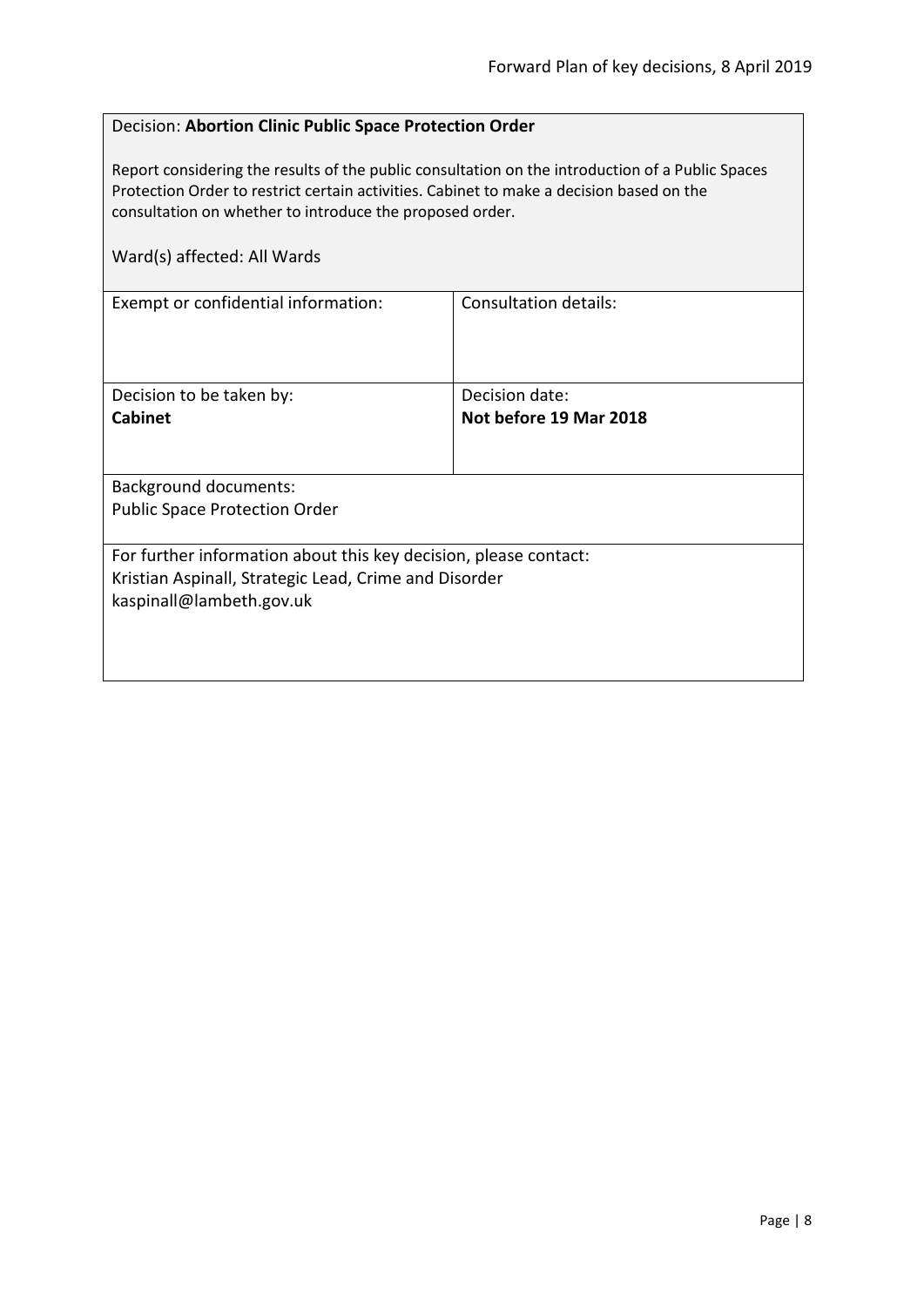Decision: **Abortion Clinic Public Space Protection Order**

Report considering the results of the public consultation on the introduction of a Public Spaces Protection Order to restrict certain activities. Cabinet to make a decision based on the consultation on whether to introduce the proposed order.

Ward(s) affected: All Wards

| Exempt or confidential information: | Consultation details: |
| --- | --- |
| Decision to be taken by:<br>**Cabinet** | Decision date:<br>**Not before 19 Mar 2018** |

Background documents:
Public Space Protection Order

For further information about this key decision, please contact:
Kristian Aspinall, Strategic Lead, Crime and Disorder
kaspinall@lambeth.gov.uk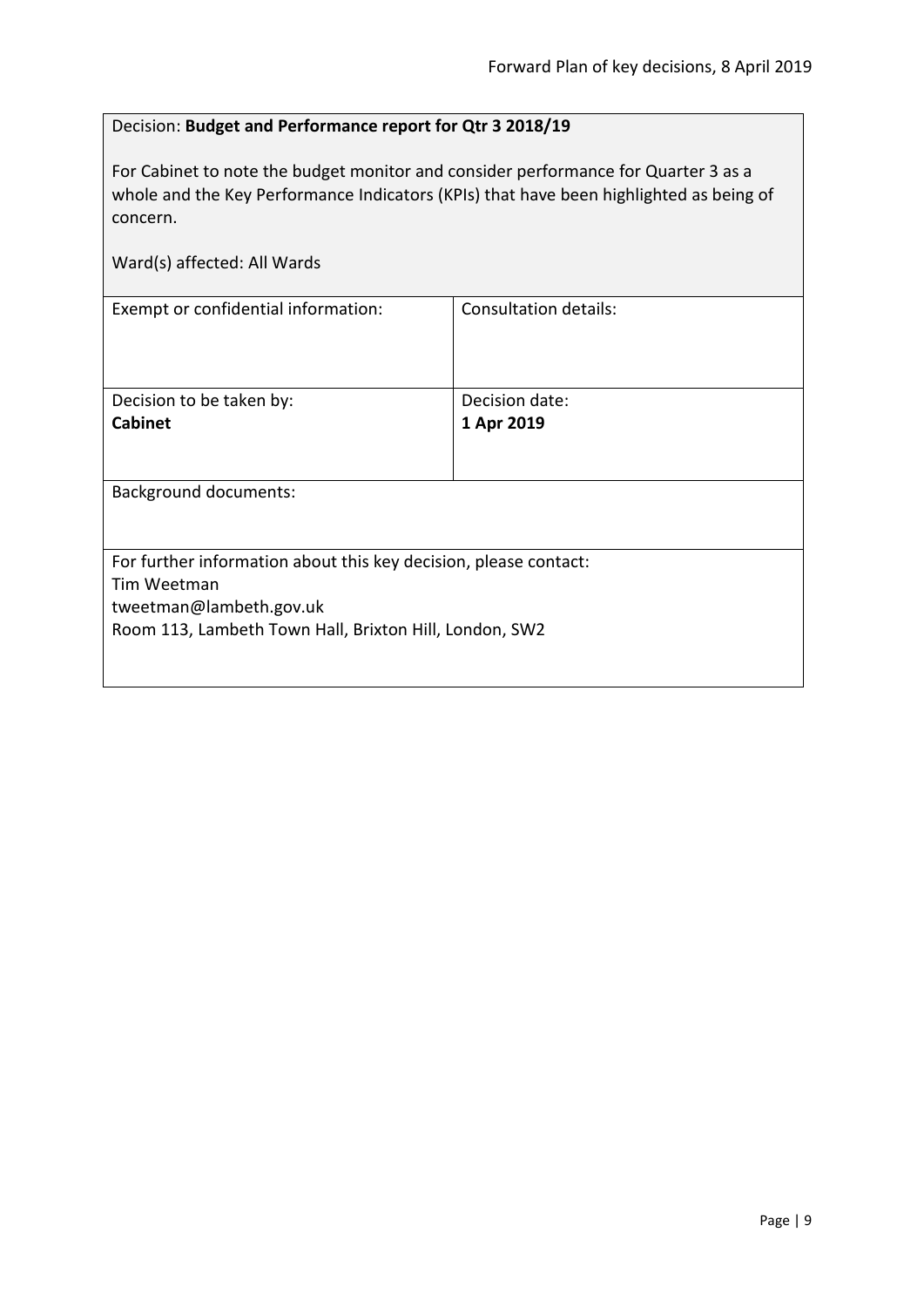Decision: **Budget and Performance report for Qtr 3 2018/19**

For Cabinet to note the budget monitor and consider performance for Quarter 3 as a whole and the Key Performance Indicators (KPIs) that have been highlighted as being of concern.

Ward(s) affected: All Wards

| Exempt or confidential information: | Consultation details: |
|---|---|
| Decision to be taken by:<br>**Cabinet** | Decision date:<br>**1 Apr 2019** |

Background documents:

For further information about this key decision, please contact:
Tim Weetman
tweetman@lambeth.gov.uk
Room 113, Lambeth Town Hall, Brixton Hill, London, SW2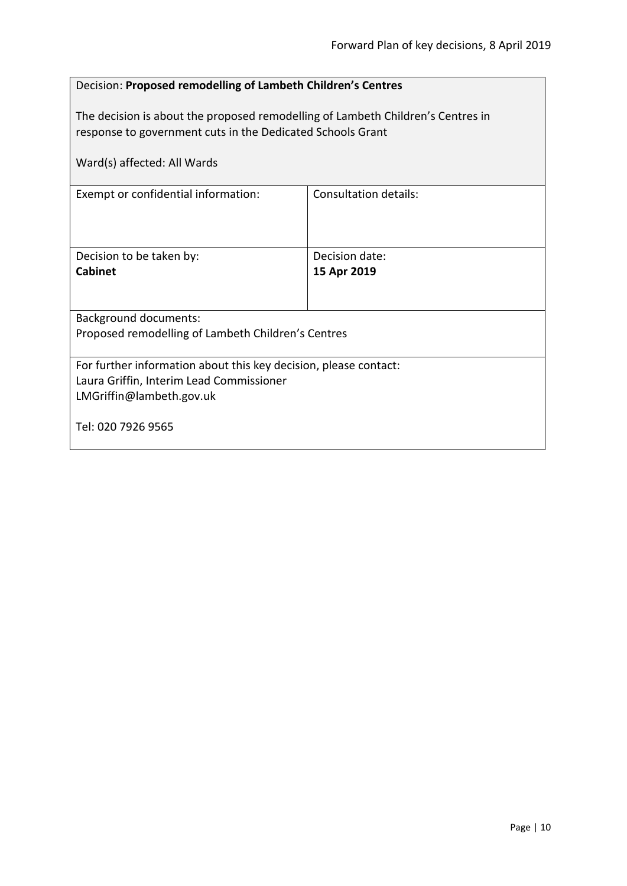Decision: **Proposed remodelling of Lambeth Children's Centres**

The decision is about the proposed remodelling of Lambeth Children's Centres in response to government cuts in the Dedicated Schools Grant

Ward(s) affected: All Wards

| Exempt or confidential information: | Consultation details: |
|---|---|
| Decision to be taken by: **Cabinet** | Decision date: **15 Apr 2019** |

Background documents:
Proposed remodelling of Lambeth Children's Centres

For further information about this key decision, please contact:
Laura Griffin, Interim Lead Commissioner
LMGriffin@lambeth.gov.uk

Tel: 020 7926 9565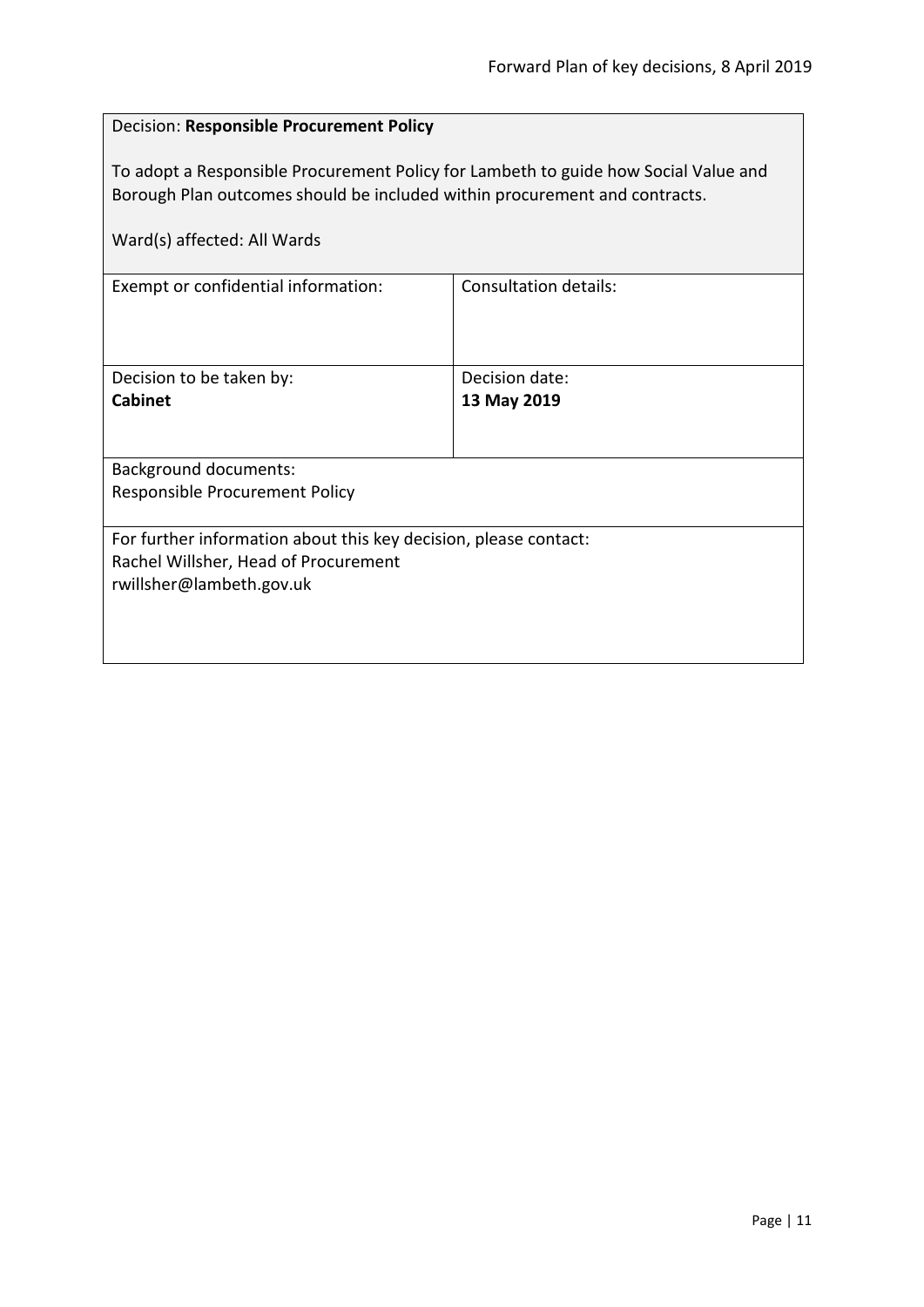Decision: **Responsible Procurement Policy**

To adopt a Responsible Procurement Policy for Lambeth to guide how Social Value and Borough Plan outcomes should be included within procurement and contracts.

Ward(s) affected: All Wards

| Exempt or confidential information: | Consultation details: |
|---|---|
| Decision to be taken by:<br>**Cabinet** | Decision date:<br>**13 May 2019** |

Background documents:
Responsible Procurement Policy

For further information about this key decision, please contact:
Rachel Willsher, Head of Procurement
rwillsher@lambeth.gov.uk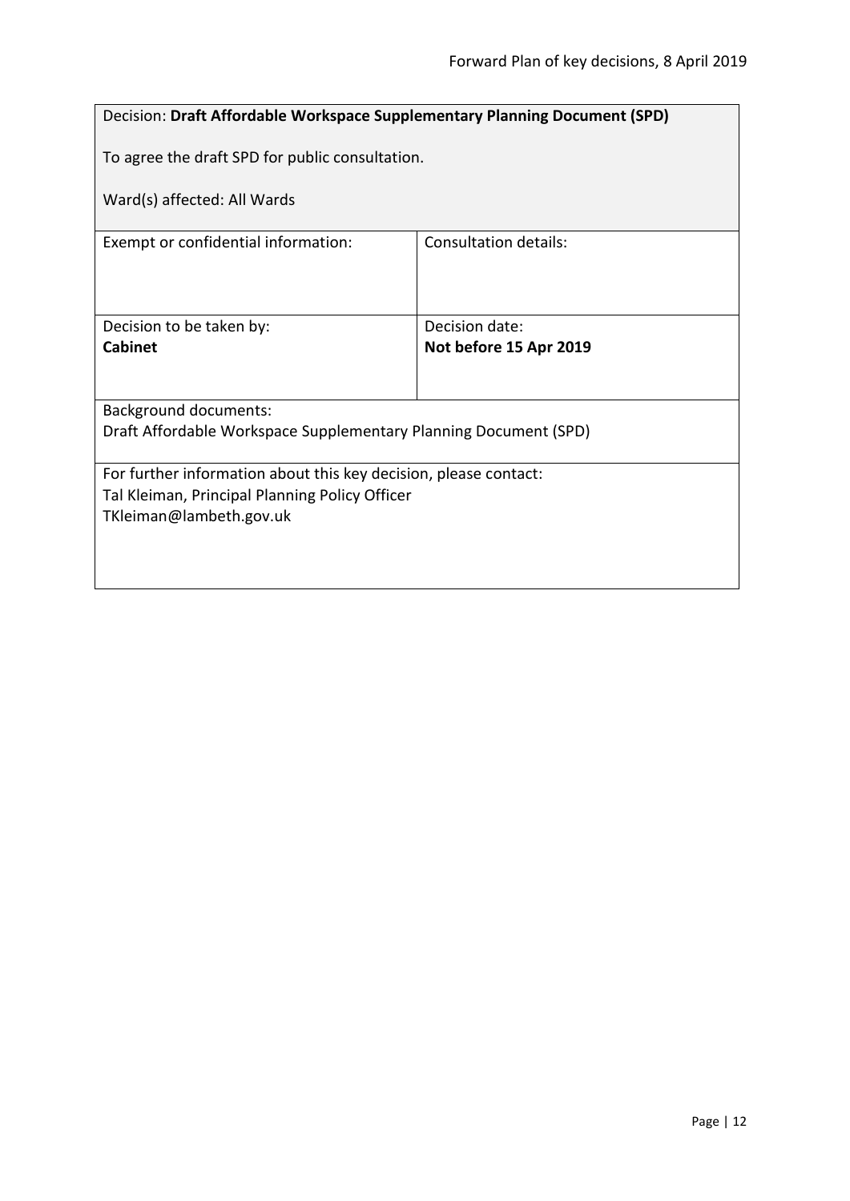Decision: **Draft Affordable Workspace Supplementary Planning Document (SPD)**

To agree the draft SPD for public consultation.

Ward(s) affected: All Wards

| Exempt or confidential information: | Consultation details: |
|---|---|
| Decision to be taken by:<br>**Cabinet** | Decision date:<br>**Not before 15 Apr 2019** |

Background documents:
Draft Affordable Workspace Supplementary Planning Document (SPD)

For further information about this key decision, please contact:
Tal Kleiman, Principal Planning Policy Officer
TKleiman@lambeth.gov.uk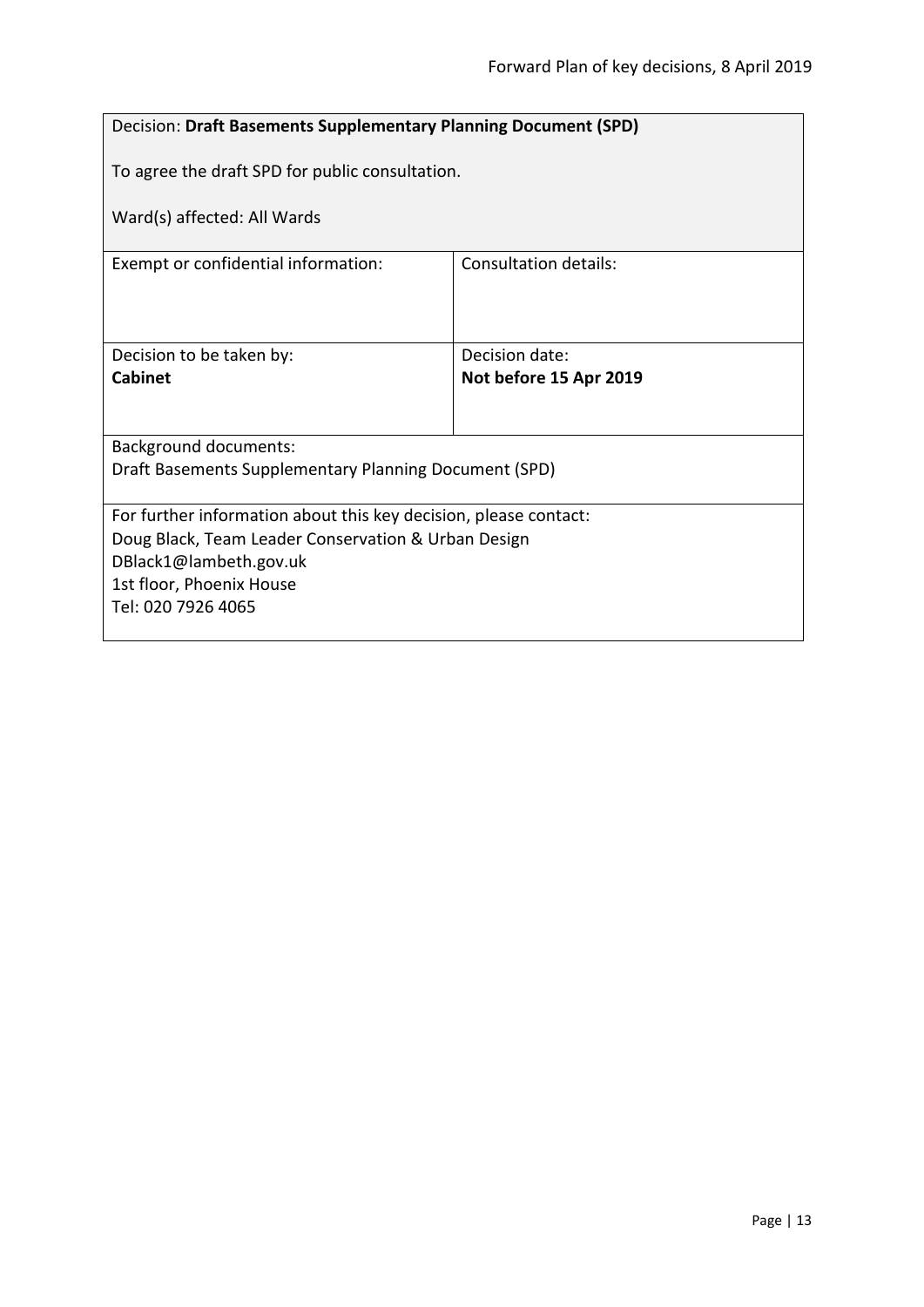Decision: **Draft Basements Supplementary Planning Document (SPD)**

To agree the draft SPD for public consultation.

Ward(s) affected: All Wards

| Exempt or confidential information: | Consultation details: |
| --- | --- |
| Decision to be taken by:<br>**Cabinet** | Decision date:<br>**Not before 15 Apr 2019** |

Background documents:
Draft Basements Supplementary Planning Document (SPD)

For further information about this key decision, please contact:
Doug Black, Team Leader Conservation & Urban Design
DBlack1@lambeth.gov.uk
1st floor, Phoenix House
Tel: 020 7926 4065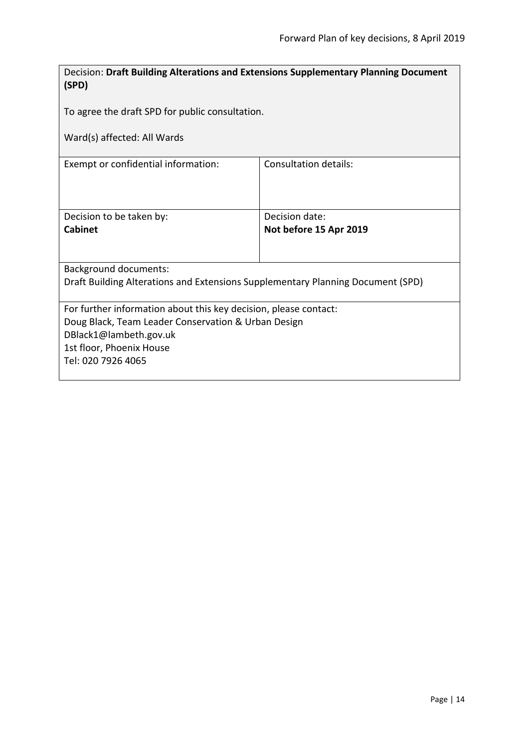Decision: **Draft Building Alterations and Extensions Supplementary Planning Document (SPD)**

To agree the draft SPD for public consultation.

Ward(s) affected: All Wards

| Exempt or confidential information: | Consultation details: |
|---|---|
| Decision to be taken by:<br>**Cabinet** | Decision date:<br>**Not before 15 Apr 2019** |

Background documents:
Draft Building Alterations and Extensions Supplementary Planning Document (SPD)

For further information about this key decision, please contact:
Doug Black, Team Leader Conservation & Urban Design
DBlack1@lambeth.gov.uk
1st floor, Phoenix House
Tel: 020 7926 4065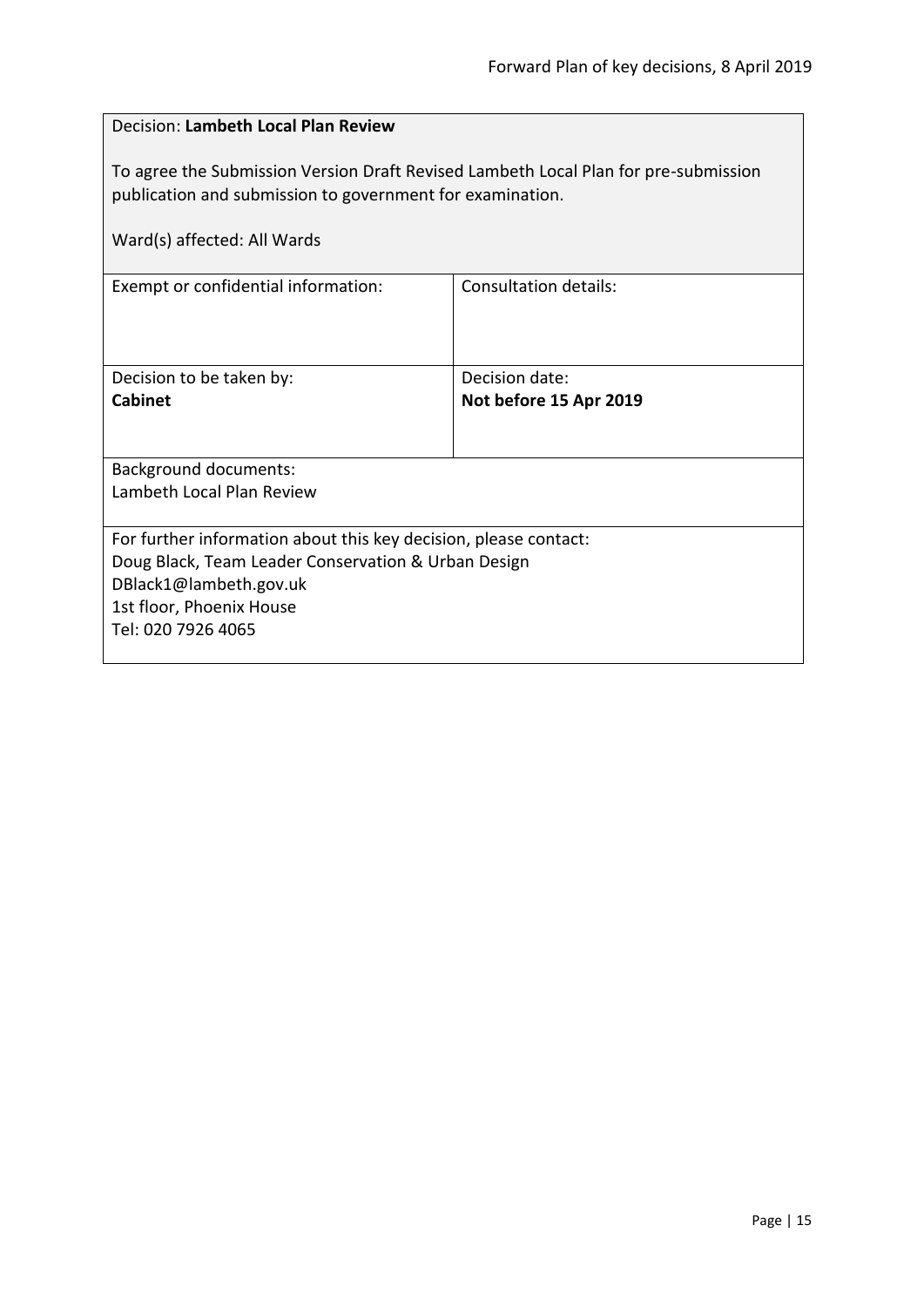Decision: **Lambeth Local Plan Review**

To agree the Submission Version Draft Revised Lambeth Local Plan for pre-submission publication and submission to government for examination.

Ward(s) affected: All Wards

| Exempt or confidential information: | Consultation details: |
| --- | --- |
| Decision to be taken by:<br>**Cabinet** | Decision date:<br>**Not before 15 Apr 2019** |

Background documents:
Lambeth Local Plan Review

For further information about this key decision, please contact:
Doug Black, Team Leader Conservation & Urban Design
DBlack1@lambeth.gov.uk
1st floor, Phoenix House
Tel: 020 7926 4065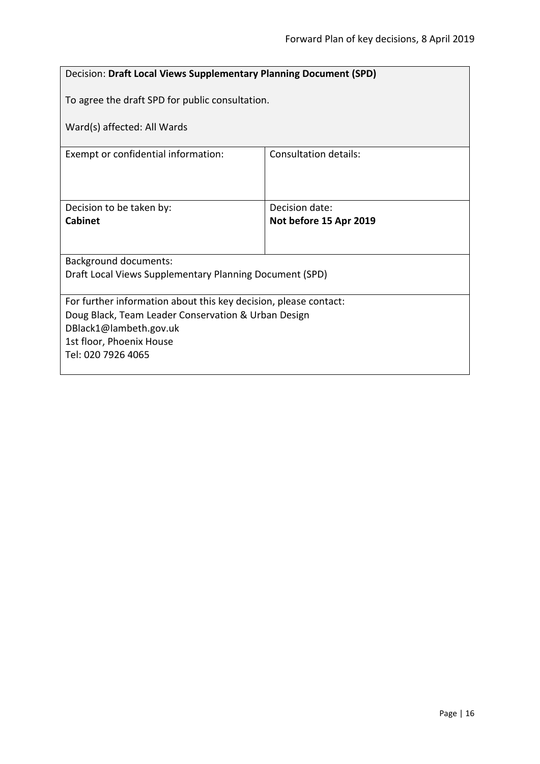Decision: **Draft Local Views Supplementary Planning Document (SPD)**

To agree the draft SPD for public consultation.

Ward(s) affected: All Wards

| Exempt or confidential information: | Consultation details: |
|---|---|
| Decision to be taken by:<br>**Cabinet** | Decision date:<br>**Not before 15 Apr 2019** |

Background documents:
Draft Local Views Supplementary Planning Document (SPD)

For further information about this key decision, please contact:
Doug Black, Team Leader Conservation & Urban Design
DBlack1@lambeth.gov.uk
1st floor, Phoenix House
Tel: 020 7926 4065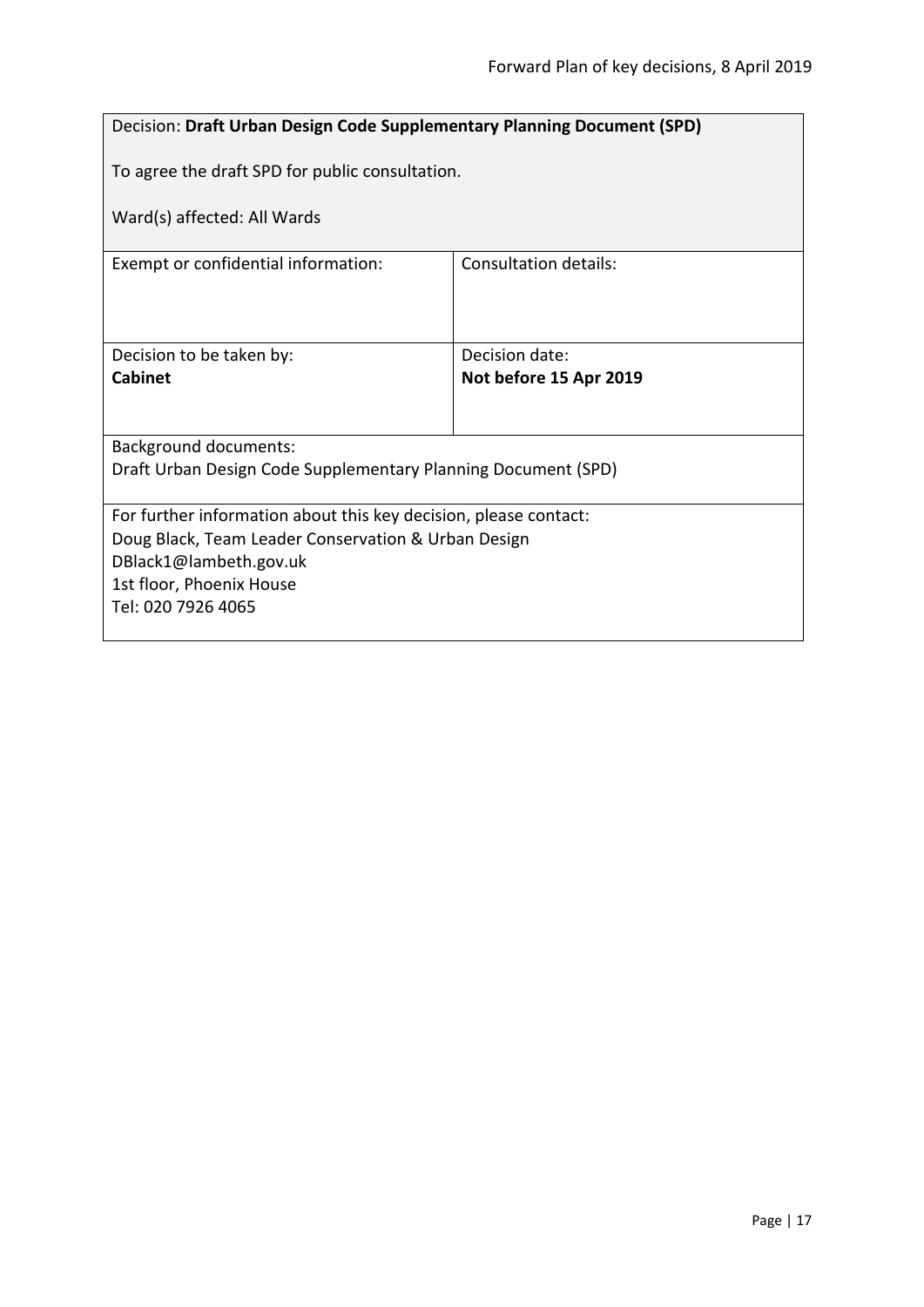| Decision: **Draft Urban Design Code Supplementary Planning Document (SPD)**<br><br>To agree the draft SPD for public consultation.<br><br>Ward(s) affected: All Wards | |
|---|---|
| Exempt or confidential information: | Consultation details: |
| Decision to be taken by:<br>**Cabinet** | Decision date:<br>**Not before 15 Apr 2019** |
| Background documents:<br>Draft Urban Design Code Supplementary Planning Document (SPD) | |
| For further information about this key decision, please contact:<br>Doug Black, Team Leader Conservation & Urban Design<br>DBlack1@lambeth.gov.uk<br>1st floor, Phoenix House<br>Tel: 020 7926 4065 | |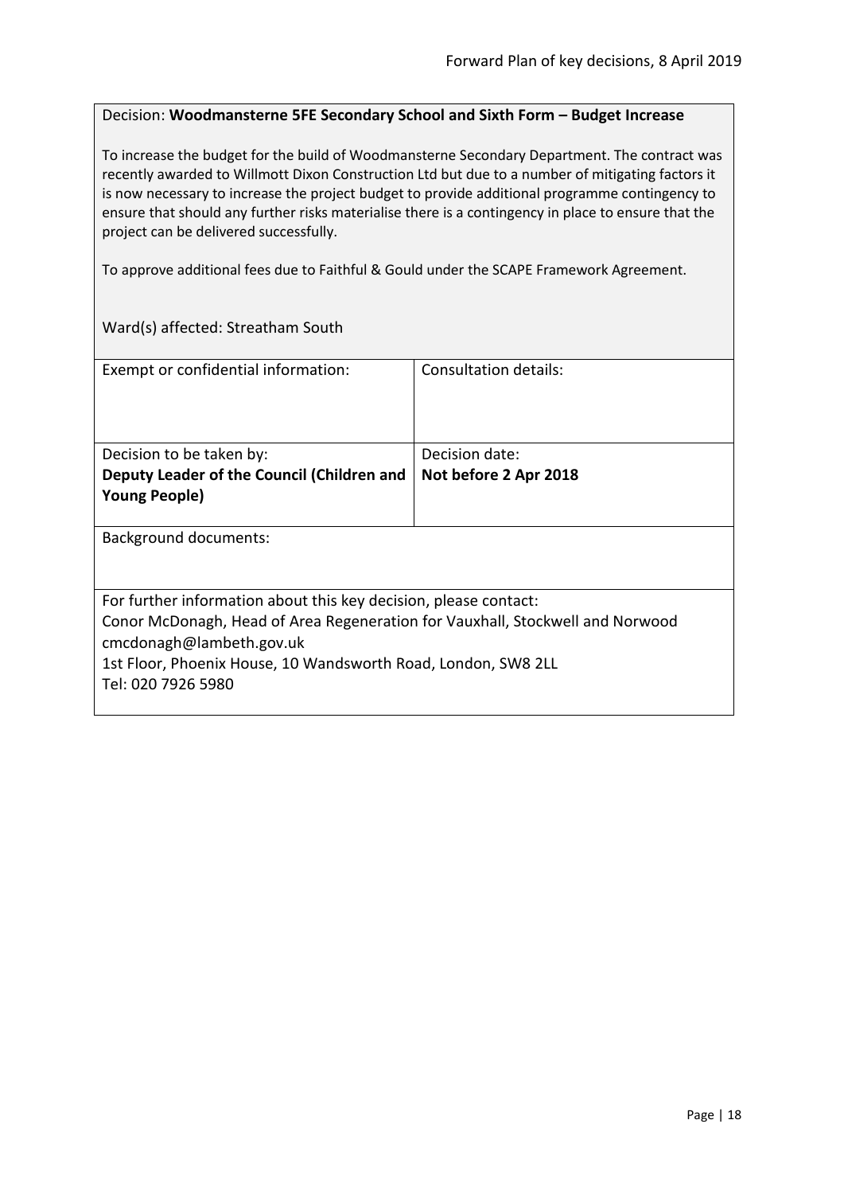Decision: **Woodmansterne 5FE Secondary School and Sixth Form – Budget Increase**

To increase the budget for the build of Woodmansterne Secondary Department. The contract was recently awarded to Willmott Dixon Construction Ltd but due to a number of mitigating factors it is now necessary to increase the project budget to provide additional programme contingency to ensure that should any further risks materialise there is a contingency in place to ensure that the project can be delivered successfully.

To approve additional fees due to Faithful & Gould under the SCAPE Framework Agreement.

Ward(s) affected: Streatham South

| Exempt or confidential information: | Consultation details: |
|---|---|
| Decision to be taken by: **Deputy Leader of the Council (Children and Young People)** | Decision date: **Not before 2 Apr 2018** |

Background documents:

For further information about this key decision, please contact:
Conor McDonagh, Head of Area Regeneration for Vauxhall, Stockwell and Norwood
cmcdonagh@lambeth.gov.uk
1st Floor, Phoenix House, 10 Wandsworth Road, London, SW8 2LL
Tel: 020 7926 5980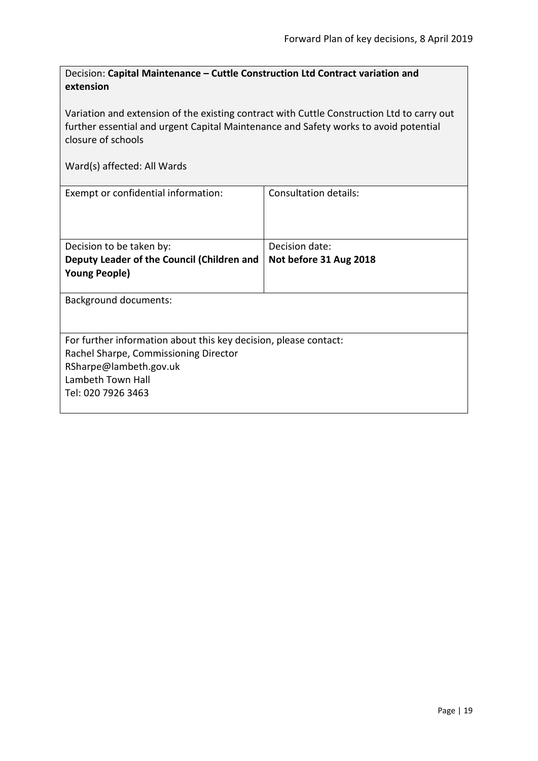Decision: **Capital Maintenance – Cuttle Construction Ltd Contract variation and extension**

Variation and extension of the existing contract with Cuttle Construction Ltd to carry out further essential and urgent Capital Maintenance and Safety works to avoid potential closure of schools

Ward(s) affected: All Wards

| Exempt or confidential information: | Consultation details: |
| --- | --- |
| Decision to be taken by: **Deputy Leader of the Council (Children and Young People)** | Decision date: **Not before 31 Aug 2018** |

Background documents:

For further information about this key decision, please contact:
Rachel Sharpe, Commissioning Director
RSharpe@lambeth.gov.uk
Lambeth Town Hall
Tel: 020 7926 3463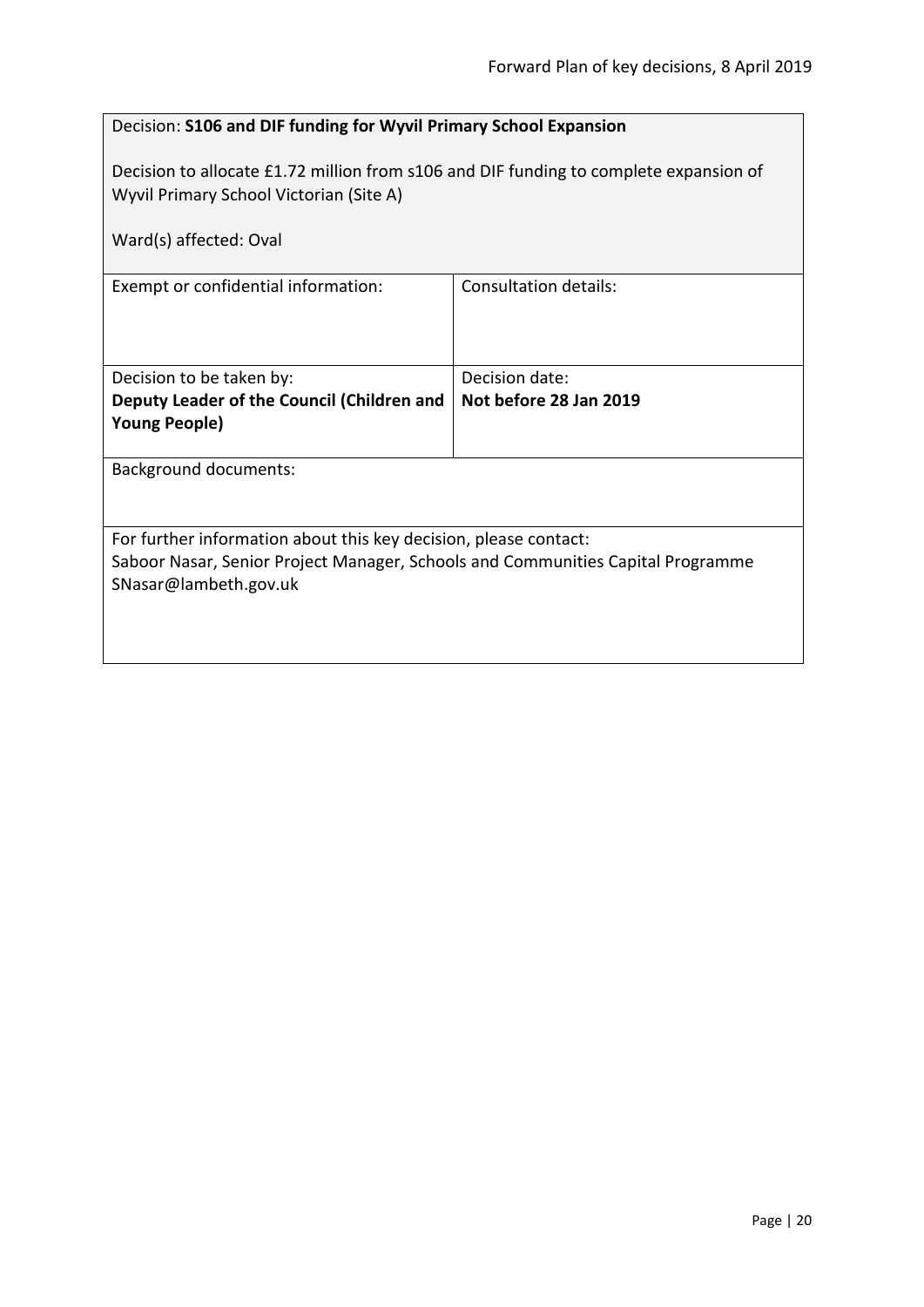Decision: **S106 and DIF funding for Wyvil Primary School Expansion**

Decision to allocate £1.72 million from s106 and DIF funding to complete expansion of Wyvil Primary School Victorian (Site A)

Ward(s) affected: Oval

| Exempt or confidential information: | Consultation details: |
| --- | --- |
| Decision to be taken by: **Deputy Leader of the Council (Children and Young People)** | Decision date: **Not before 28 Jan 2019** |

Background documents:

For further information about this key decision, please contact:
Saboor Nasar, Senior Project Manager, Schools and Communities Capital Programme
SNasar@lambeth.gov.uk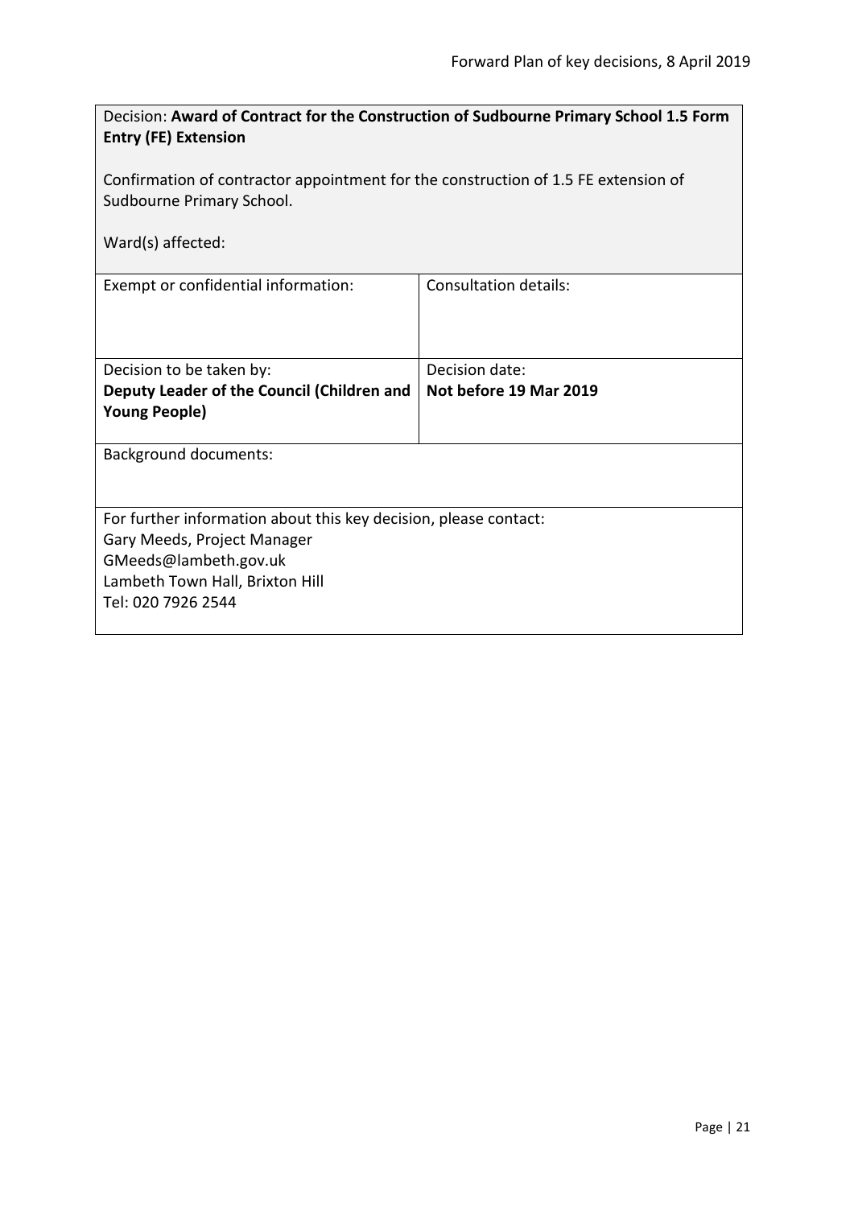Decision: **Award of Contract for the Construction of Sudbourne Primary School 1.5 Form Entry (FE) Extension**

Confirmation of contractor appointment for the construction of 1.5 FE extension of Sudbourne Primary School.

Ward(s) affected:

| Exempt or confidential information: | Consultation details: |
|---|---|
| Decision to be taken by:<br>**Deputy Leader of the Council (Children and Young People)** | Decision date:<br>**Not before 19 Mar 2019** |

Background documents:

For further information about this key decision, please contact:
Gary Meeds, Project Manager
GMeeds@lambeth.gov.uk
Lambeth Town Hall, Brixton Hill
Tel: 020 7926 2544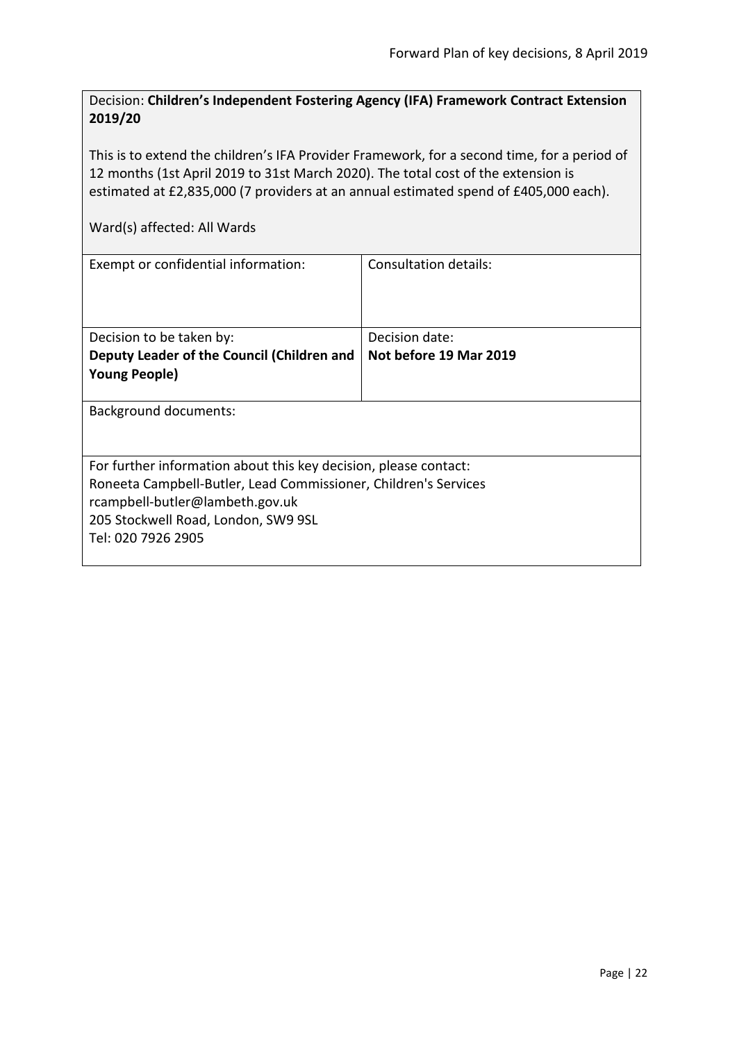Decision: **Children's Independent Fostering Agency (IFA) Framework Contract Extension 2019/20**

This is to extend the children's IFA Provider Framework, for a second time, for a period of 12 months (1st April 2019 to 31st March 2020). The total cost of the extension is estimated at £2,835,000 (7 providers at an annual estimated spend of £405,000 each).

Ward(s) affected: All Wards

| Exempt or confidential information: | Consultation details: |
|---|---|
| Decision to be taken by:<br>**Deputy Leader of the Council (Children and Young People)** | Decision date:<br>**Not before 19 Mar 2019** |

Background documents:

For further information about this key decision, please contact:
Roneeta Campbell-Butler, Lead Commissioner, Children's Services
rcampbell-butler@lambeth.gov.uk
205 Stockwell Road, London, SW9 9SL
Tel: 020 7926 2905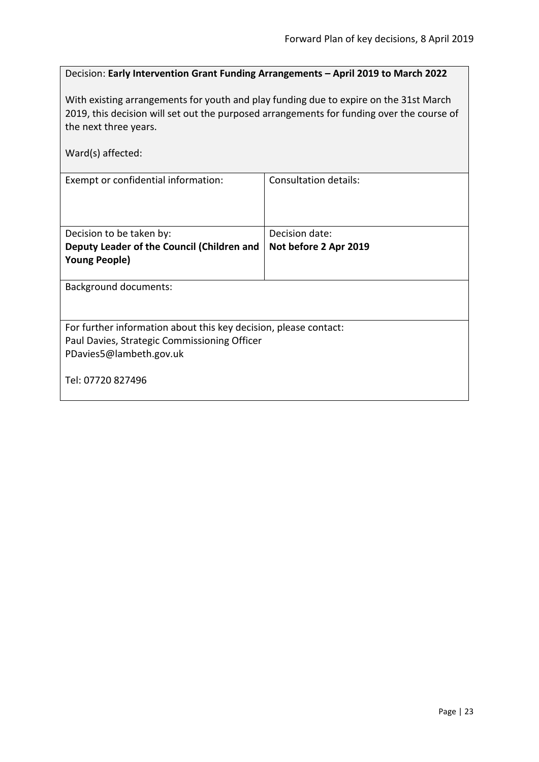Decision: **Early Intervention Grant Funding Arrangements – April 2019 to March 2022**

With existing arrangements for youth and play funding due to expire on the 31st March 2019, this decision will set out the purposed arrangements for funding over the course of the next three years.

Ward(s) affected:

| Exempt or confidential information: | Consultation details: |
| --- | --- |
| Decision to be taken by:<br>**Deputy Leader of the Council (Children and Young People)** | Decision date:<br>**Not before 2 Apr 2019** |

Background documents:

For further information about this key decision, please contact:
Paul Davies, Strategic Commissioning Officer
PDavies5@lambeth.gov.uk

Tel: 07720 827496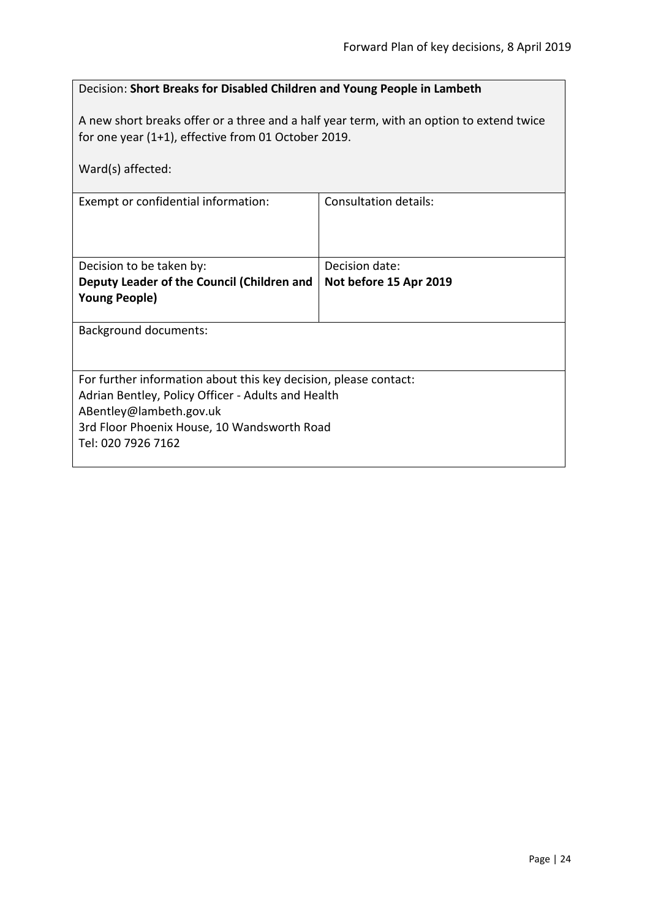Decision: **Short Breaks for Disabled Children and Young People in Lambeth**

A new short breaks offer or a three and a half year term, with an option to extend twice for one year (1+1), effective from 01 October 2019.

Ward(s) affected:

| Exempt or confidential information: | Consultation details: |
|---|---|
| Decision to be taken by:<br>**Deputy Leader of the Council (Children and Young People)** | Decision date:<br>**Not before 15 Apr 2019** |

Background documents:

For further information about this key decision, please contact:
Adrian Bentley, Policy Officer - Adults and Health
ABentley@lambeth.gov.uk
3rd Floor Phoenix House, 10 Wandsworth Road
Tel: 020 7926 7162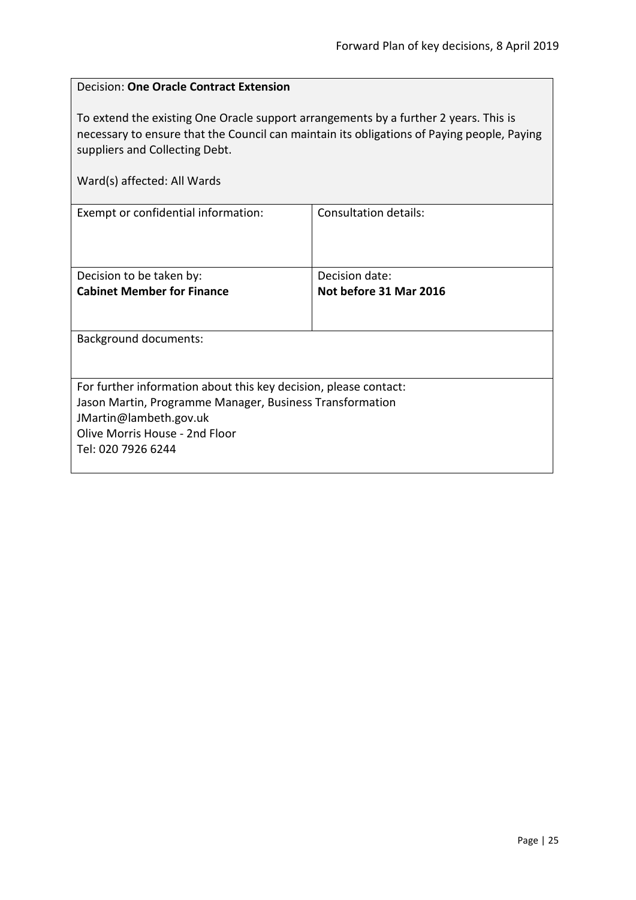Decision: **One Oracle Contract Extension**

To extend the existing One Oracle support arrangements by a further 2 years. This is necessary to ensure that the Council can maintain its obligations of Paying people, Paying suppliers and Collecting Debt.

Ward(s) affected: All Wards

| Exempt or confidential information: | Consultation details: |
|---|---|
| Decision to be taken by:<br>**Cabinet Member for Finance** | Decision date:<br>**Not before 31 Mar 2016** |

Background documents:

For further information about this key decision, please contact:
Jason Martin, Programme Manager, Business Transformation
JMartin@lambeth.gov.uk
Olive Morris House - 2nd Floor
Tel: 020 7926 6244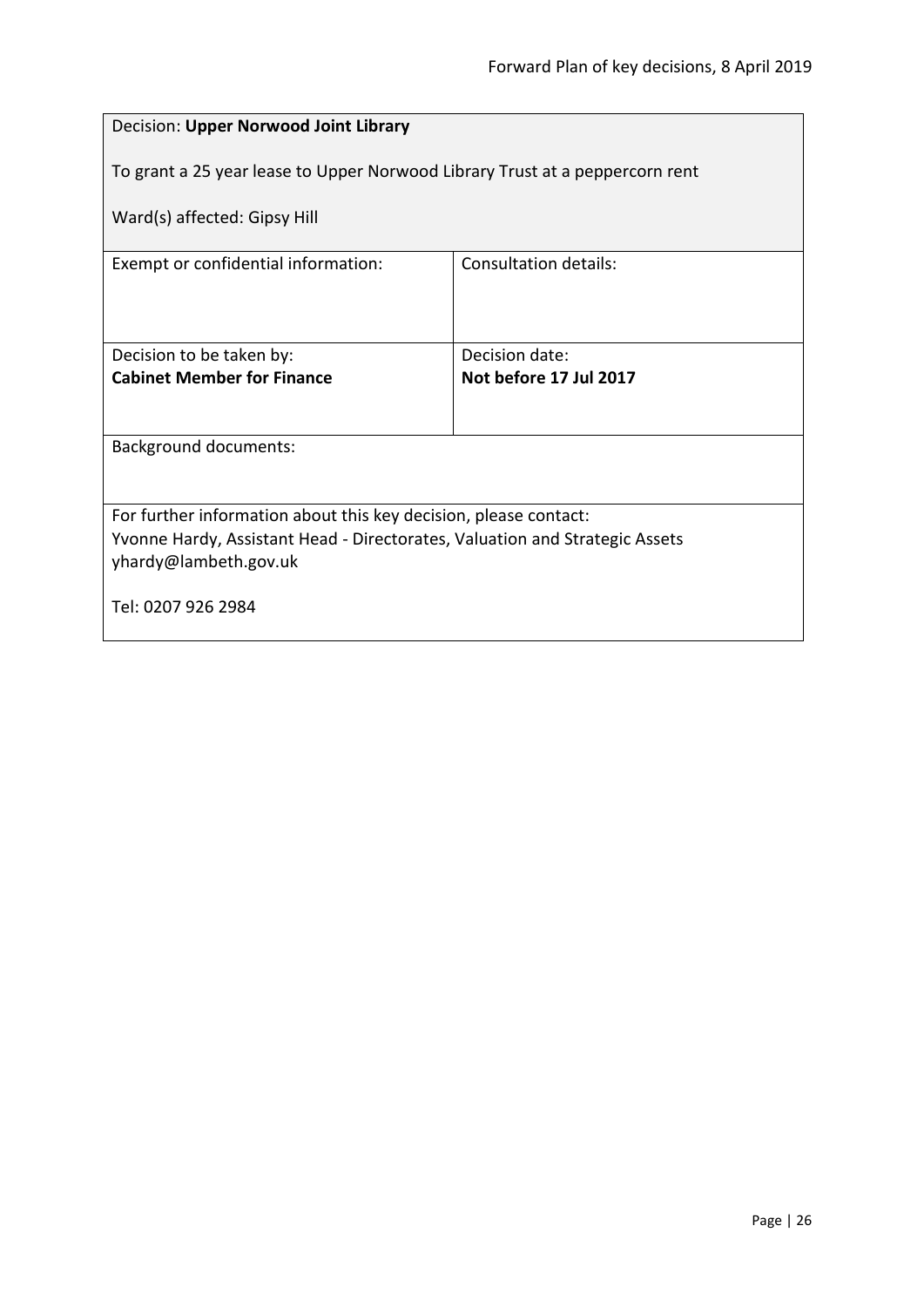Decision: **Upper Norwood Joint Library**

To grant a 25 year lease to Upper Norwood Library Trust at a peppercorn rent

Ward(s) affected: Gipsy Hill

| Exempt or confidential information: | Consultation details: |
| --- | --- |
| Decision to be taken by: **Cabinet Member for Finance** | Decision date: **Not before 17 Jul 2017** |

Background documents:

For further information about this key decision, please contact:
Yvonne Hardy, Assistant Head - Directorates, Valuation and Strategic Assets
yhardy@lambeth.gov.uk

Tel: 0207 926 2984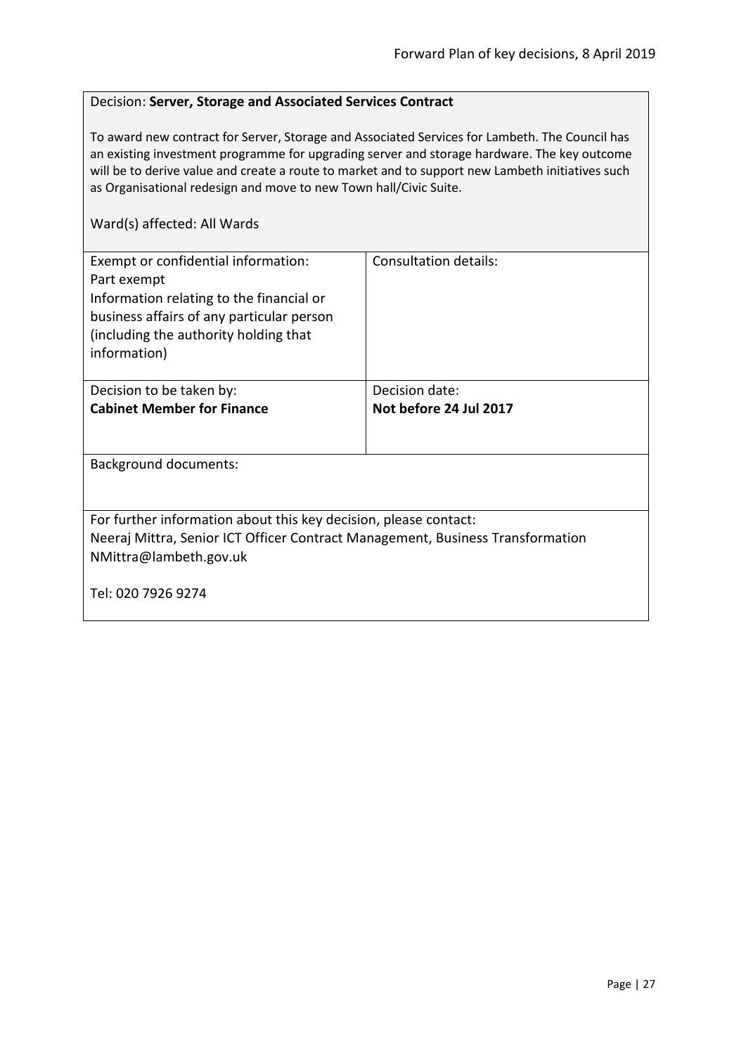Decision: **Server, Storage and Associated Services Contract**

To award new contract for Server, Storage and Associated Services for Lambeth. The Council has an existing investment programme for upgrading server and storage hardware. The key outcome will be to derive value and create a route to market and to support new Lambeth initiatives such as Organisational redesign and move to new Town hall/Civic Suite.

Ward(s) affected: All Wards

| Exempt or confidential information:<br>Part exempt<br>Information relating to the financial or business affairs of any particular person (including the authority holding that information) | Consultation details: |
|---|---|
| Decision to be taken by:<br>**Cabinet Member for Finance** | Decision date:<br>**Not before 24 Jul 2017** |

Background documents:

For further information about this key decision, please contact:
Neeraj Mittra, Senior ICT Officer Contract Management, Business Transformation
NMittra@lambeth.gov.uk

Tel: 020 7926 9274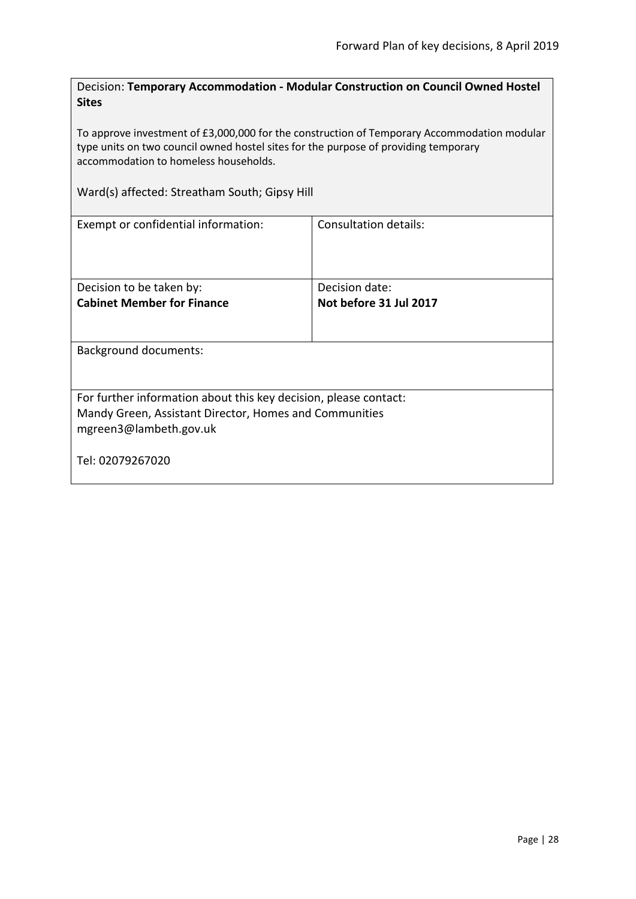Decision: **Temporary Accommodation - Modular Construction on Council Owned Hostel Sites**

To approve investment of £3,000,000 for the construction of Temporary Accommodation modular type units on two council owned hostel sites for the purpose of providing temporary accommodation to homeless households.

Ward(s) affected: Streatham South; Gipsy Hill

| Exempt or confidential information: | Consultation details: |
|---|---|
| Decision to be taken by:<br>**Cabinet Member for Finance** | Decision date:<br>**Not before 31 Jul 2017** |

Background documents:

For further information about this key decision, please contact:
Mandy Green, Assistant Director, Homes and Communities
mgreen3@lambeth.gov.uk

Tel: 02079267020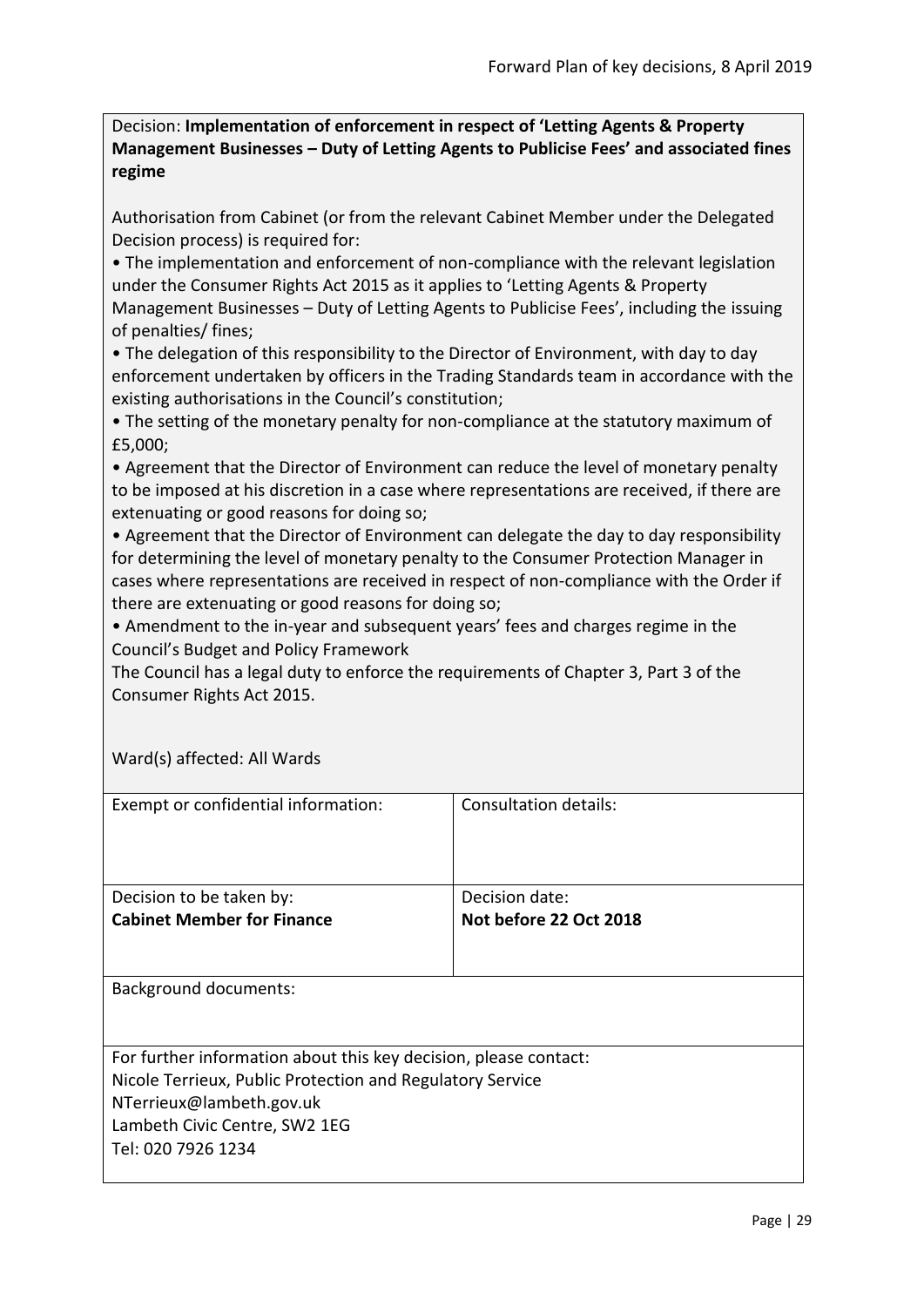Decision: **Implementation of enforcement in respect of 'Letting Agents & Property Management Businesses – Duty of Letting Agents to Publicise Fees' and associated fines regime**

Authorisation from Cabinet (or from the relevant Cabinet Member under the Delegated Decision process) is required for:

- The implementation and enforcement of non-compliance with the relevant legislation under the Consumer Rights Act 2015 as it applies to 'Letting Agents & Property Management Businesses – Duty of Letting Agents to Publicise Fees', including the issuing of penalties/ fines;
- The delegation of this responsibility to the Director of Environment, with day to day enforcement undertaken by officers in the Trading Standards team in accordance with the existing authorisations in the Council's constitution;
- The setting of the monetary penalty for non-compliance at the statutory maximum of £5,000;
- Agreement that the Director of Environment can reduce the level of monetary penalty to be imposed at his discretion in a case where representations are received, if there are extenuating or good reasons for doing so;
- Agreement that the Director of Environment can delegate the day to day responsibility for determining the level of monetary penalty to the Consumer Protection Manager in cases where representations are received in respect of non-compliance with the Order if there are extenuating or good reasons for doing so;
- Amendment to the in-year and subsequent years' fees and charges regime in the Council's Budget and Policy Framework

The Council has a legal duty to enforce the requirements of Chapter 3, Part 3 of the Consumer Rights Act 2015.

Ward(s) affected: All Wards

| Exempt or confidential information: | Consultation details: |
| --- | --- |
| Decision to be taken by:<br>**Cabinet Member for Finance** | Decision date:<br>**Not before 22 Oct 2018** |

Background documents:

For further information about this key decision, please contact:
Nicole Terrieux, Public Protection and Regulatory Service
NTerrieux@lambeth.gov.uk
Lambeth Civic Centre, SW2 1EG
Tel: 020 7926 1234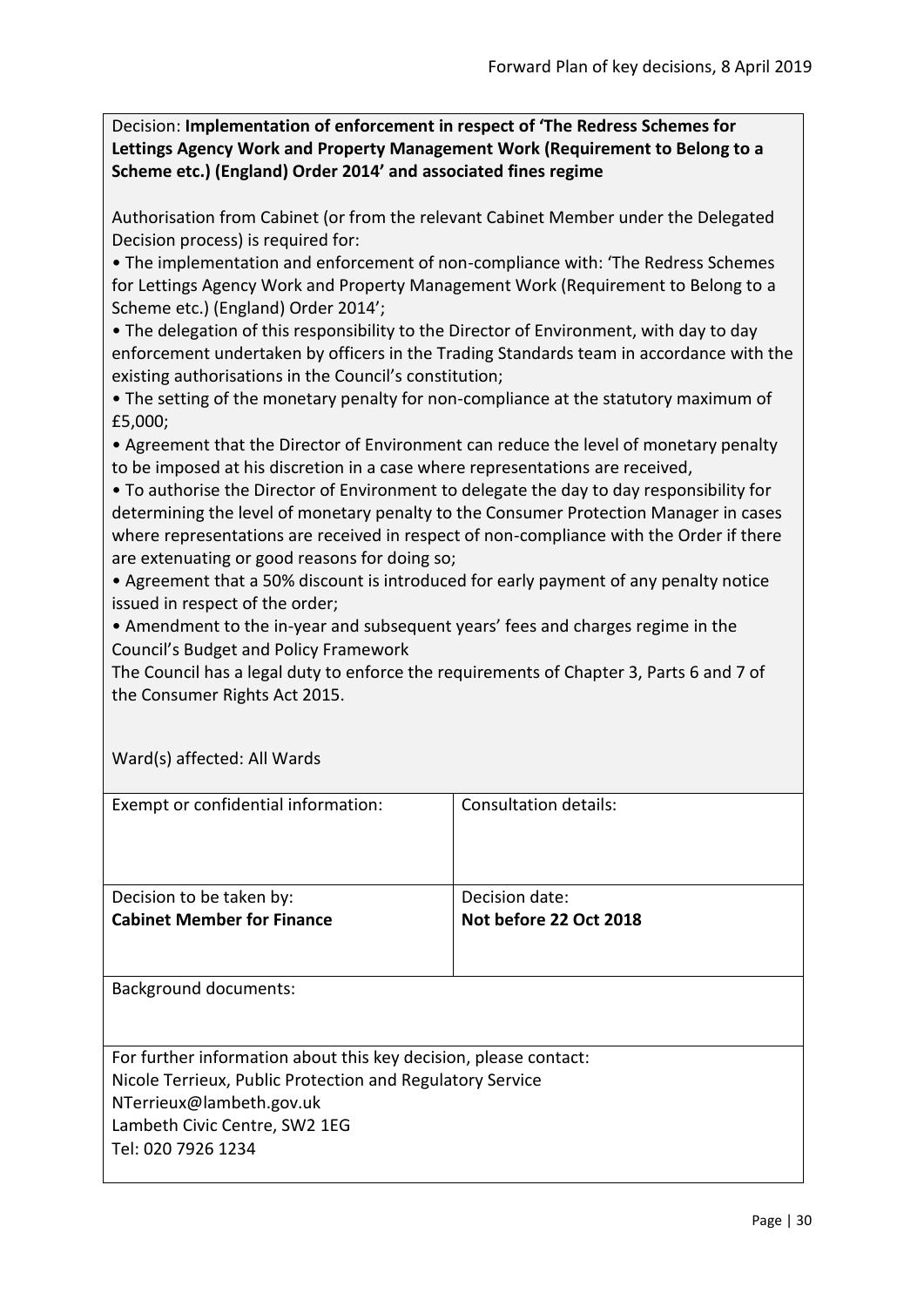Decision: **Implementation of enforcement in respect of 'The Redress Schemes for Lettings Agency Work and Property Management Work (Requirement to Belong to a Scheme etc.) (England) Order 2014' and associated fines regime**

Authorisation from Cabinet (or from the relevant Cabinet Member under the Delegated Decision process) is required for:

- The implementation and enforcement of non-compliance with: 'The Redress Schemes for Lettings Agency Work and Property Management Work (Requirement to Belong to a Scheme etc.) (England) Order 2014';
- The delegation of this responsibility to the Director of Environment, with day to day enforcement undertaken by officers in the Trading Standards team in accordance with the existing authorisations in the Council's constitution;
- The setting of the monetary penalty for non-compliance at the statutory maximum of £5,000;
- Agreement that the Director of Environment can reduce the level of monetary penalty to be imposed at his discretion in a case where representations are received,
- To authorise the Director of Environment to delegate the day to day responsibility for determining the level of monetary penalty to the Consumer Protection Manager in cases where representations are received in respect of non-compliance with the Order if there are extenuating or good reasons for doing so;
- Agreement that a 50% discount is introduced for early payment of any penalty notice issued in respect of the order;
- Amendment to the in-year and subsequent years' fees and charges regime in the Council's Budget and Policy Framework

The Council has a legal duty to enforce the requirements of Chapter 3, Parts 6 and 7 of the Consumer Rights Act 2015.

Ward(s) affected: All Wards

| Exempt or confidential information: | Consultation details: |
|---|---|
| Decision to be taken by:<br>**Cabinet Member for Finance** | Decision date:<br>**Not before 22 Oct 2018** |

Background documents:

For further information about this key decision, please contact:
Nicole Terrieux, Public Protection and Regulatory Service
NTerrieux@lambeth.gov.uk
Lambeth Civic Centre, SW2 1EG
Tel: 020 7926 1234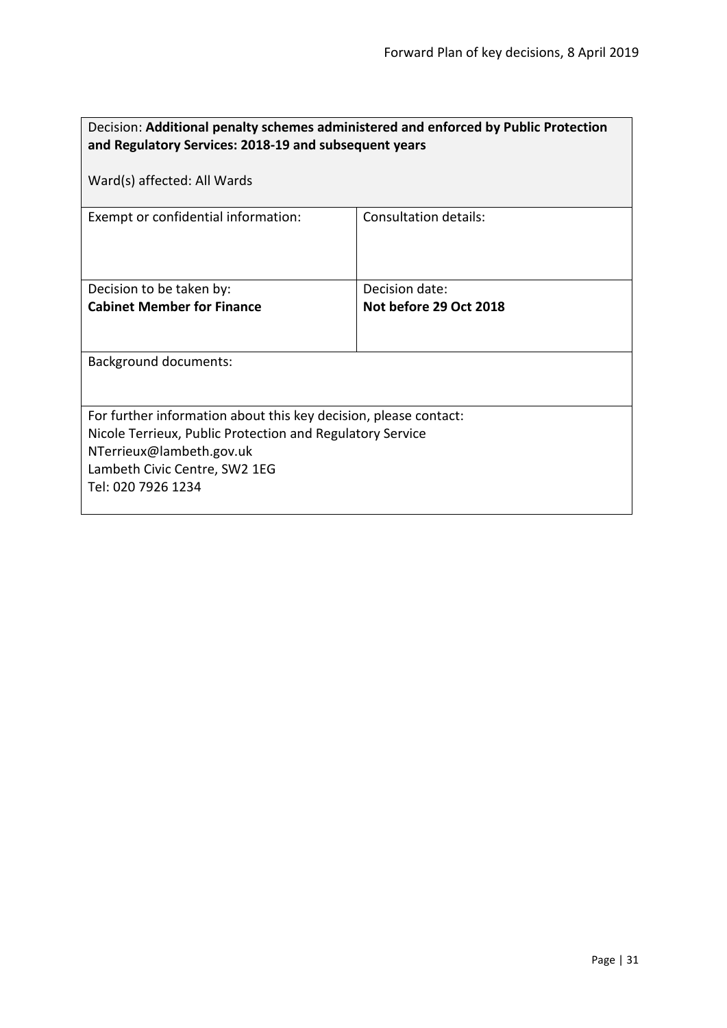| Decision: **Additional penalty schemes administered and enforced by Public Protection and Regulatory Services: 2018-19 and subsequent years**<br><br>Ward(s) affected: All Wards | |
|---|---|
| Exempt or confidential information: | Consultation details: |
| Decision to be taken by:<br>**Cabinet Member for Finance** | Decision date:<br>**Not before 29 Oct 2018** |
| Background documents: | |
| For further information about this key decision, please contact:<br>Nicole Terrieux, Public Protection and Regulatory Service<br>NTerrieux@lambeth.gov.uk<br>Lambeth Civic Centre, SW2 1EG<br>Tel: 020 7926 1234 | |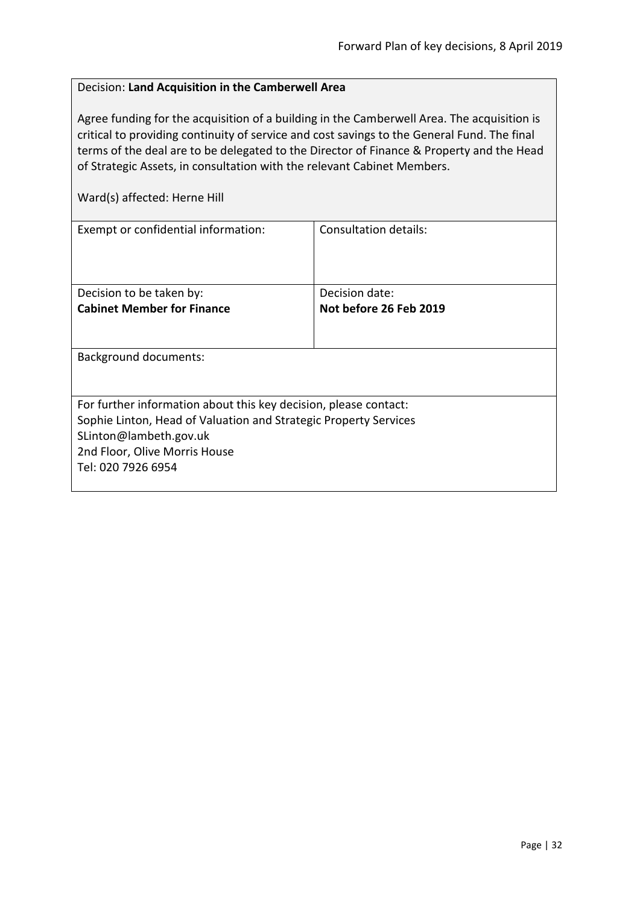Decision: **Land Acquisition in the Camberwell Area**

Agree funding for the acquisition of a building in the Camberwell Area. The acquisition is critical to providing continuity of service and cost savings to the General Fund. The final terms of the deal are to be delegated to the Director of Finance & Property and the Head of Strategic Assets, in consultation with the relevant Cabinet Members.

Ward(s) affected: Herne Hill

| Exempt or confidential information: | Consultation details: |
|---|---|
| Decision to be taken by:<br>**Cabinet Member for Finance** | Decision date:<br>**Not before 26 Feb 2019** |

Background documents:

For further information about this key decision, please contact:
Sophie Linton, Head of Valuation and Strategic Property Services
SLinton@lambeth.gov.uk
2nd Floor, Olive Morris House
Tel: 020 7926 6954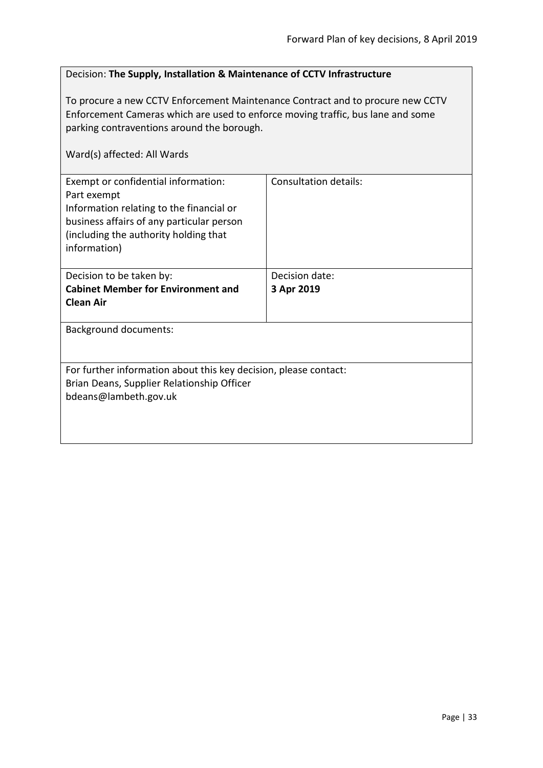Decision: **The Supply, Installation & Maintenance of CCTV Infrastructure**

To procure a new CCTV Enforcement Maintenance Contract and to procure new CCTV Enforcement Cameras which are used to enforce moving traffic, bus lane and some parking contraventions around the borough.

Ward(s) affected: All Wards

| Exempt or confidential information:<br>Part exempt<br>Information relating to the financial or business affairs of any particular person (including the authority holding that information) | Consultation details: |
|---|---|
| Decision to be taken by:<br>**Cabinet Member for Environment and Clean Air** | Decision date:<br>**3 Apr 2019** |

Background documents:

For further information about this key decision, please contact:
Brian Deans, Supplier Relationship Officer
bdeans@lambeth.gov.uk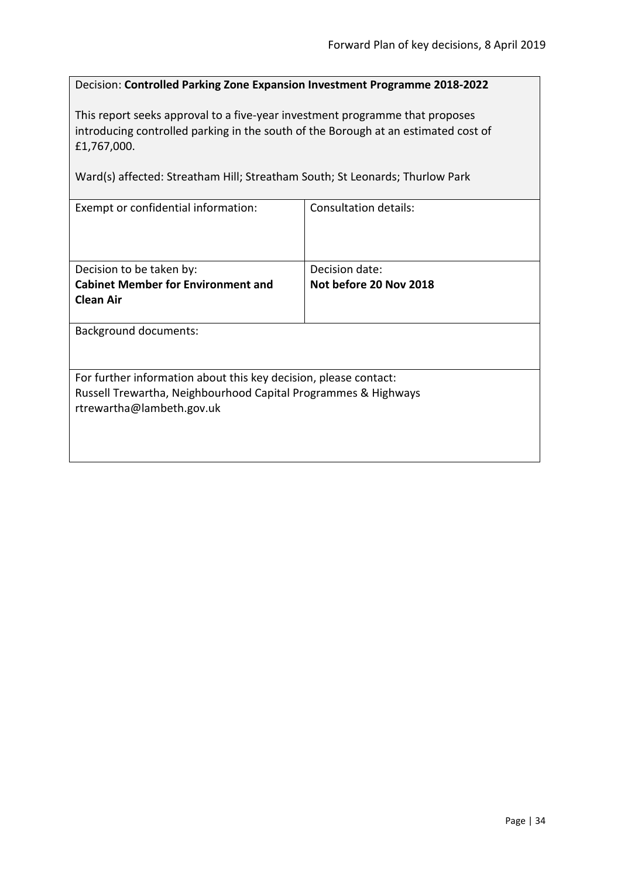Decision: **Controlled Parking Zone Expansion Investment Programme 2018-2022**

This report seeks approval to a five-year investment programme that proposes introducing controlled parking in the south of the Borough at an estimated cost of £1,767,000.

Ward(s) affected: Streatham Hill; Streatham South; St Leonards; Thurlow Park

| Exempt or confidential information: | Consultation details: |
|---|---|
| Decision to be taken by:<br>**Cabinet Member for Environment and Clean Air** | Decision date:<br>**Not before 20 Nov 2018** |

Background documents:

For further information about this key decision, please contact:
Russell Trewartha, Neighbourhood Capital Programmes & Highways
rtrewartha@lambeth.gov.uk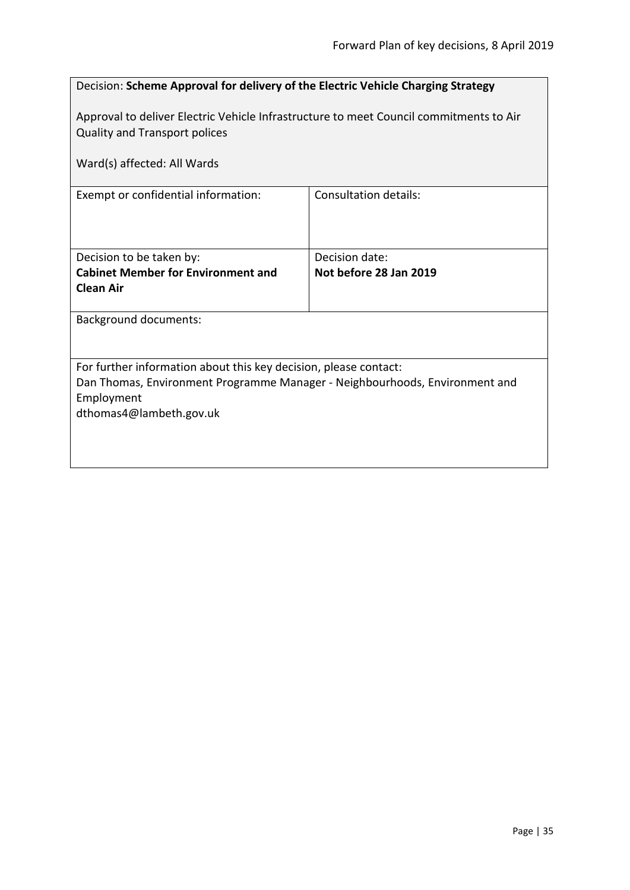Decision: **Scheme Approval for delivery of the Electric Vehicle Charging Strategy**

Approval to deliver Electric Vehicle Infrastructure to meet Council commitments to Air Quality and Transport polices

Ward(s) affected: All Wards

| Exempt or confidential information: | Consultation details: |
| --- | --- |
| Decision to be taken by: **Cabinet Member for Environment and Clean Air** | Decision date: **Not before 28 Jan 2019** |

Background documents:

For further information about this key decision, please contact:
Dan Thomas, Environment Programme Manager - Neighbourhoods, Environment and Employment
dthomas4@lambeth.gov.uk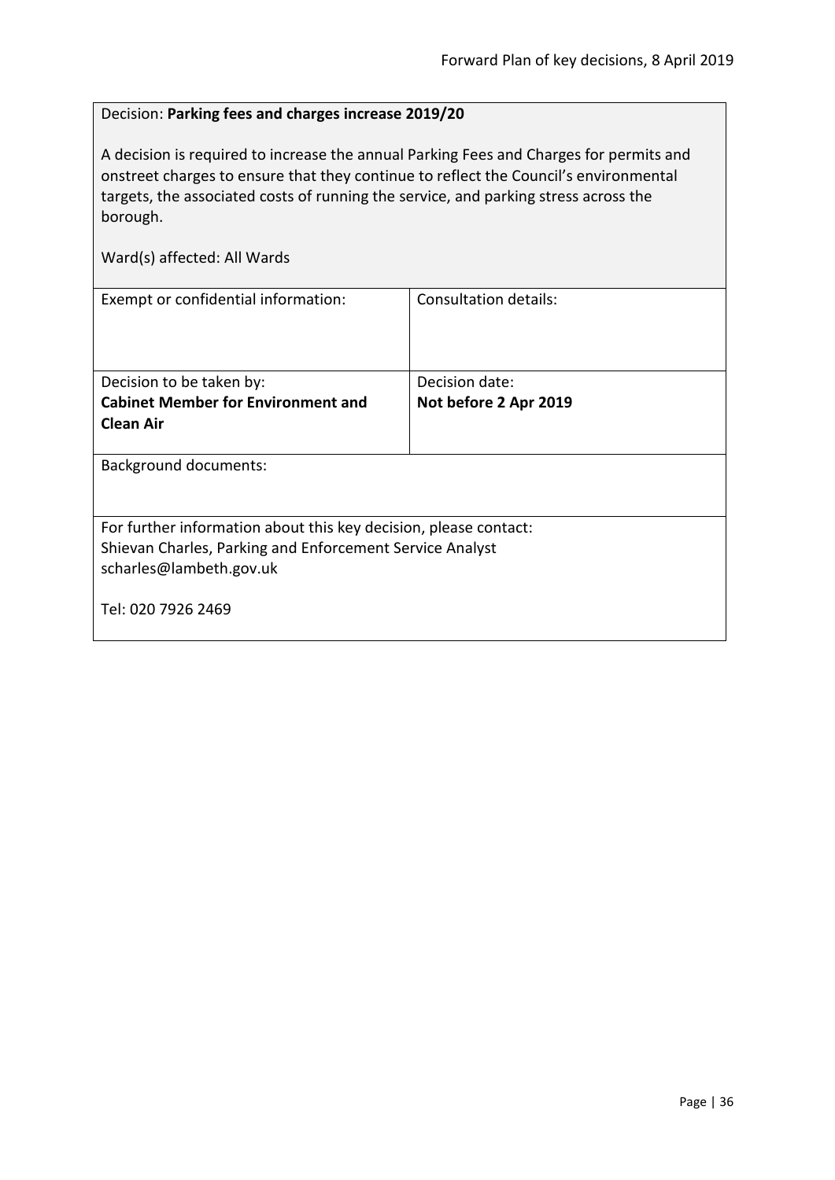Decision: **Parking fees and charges increase 2019/20**

A decision is required to increase the annual Parking Fees and Charges for permits and onstreet charges to ensure that they continue to reflect the Council's environmental targets, the associated costs of running the service, and parking stress across the borough.

Ward(s) affected: All Wards

| Exempt or confidential information: | Consultation details: |
| --- | --- |
| Decision to be taken by: **Cabinet Member for Environment and Clean Air** | Decision date: **Not before 2 Apr 2019** |

Background documents:

For further information about this key decision, please contact:
Shievan Charles, Parking and Enforcement Service Analyst
scharles@lambeth.gov.uk

Tel: 020 7926 2469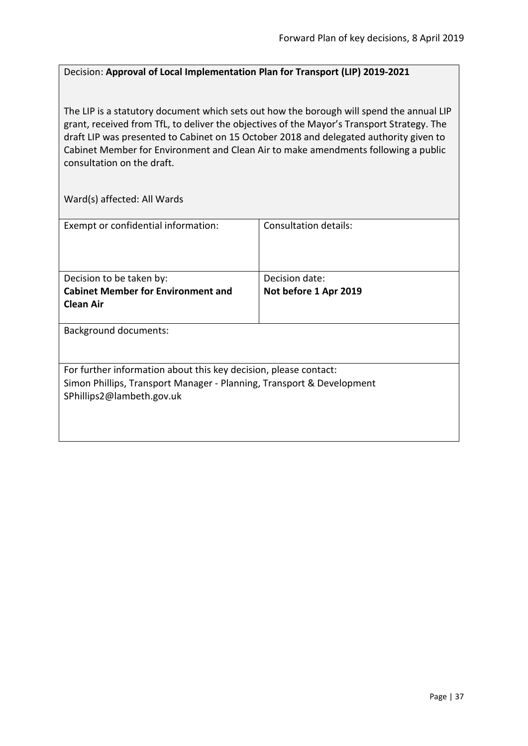Decision: **Approval of Local Implementation Plan for Transport (LIP) 2019-2021**

The LIP is a statutory document which sets out how the borough will spend the annual LIP grant, received from TfL, to deliver the objectives of the Mayor's Transport Strategy. The draft LIP was presented to Cabinet on 15 October 2018 and delegated authority given to Cabinet Member for Environment and Clean Air to make amendments following a public consultation on the draft.

Ward(s) affected: All Wards

| Exempt or confidential information: | Consultation details: |
|---|---|
| Decision to be taken by:<br>**Cabinet Member for Environment and Clean Air** | Decision date:<br>**Not before 1 Apr 2019** |

Background documents:

For further information about this key decision, please contact:
Simon Phillips, Transport Manager - Planning, Transport & Development
SPhillips2@lambeth.gov.uk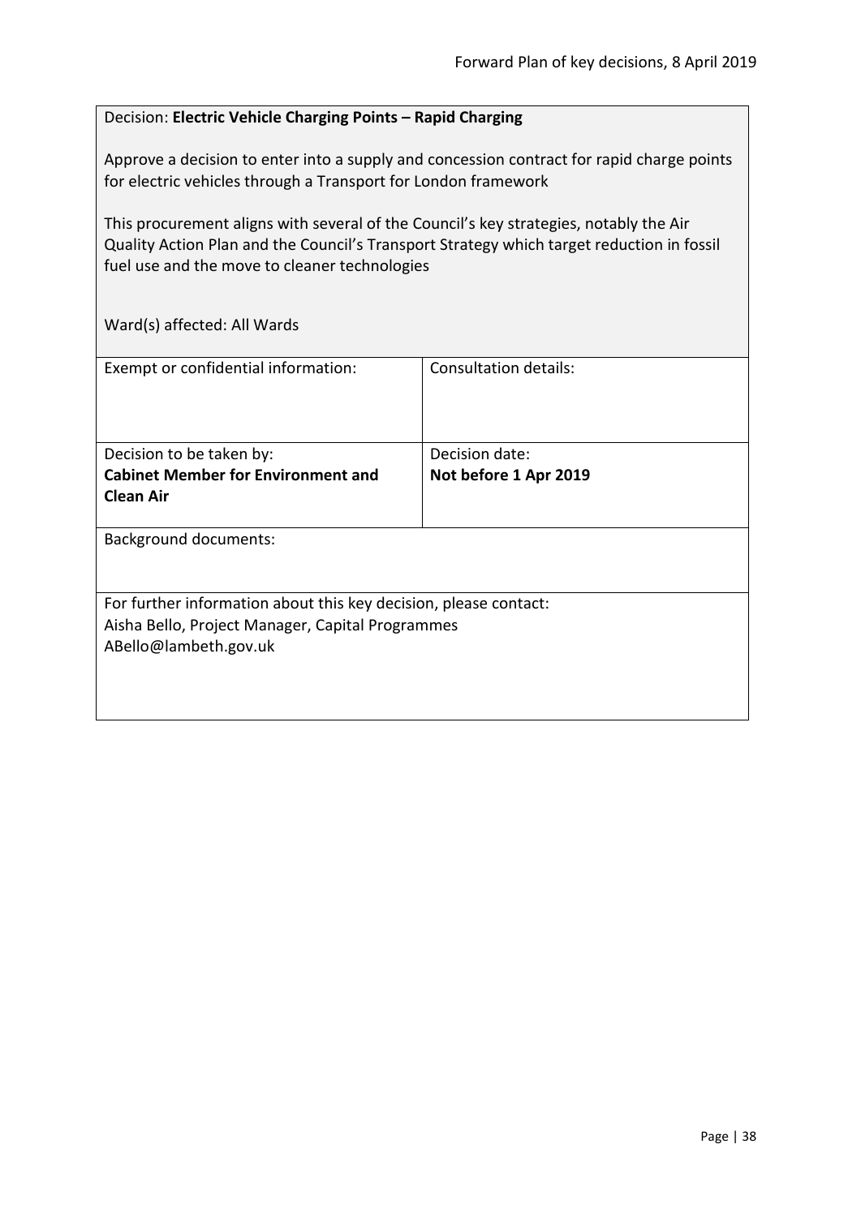Decision: **Electric Vehicle Charging Points – Rapid Charging**

Approve a decision to enter into a supply and concession contract for rapid charge points for electric vehicles through a Transport for London framework

This procurement aligns with several of the Council's key strategies, notably the Air Quality Action Plan and the Council's Transport Strategy which target reduction in fossil fuel use and the move to cleaner technologies

Ward(s) affected: All Wards

| Exempt or confidential information: | Consultation details: |
|---|---|
| Decision to be taken by:<br>**Cabinet Member for Environment and Clean Air** | Decision date:<br>**Not before 1 Apr 2019** |

Background documents:

For further information about this key decision, please contact:
Aisha Bello, Project Manager, Capital Programmes
ABello@lambeth.gov.uk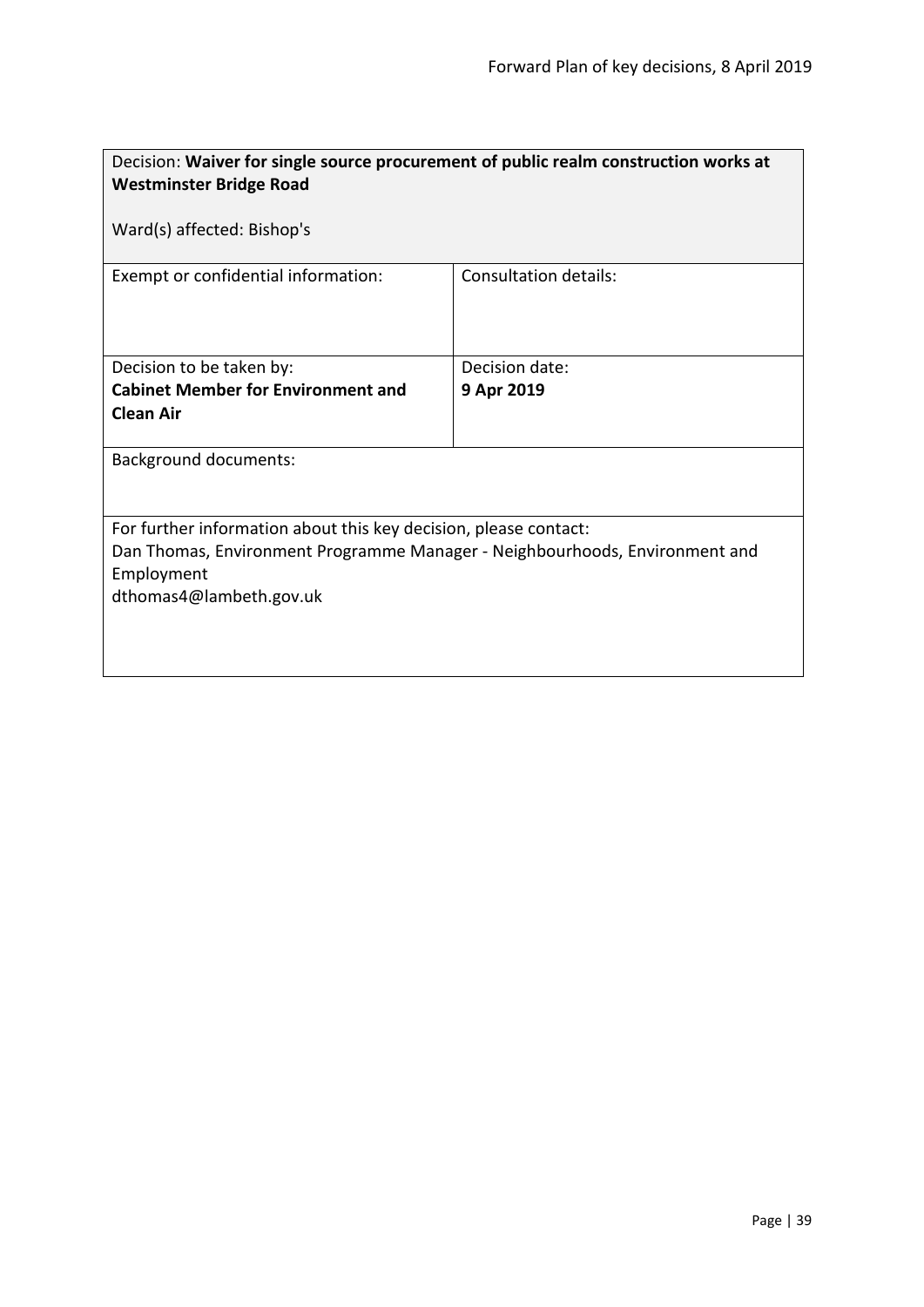Decision: **Waiver for single source procurement of public realm construction works at Westminster Bridge Road**

Ward(s) affected: Bishop's

| Exempt or confidential information: | Consultation details: |
| --- | --- |
| Decision to be taken by:<br>**Cabinet Member for Environment and Clean Air** | Decision date:<br>**9 Apr 2019** |

Background documents:

For further information about this key decision, please contact:
Dan Thomas, Environment Programme Manager - Neighbourhoods, Environment and Employment
dthomas4@lambeth.gov.uk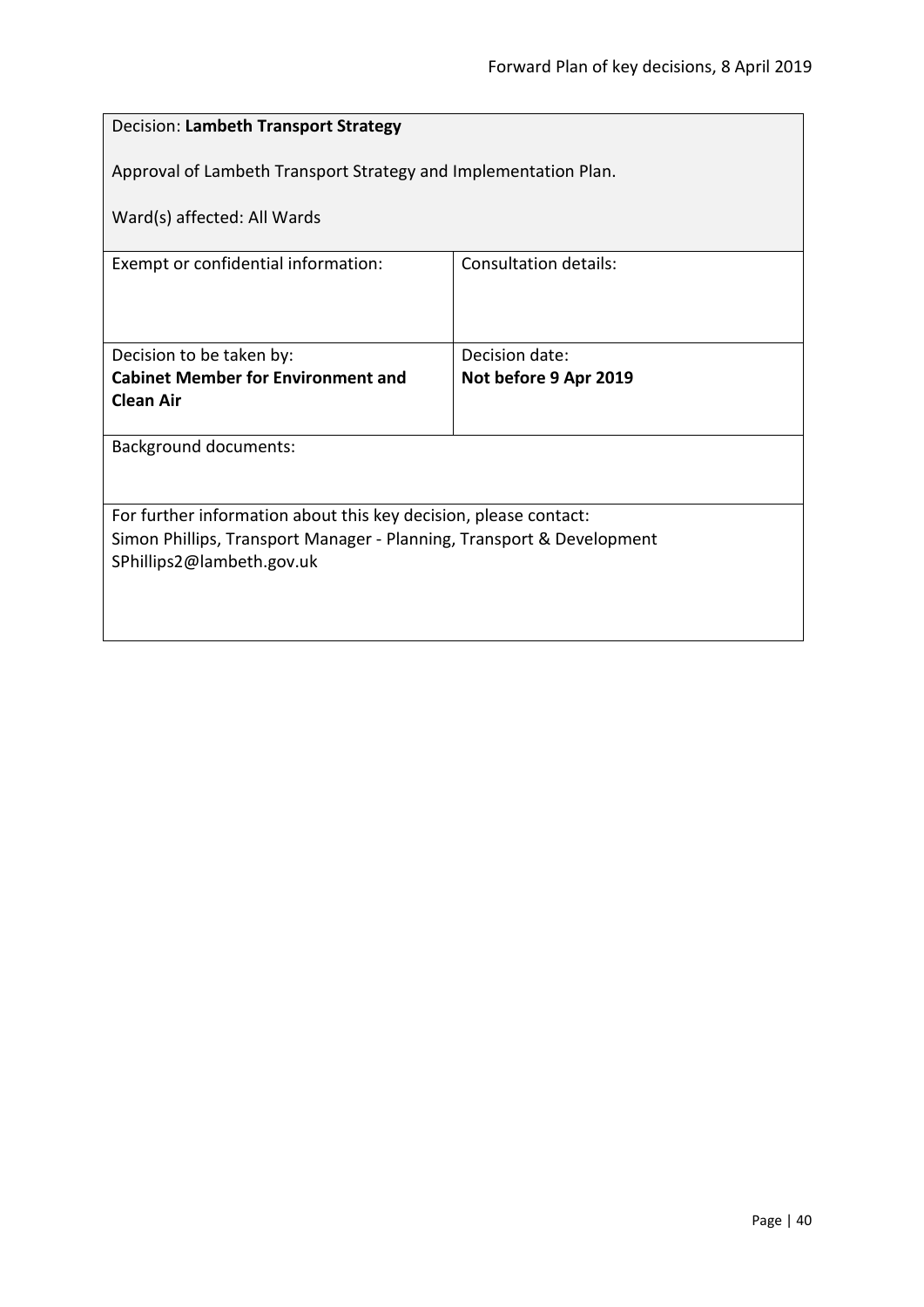| Decision: **Lambeth Transport Strategy**<br><br>Approval of Lambeth Transport Strategy and Implementation Plan.<br><br>Ward(s) affected: All Wards | |
|---|---|
| Exempt or confidential information: | Consultation details: |
| Decision to be taken by:<br>**Cabinet Member for Environment and Clean Air** | Decision date:<br>**Not before 9 Apr 2019** |
| Background documents: | |
| For further information about this key decision, please contact:<br>Simon Phillips, Transport Manager - Planning, Transport & Development<br>SPhillips2@lambeth.gov.uk | |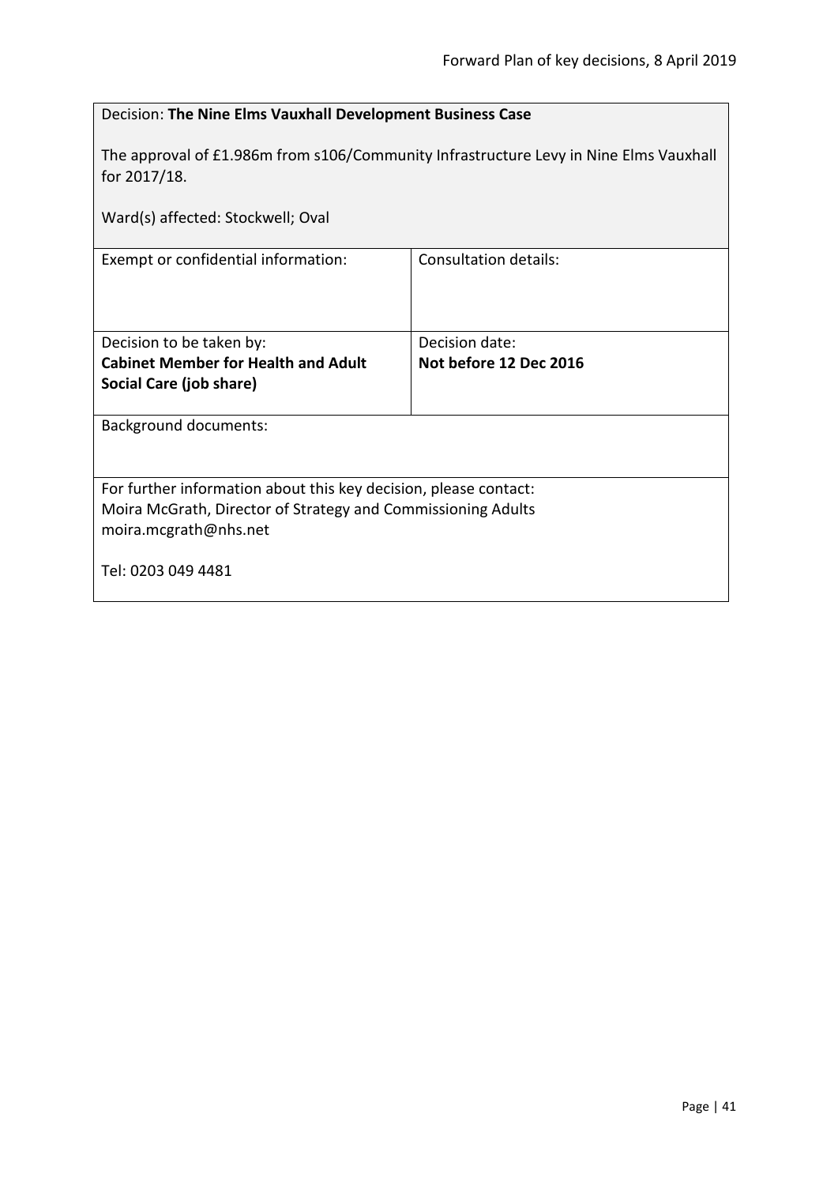Decision: **The Nine Elms Vauxhall Development Business Case**

The approval of £1.986m from s106/Community Infrastructure Levy in Nine Elms Vauxhall for 2017/18.

Ward(s) affected: Stockwell; Oval

| Exempt or confidential information: | Consultation details: |
| --- | --- |
| Decision to be taken by: **Cabinet Member for Health and Adult Social Care (job share)** | Decision date: **Not before 12 Dec 2016** |

Background documents:

For further information about this key decision, please contact:
Moira McGrath, Director of Strategy and Commissioning Adults
moira.mcgrath@nhs.net

Tel: 0203 049 4481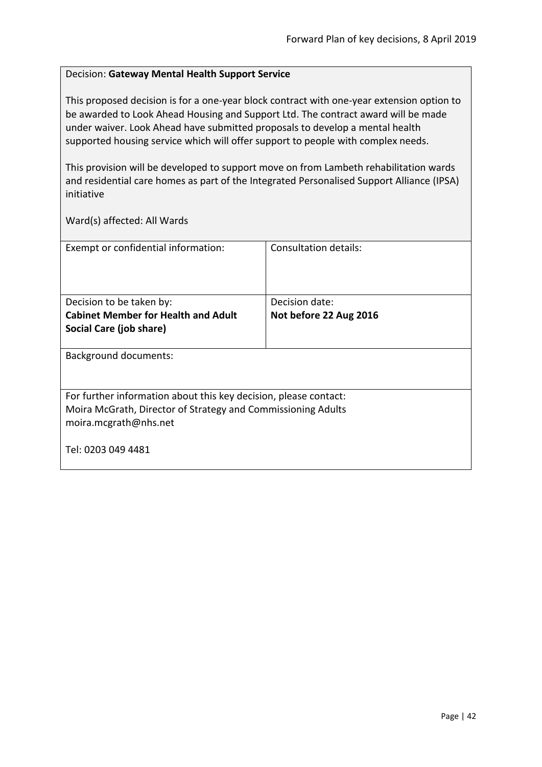Decision: **Gateway Mental Health Support Service**

This proposed decision is for a one-year block contract with one-year extension option to be awarded to Look Ahead Housing and Support Ltd. The contract award will be made under waiver. Look Ahead have submitted proposals to develop a mental health supported housing service which will offer support to people with complex needs.

This provision will be developed to support move on from Lambeth rehabilitation wards and residential care homes as part of the Integrated Personalised Support Alliance (IPSA) initiative

Ward(s) affected: All Wards

| Exempt or confidential information: | Consultation details: |
|---|---|
| Decision to be taken by:<br>**Cabinet Member for Health and Adult Social Care (job share)** | Decision date:<br>**Not before 22 Aug 2016** |

Background documents:

For further information about this key decision, please contact:
Moira McGrath, Director of Strategy and Commissioning Adults
moira.mcgrath@nhs.net

Tel: 0203 049 4481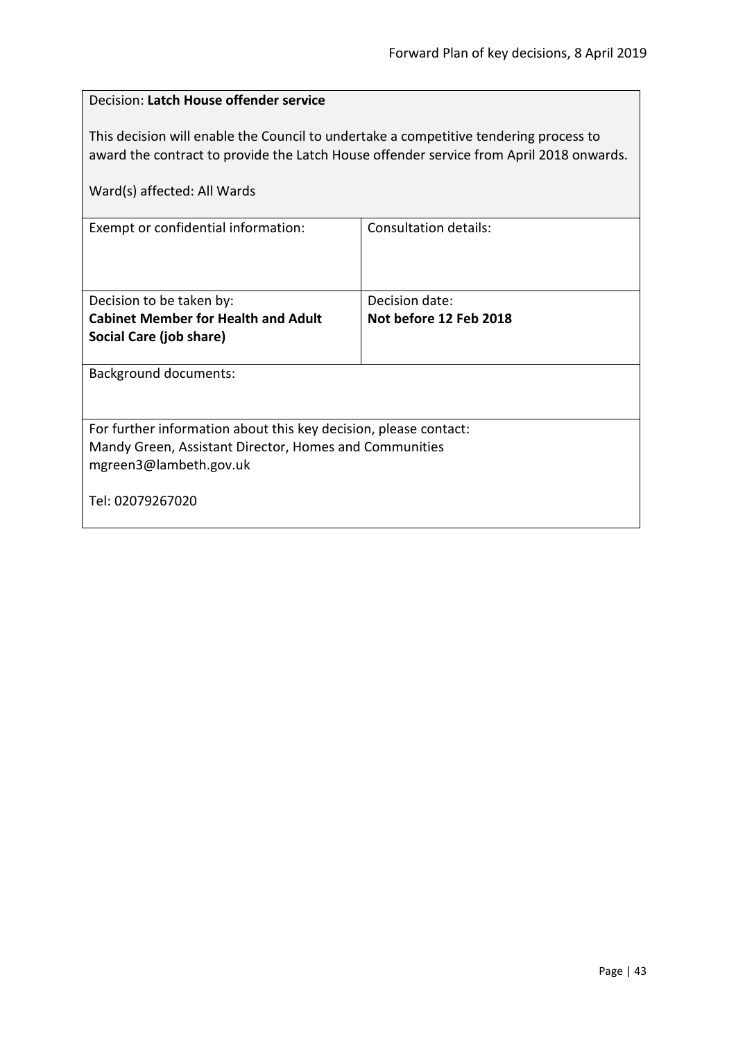Decision: **Latch House offender service**

This decision will enable the Council to undertake a competitive tendering process to award the contract to provide the Latch House offender service from April 2018 onwards.

Ward(s) affected: All Wards

| Exempt or confidential information: | Consultation details: |
|---|---|
| Decision to be taken by:<br>**Cabinet Member for Health and Adult Social Care (job share)** | Decision date:<br>**Not before 12 Feb 2018** |

Background documents:

For further information about this key decision, please contact:
Mandy Green, Assistant Director, Homes and Communities
mgreen3@lambeth.gov.uk

Tel: 02079267020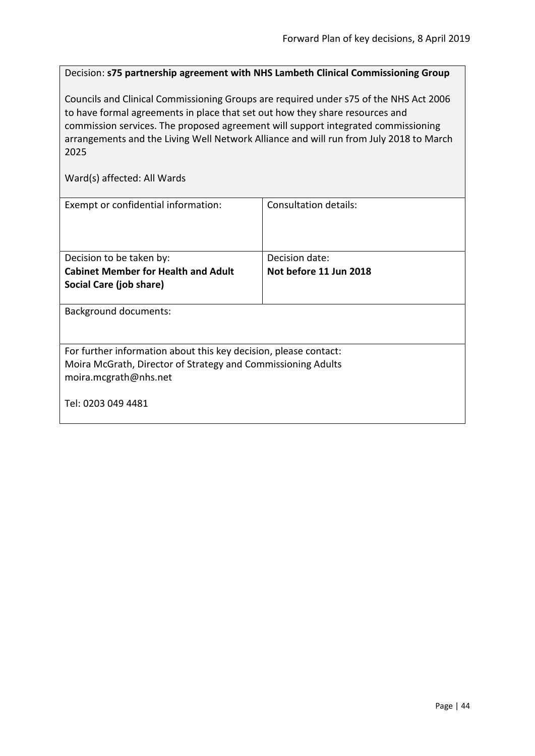Decision: **s75 partnership agreement with NHS Lambeth Clinical Commissioning Group**

Councils and Clinical Commissioning Groups are required under s75 of the NHS Act 2006 to have formal agreements in place that set out how they share resources and commission services. The proposed agreement will support integrated commissioning arrangements and the Living Well Network Alliance and will run from July 2018 to March 2025

Ward(s) affected: All Wards

| Exempt or confidential information: | Consultation details: |
| --- | --- |
| Decision to be taken by:<br>**Cabinet Member for Health and Adult Social Care (job share)** | Decision date:<br>**Not before 11 Jun 2018** |

Background documents:

For further information about this key decision, please contact:
Moira McGrath, Director of Strategy and Commissioning Adults
moira.mcgrath@nhs.net

Tel: 0203 049 4481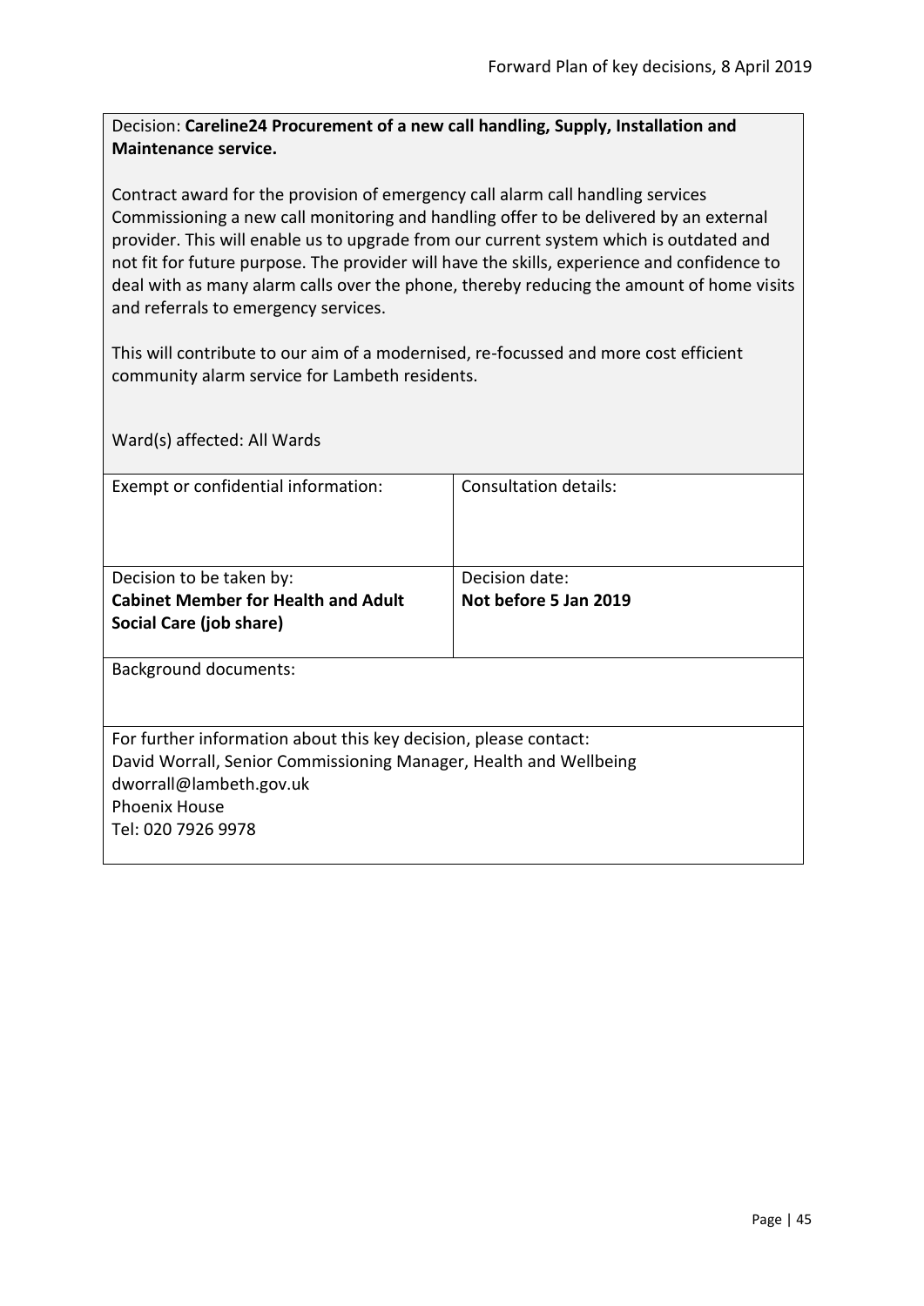Decision: **Careline24 Procurement of a new call handling, Supply, Installation and Maintenance service.**

Contract award for the provision of emergency call alarm call handling services Commissioning a new call monitoring and handling offer to be delivered by an external provider. This will enable us to upgrade from our current system which is outdated and not fit for future purpose. The provider will have the skills, experience and confidence to deal with as many alarm calls over the phone, thereby reducing the amount of home visits and referrals to emergency services.

This will contribute to our aim of a modernised, re-focussed and more cost efficient community alarm service for Lambeth residents.

Ward(s) affected: All Wards

| Exempt or confidential information: | Consultation details: |
|---|---|
| Decision to be taken by:<br>**Cabinet Member for Health and Adult Social Care (job share)** | Decision date:<br>**Not before 5 Jan 2019** |

Background documents:

For further information about this key decision, please contact:
David Worrall, Senior Commissioning Manager, Health and Wellbeing
dworrall@lambeth.gov.uk
Phoenix House
Tel: 020 7926 9978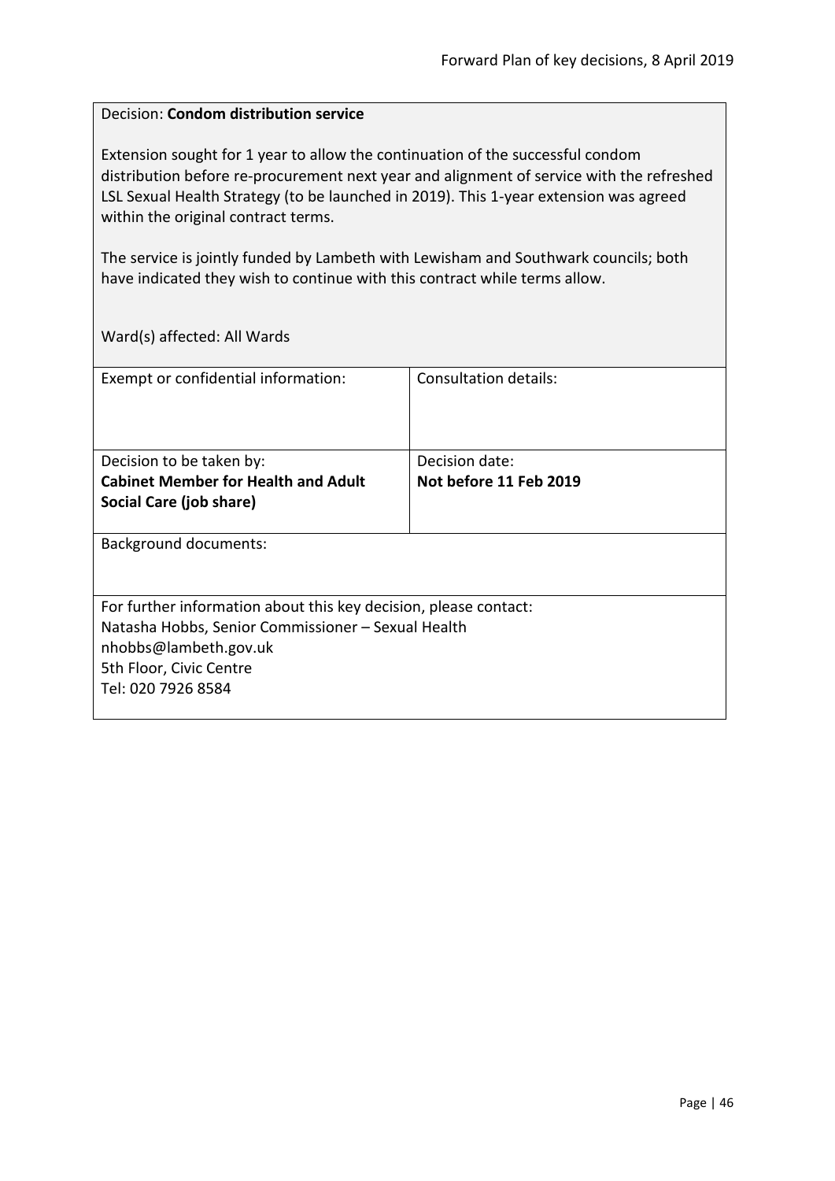Decision: **Condom distribution service**

Extension sought for 1 year to allow the continuation of the successful condom distribution before re-procurement next year and alignment of service with the refreshed LSL Sexual Health Strategy (to be launched in 2019). This 1-year extension was agreed within the original contract terms.

The service is jointly funded by Lambeth with Lewisham and Southwark councils; both have indicated they wish to continue with this contract while terms allow.

Ward(s) affected: All Wards

| Exempt or confidential information: | Consultation details: |
|---|---|
| Decision to be taken by:<br>**Cabinet Member for Health and Adult Social Care (job share)** | Decision date:<br>**Not before 11 Feb 2019** |

Background documents:

For further information about this key decision, please contact:
Natasha Hobbs, Senior Commissioner – Sexual Health
nhobbs@lambeth.gov.uk
5th Floor, Civic Centre
Tel: 020 7926 8584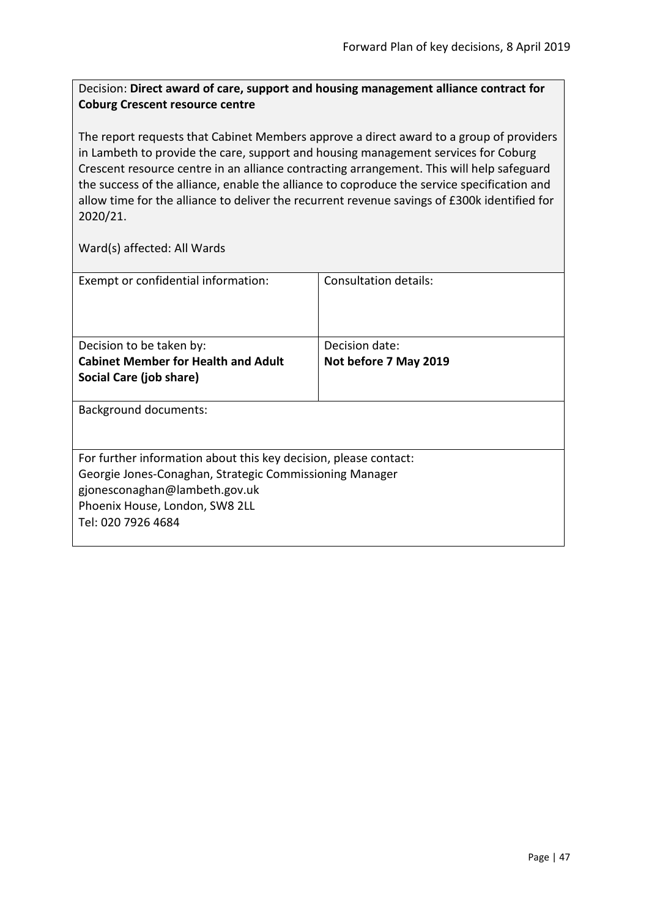Decision: **Direct award of care, support and housing management alliance contract for Coburg Crescent resource centre**

The report requests that Cabinet Members approve a direct award to a group of providers in Lambeth to provide the care, support and housing management services for Coburg Crescent resource centre in an alliance contracting arrangement. This will help safeguard the success of the alliance, enable the alliance to coproduce the service specification and allow time for the alliance to deliver the recurrent revenue savings of £300k identified for 2020/21.

Ward(s) affected: All Wards

| Exempt or confidential information: | Consultation details: |
| --- | --- |
| Decision to be taken by:<br>**Cabinet Member for Health and Adult Social Care (job share)** | Decision date:<br>**Not before 7 May 2019** |

Background documents:

For further information about this key decision, please contact:
Georgie Jones-Conaghan, Strategic Commissioning Manager
gjonesconaghan@lambeth.gov.uk
Phoenix House, London, SW8 2LL
Tel: 020 7926 4684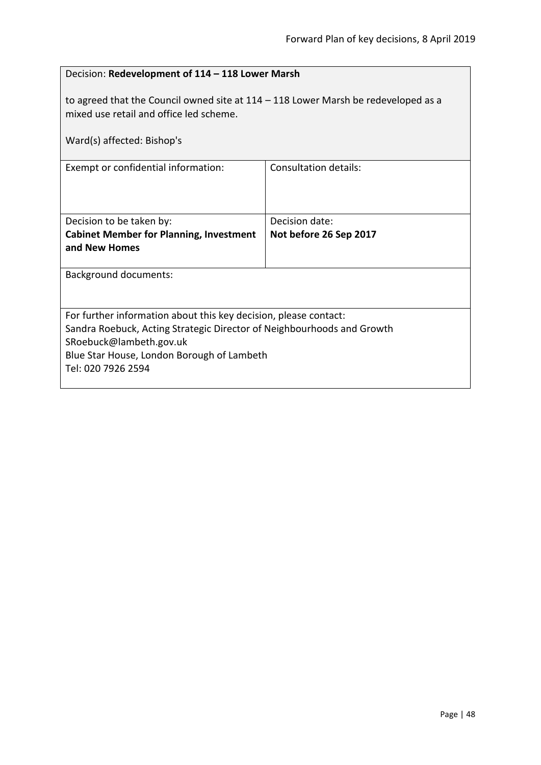Decision: **Redevelopment of 114 – 118 Lower Marsh**

to agreed that the Council owned site at 114 – 118 Lower Marsh be redeveloped as a mixed use retail and office led scheme.

Ward(s) affected: Bishop's

| Exempt or confidential information: | Consultation details: |
| --- | --- |
| Decision to be taken by: **Cabinet Member for Planning, Investment and New Homes** | Decision date: **Not before 26 Sep 2017** |

Background documents:

For further information about this key decision, please contact:
Sandra Roebuck, Acting Strategic Director of Neighbourhoods and Growth
SRoebuck@lambeth.gov.uk
Blue Star House, London Borough of Lambeth
Tel: 020 7926 2594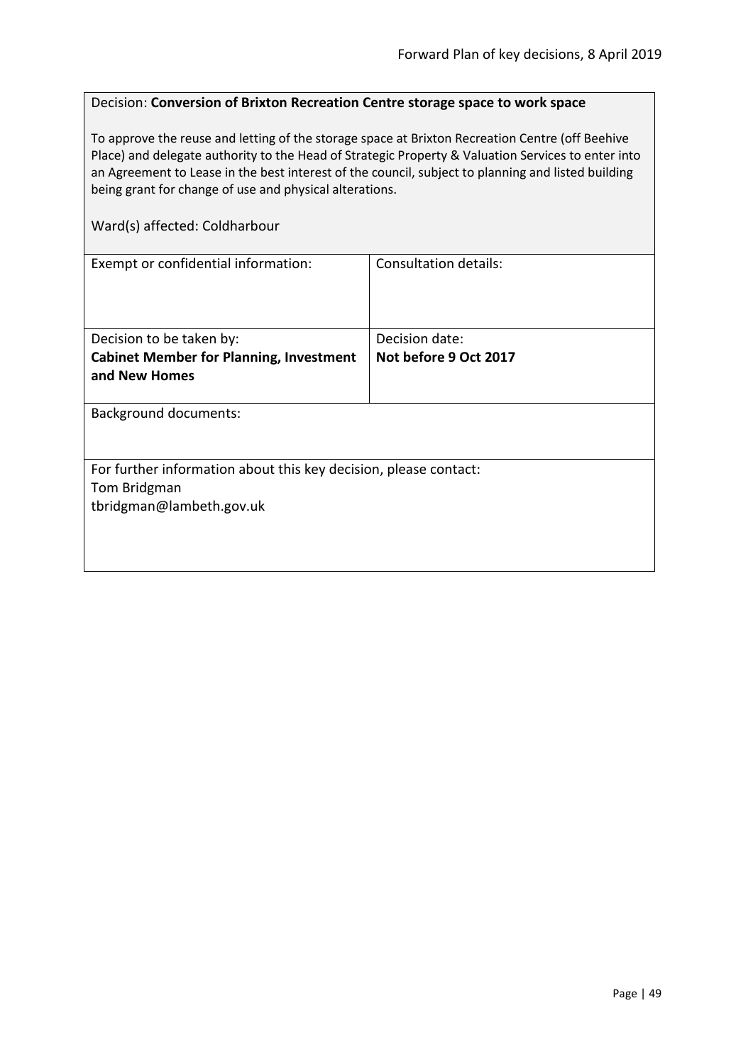Decision: **Conversion of Brixton Recreation Centre storage space to work space**

To approve the reuse and letting of the storage space at Brixton Recreation Centre (off Beehive Place) and delegate authority to the Head of Strategic Property & Valuation Services to enter into an Agreement to Lease in the best interest of the council, subject to planning and listed building being grant for change of use and physical alterations.

Ward(s) affected: Coldharbour

| Exempt or confidential information: | Consultation details: |
|---|---|
| Decision to be taken by:<br>**Cabinet Member for Planning, Investment and New Homes** | Decision date:<br>**Not before 9 Oct 2017** |

Background documents:

For further information about this key decision, please contact:
Tom Bridgman
tbridgman@lambeth.gov.uk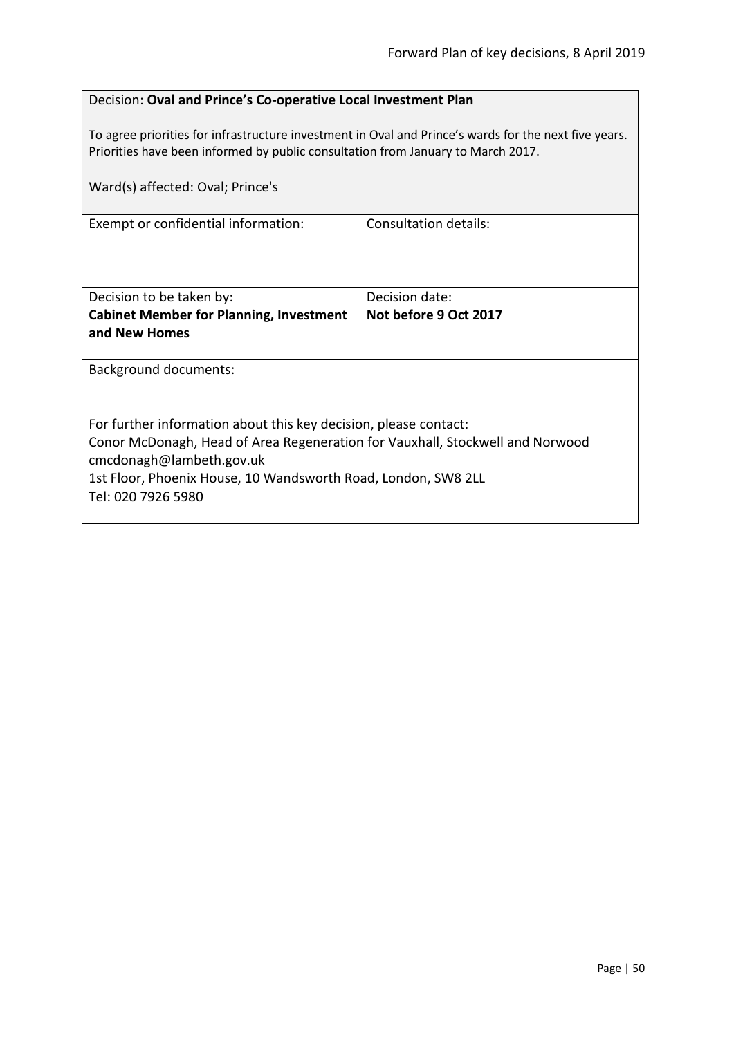Decision: **Oval and Prince's Co-operative Local Investment Plan**

To agree priorities for infrastructure investment in Oval and Prince's wards for the next five years. Priorities have been informed by public consultation from January to March 2017.

Ward(s) affected: Oval; Prince's

| Exempt or confidential information: | Consultation details: |
|---|---|
| Decision to be taken by: **Cabinet Member for Planning, Investment and New Homes** | Decision date: **Not before 9 Oct 2017** |

Background documents:

For further information about this key decision, please contact:
Conor McDonagh, Head of Area Regeneration for Vauxhall, Stockwell and Norwood
cmcdonagh@lambeth.gov.uk
1st Floor, Phoenix House, 10 Wandsworth Road, London, SW8 2LL
Tel: 020 7926 5980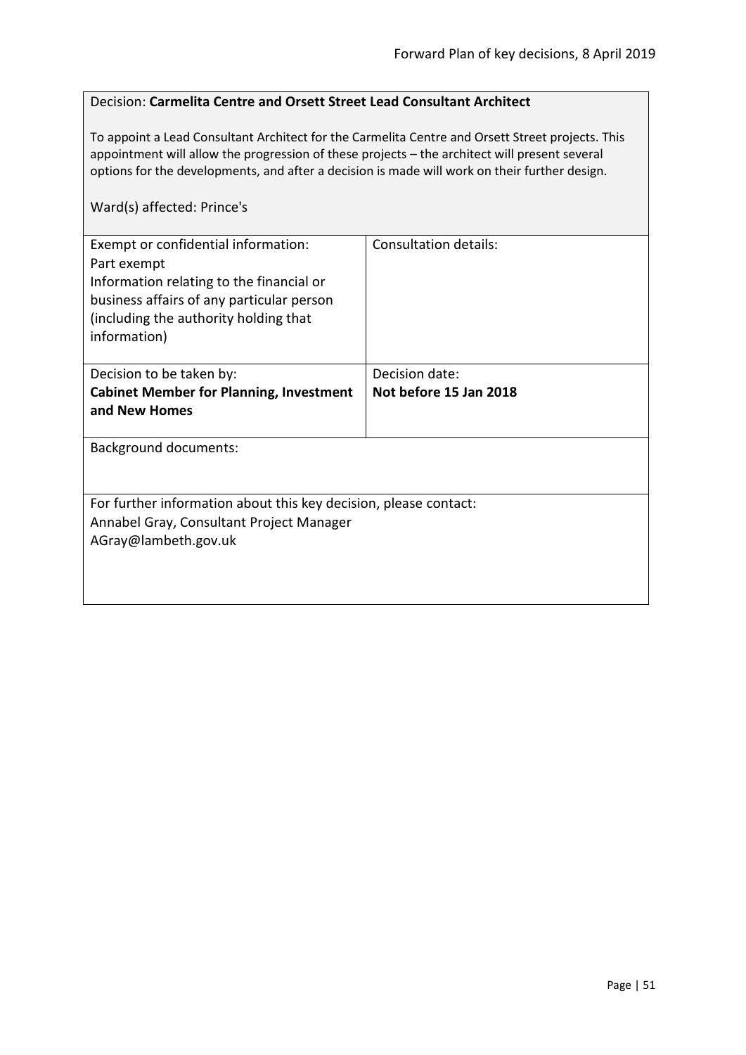Decision: **Carmelita Centre and Orsett Street Lead Consultant Architect**

To appoint a Lead Consultant Architect for the Carmelita Centre and Orsett Street projects. This appointment will allow the progression of these projects – the architect will present several options for the developments, and after a decision is made will work on their further design.

Ward(s) affected: Prince's

| Exempt or confidential information:<br>Part exempt<br>Information relating to the financial or business affairs of any particular person (including the authority holding that information) | Consultation details: |
|---|---|
| Decision to be taken by:<br>**Cabinet Member for Planning, Investment and New Homes** | Decision date:<br>**Not before 15 Jan 2018** |

Background documents:

For further information about this key decision, please contact:
Annabel Gray, Consultant Project Manager
AGray@lambeth.gov.uk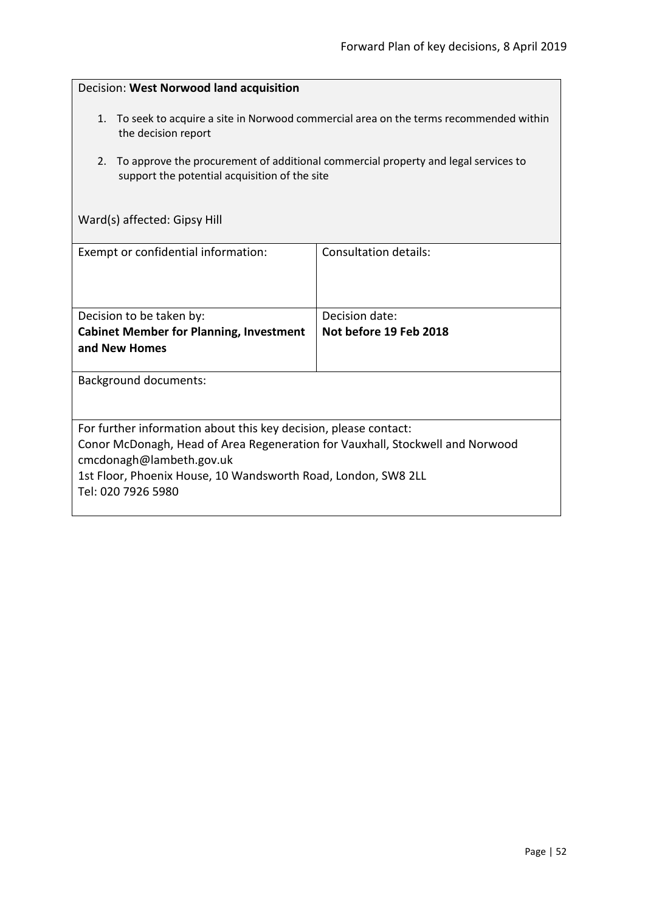Decision: **West Norwood land acquisition**

1. To seek to acquire a site in Norwood commercial area on the terms recommended within the decision report
2. To approve the procurement of additional commercial property and legal services to support the potential acquisition of the site

Ward(s) affected: Gipsy Hill

| Exempt or confidential information: | Consultation details: |
|---|---|
| Decision to be taken by:<br>**Cabinet Member for Planning, Investment and New Homes** | Decision date:<br>**Not before 19 Feb 2018** |

Background documents:

For further information about this key decision, please contact:
Conor McDonagh, Head of Area Regeneration for Vauxhall, Stockwell and Norwood
cmcdonagh@lambeth.gov.uk
1st Floor, Phoenix House, 10 Wandsworth Road, London, SW8 2LL
Tel: 020 7926 5980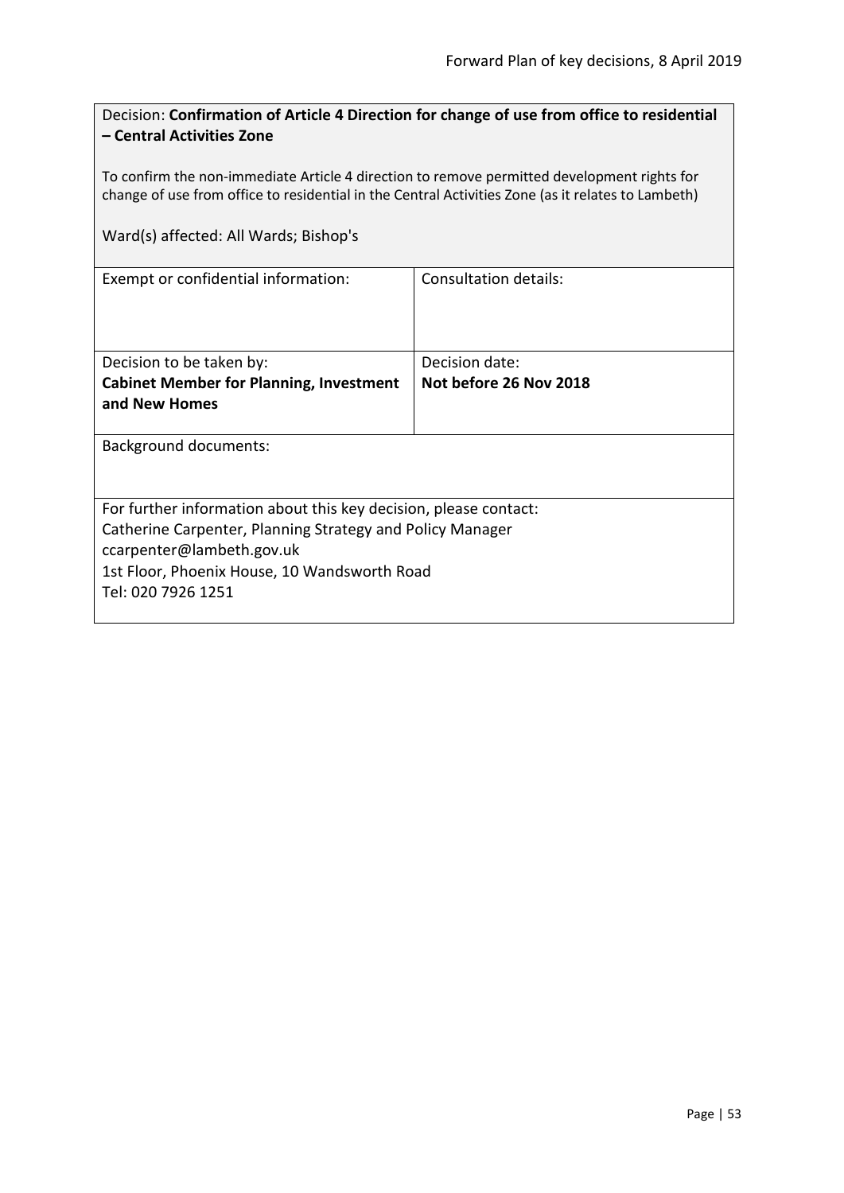Decision: **Confirmation of Article 4 Direction for change of use from office to residential – Central Activities Zone**

To confirm the non-immediate Article 4 direction to remove permitted development rights for change of use from office to residential in the Central Activities Zone (as it relates to Lambeth)

Ward(s) affected: All Wards; Bishop's

| Exempt or confidential information: | Consultation details: |
|---|---|
| Decision to be taken by:<br>**Cabinet Member for Planning, Investment and New Homes** | Decision date:<br>**Not before 26 Nov 2018** |

Background documents:

For further information about this key decision, please contact:
Catherine Carpenter, Planning Strategy and Policy Manager
ccarpenter@lambeth.gov.uk
1st Floor, Phoenix House, 10 Wandsworth Road
Tel: 020 7926 1251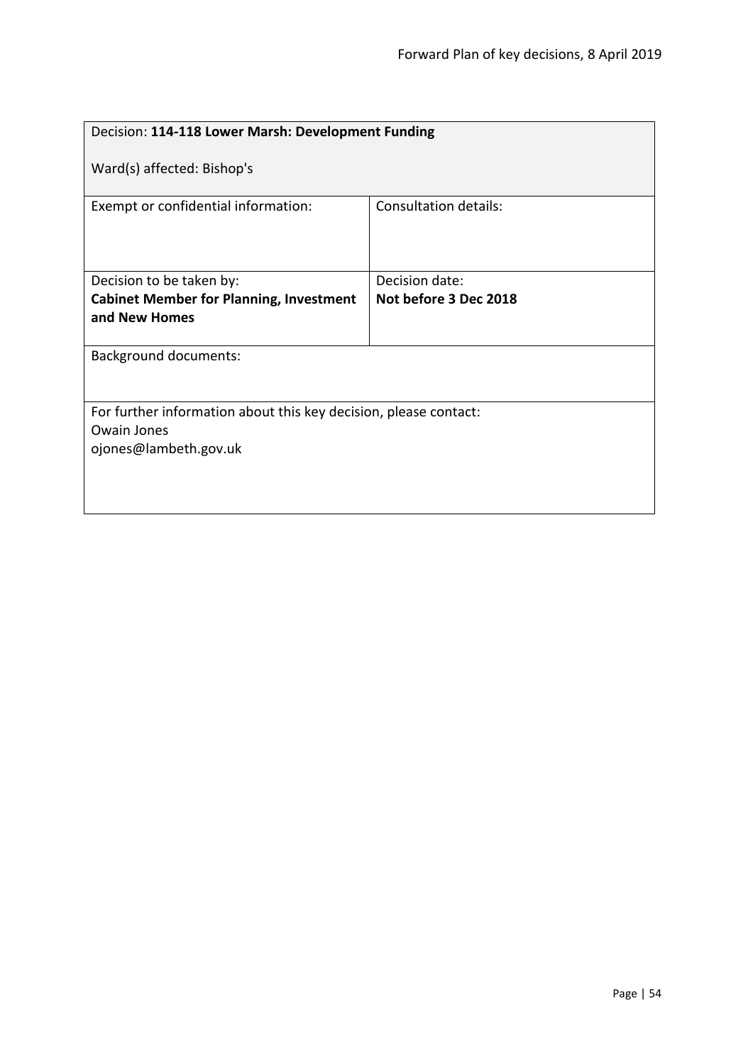| Decision: **114-118 Lower Marsh: Development Funding**<br><br>Ward(s) affected: Bishop's | |
|---|---|
| Exempt or confidential information: | Consultation details: |
| Decision to be taken by:<br>**Cabinet Member for Planning, Investment and New Homes** | Decision date:<br>**Not before 3 Dec 2018** |
| Background documents: | |
| For further information about this key decision, please contact:<br>Owain Jones<br>ojones@lambeth.gov.uk | |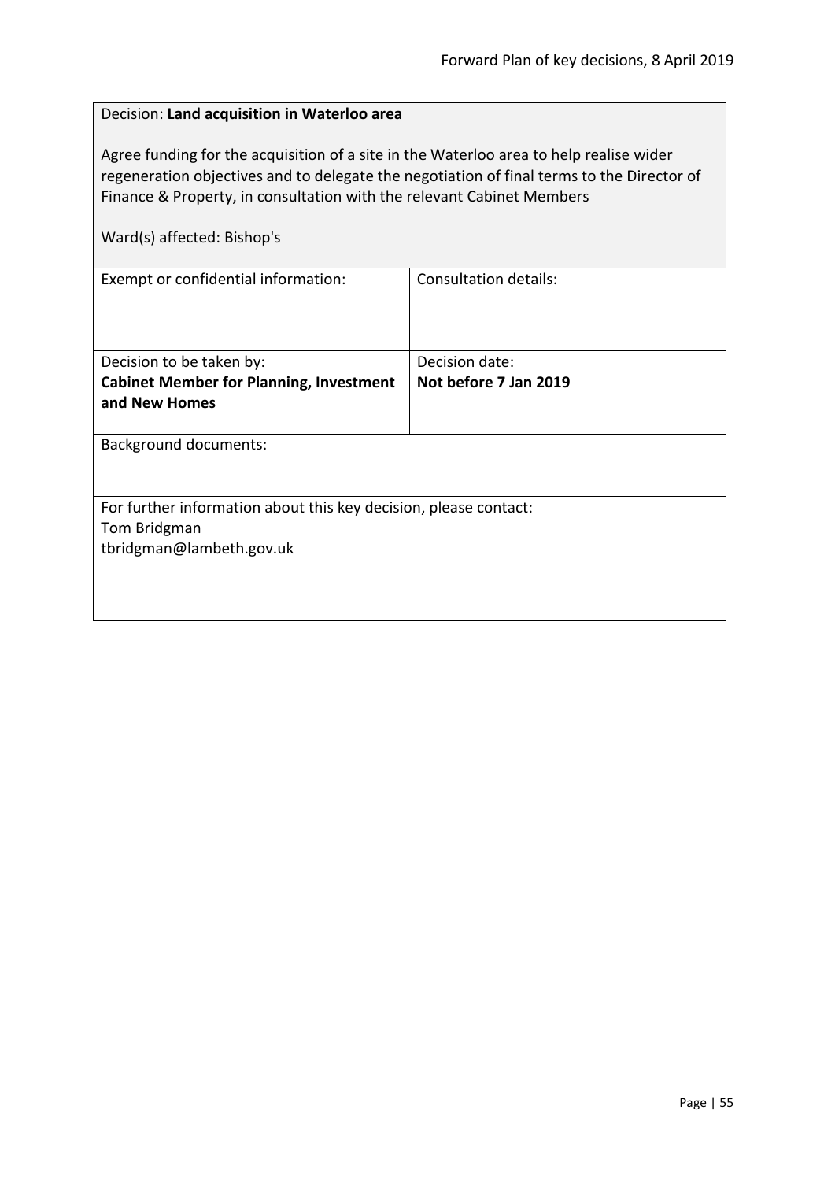Decision: **Land acquisition in Waterloo area**

Agree funding for the acquisition of a site in the Waterloo area to help realise wider regeneration objectives and to delegate the negotiation of final terms to the Director of Finance & Property, in consultation with the relevant Cabinet Members

Ward(s) affected: Bishop's

| Exempt or confidential information: | Consultation details: |
|---|---|
| Decision to be taken by:<br>**Cabinet Member for Planning, Investment and New Homes** | Decision date:<br>**Not before 7 Jan 2019** |

Background documents:

For further information about this key decision, please contact:
Tom Bridgman
tbridgman@lambeth.gov.uk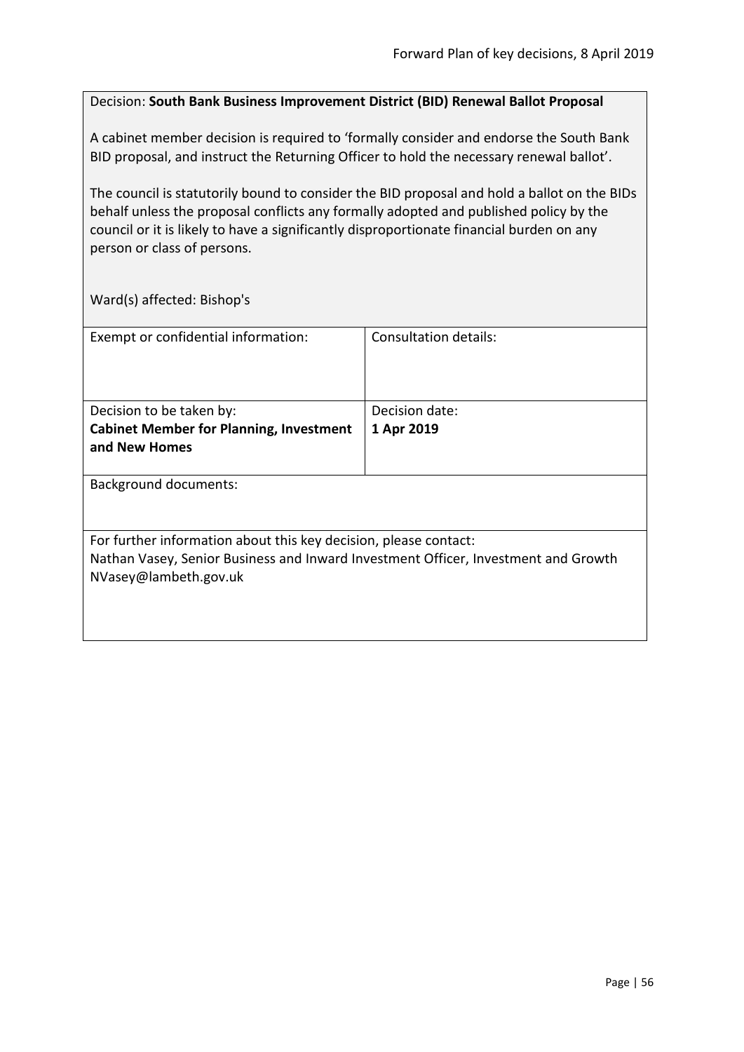Decision: **South Bank Business Improvement District (BID) Renewal Ballot Proposal**

A cabinet member decision is required to 'formally consider and endorse the South Bank BID proposal, and instruct the Returning Officer to hold the necessary renewal ballot'.

The council is statutorily bound to consider the BID proposal and hold a ballot on the BIDs behalf unless the proposal conflicts any formally adopted and published policy by the council or it is likely to have a significantly disproportionate financial burden on any person or class of persons.

Ward(s) affected: Bishop's

| Exempt or confidential information: | Consultation details: |
|---|---|
| Decision to be taken by:<br>**Cabinet Member for Planning, Investment and New Homes** | Decision date:<br>**1 Apr 2019** |

Background documents:

For further information about this key decision, please contact:
Nathan Vasey, Senior Business and Inward Investment Officer, Investment and Growth
NVasey@lambeth.gov.uk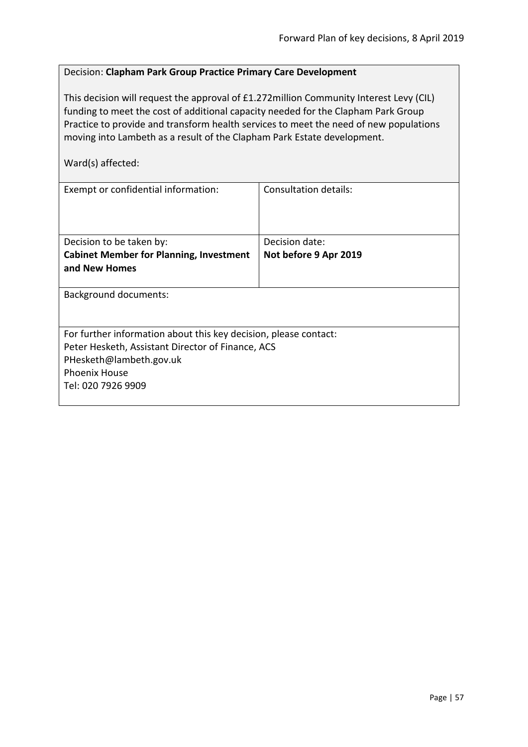Decision: **Clapham Park Group Practice Primary Care Development**

This decision will request the approval of £1.272million Community Interest Levy (CIL) funding to meet the cost of additional capacity needed for the Clapham Park Group Practice to provide and transform health services to meet the need of new populations moving into Lambeth as a result of the Clapham Park Estate development.

Ward(s) affected:

| Exempt or confidential information: | Consultation details: |
|---|---|
| Decision to be taken by:<br>**Cabinet Member for Planning, Investment and New Homes** | Decision date:<br>**Not before 9 Apr 2019** |

Background documents:

For further information about this key decision, please contact:
Peter Hesketh, Assistant Director of Finance, ACS
PHesketh@lambeth.gov.uk
Phoenix House
Tel: 020 7926 9909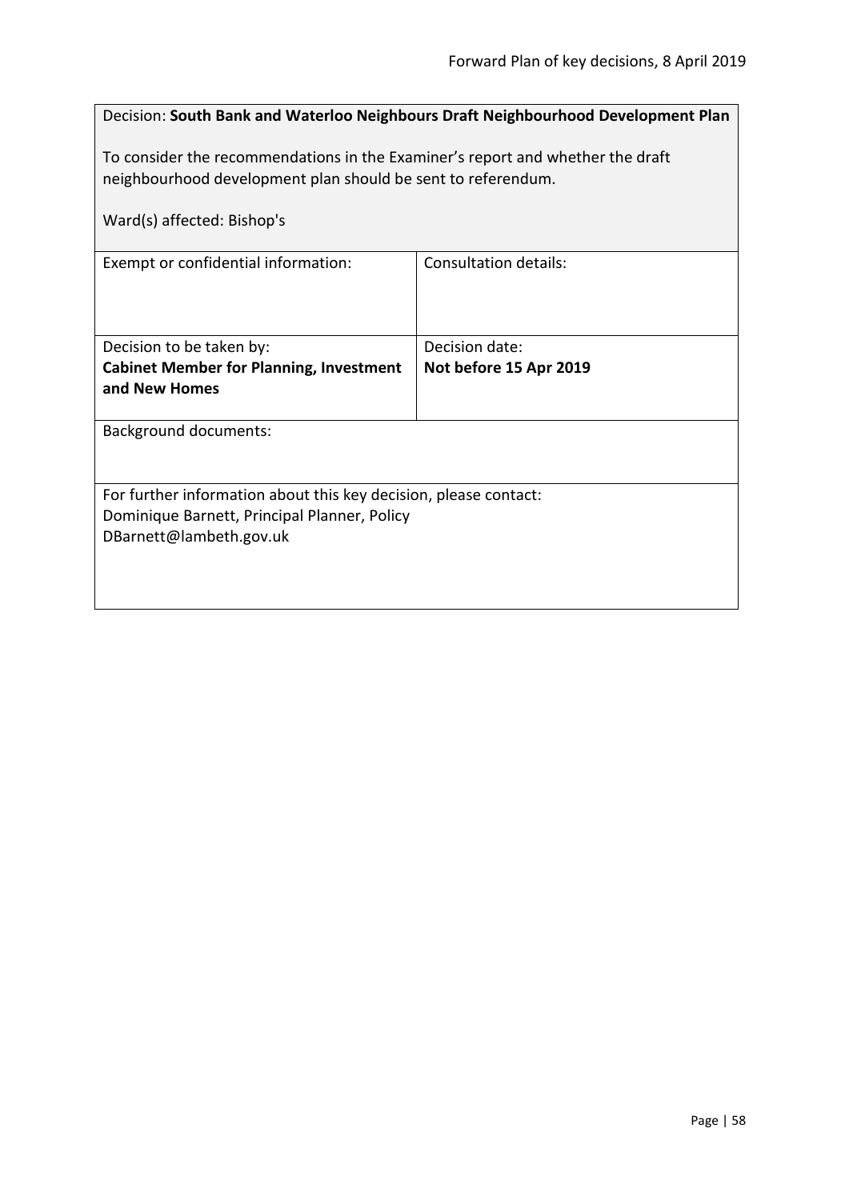Decision: **South Bank and Waterloo Neighbours Draft Neighbourhood Development Plan**

To consider the recommendations in the Examiner's report and whether the draft neighbourhood development plan should be sent to referendum.

Ward(s) affected: Bishop's

| Exempt or confidential information: | Consultation details: |
| --- | --- |
| Decision to be taken by:<br>**Cabinet Member for Planning, Investment and New Homes** | Decision date:<br>**Not before 15 Apr 2019** |

Background documents:

For further information about this key decision, please contact:
Dominique Barnett, Principal Planner, Policy
DBarnett@lambeth.gov.uk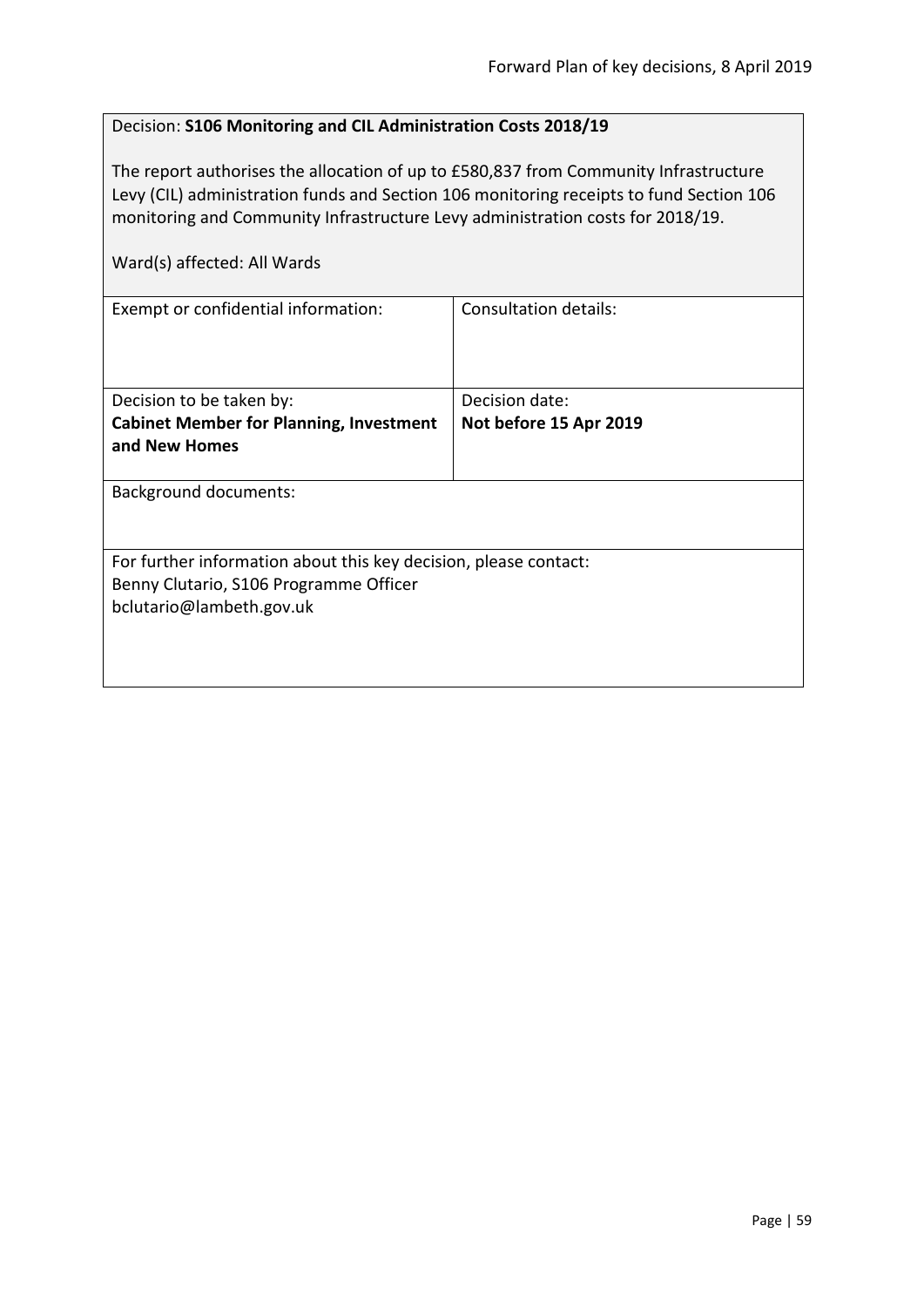Decision: **S106 Monitoring and CIL Administration Costs 2018/19**

The report authorises the allocation of up to £580,837 from Community Infrastructure Levy (CIL) administration funds and Section 106 monitoring receipts to fund Section 106 monitoring and Community Infrastructure Levy administration costs for 2018/19.

Ward(s) affected: All Wards

| Exempt or confidential information: | Consultation details: |
|---|---|
| Decision to be taken by:<br>**Cabinet Member for Planning, Investment and New Homes** | Decision date:<br>**Not before 15 Apr 2019** |

Background documents:

For further information about this key decision, please contact:
Benny Clutario, S106 Programme Officer
bclutario@lambeth.gov.uk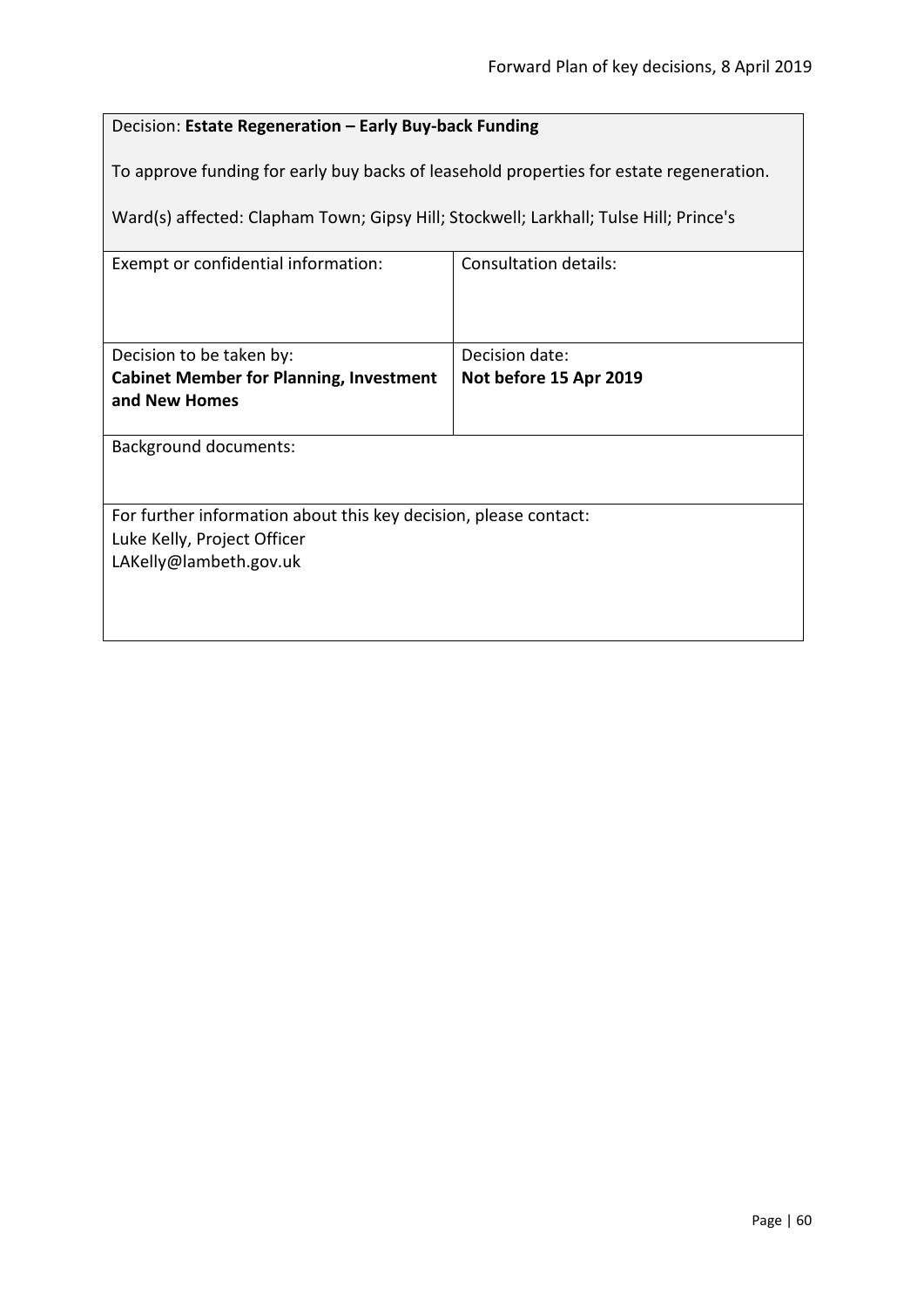Decision: **Estate Regeneration – Early Buy-back Funding**

To approve funding for early buy backs of leasehold properties for estate regeneration.

Ward(s) affected: Clapham Town; Gipsy Hill; Stockwell; Larkhall; Tulse Hill; Prince's

| Exempt or confidential information: | Consultation details: |
| --- | --- |
| Decision to be taken by:<br>**Cabinet Member for Planning, Investment and New Homes** | Decision date:<br>**Not before 15 Apr 2019** |

Background documents:

For further information about this key decision, please contact:
Luke Kelly, Project Officer
LAKelly@lambeth.gov.uk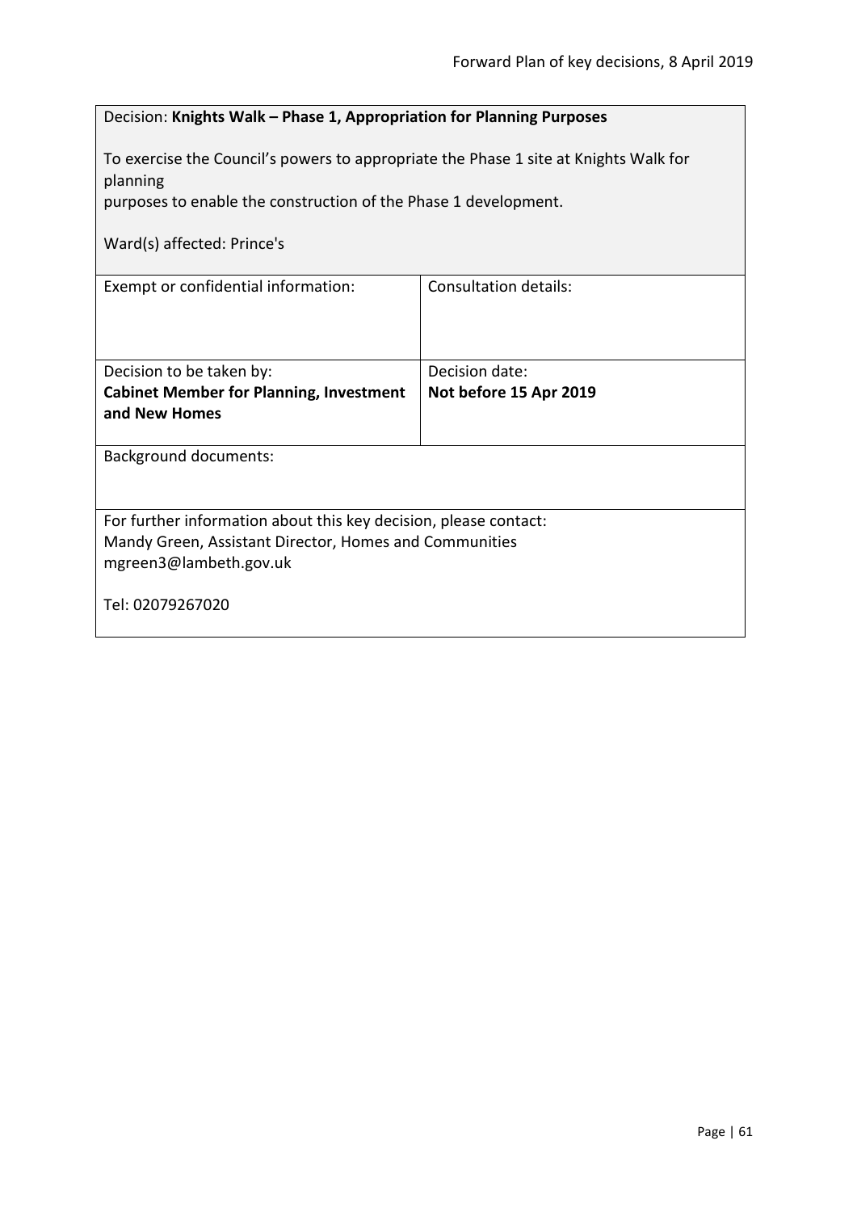Decision: **Knights Walk – Phase 1, Appropriation for Planning Purposes**

To exercise the Council's powers to appropriate the Phase 1 site at Knights Walk for planning
purposes to enable the construction of the Phase 1 development.

Ward(s) affected: Prince's

| Exempt or confidential information: | Consultation details: |
| --- | --- |
| Decision to be taken by:<br>**Cabinet Member for Planning, Investment and New Homes** | Decision date:<br>**Not before 15 Apr 2019** |

Background documents:

For further information about this key decision, please contact:
Mandy Green, Assistant Director, Homes and Communities
mgreen3@lambeth.gov.uk

Tel: 02079267020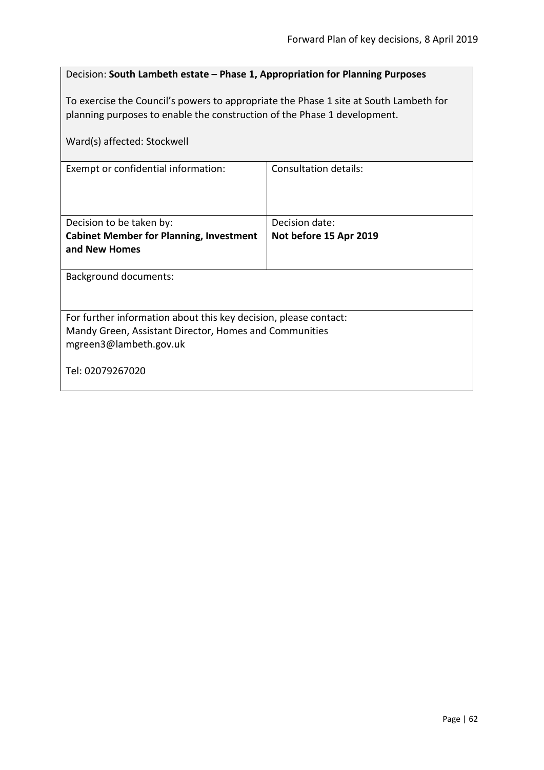Decision: **South Lambeth estate – Phase 1, Appropriation for Planning Purposes**

To exercise the Council's powers to appropriate the Phase 1 site at South Lambeth for planning purposes to enable the construction of the Phase 1 development.

Ward(s) affected: Stockwell

| Exempt or confidential information: | Consultation details: |
|---|---|
| Decision to be taken by:<br>**Cabinet Member for Planning, Investment and New Homes** | Decision date:<br>**Not before 15 Apr 2019** |

Background documents:

For further information about this key decision, please contact:
Mandy Green, Assistant Director, Homes and Communities
mgreen3@lambeth.gov.uk

Tel: 02079267020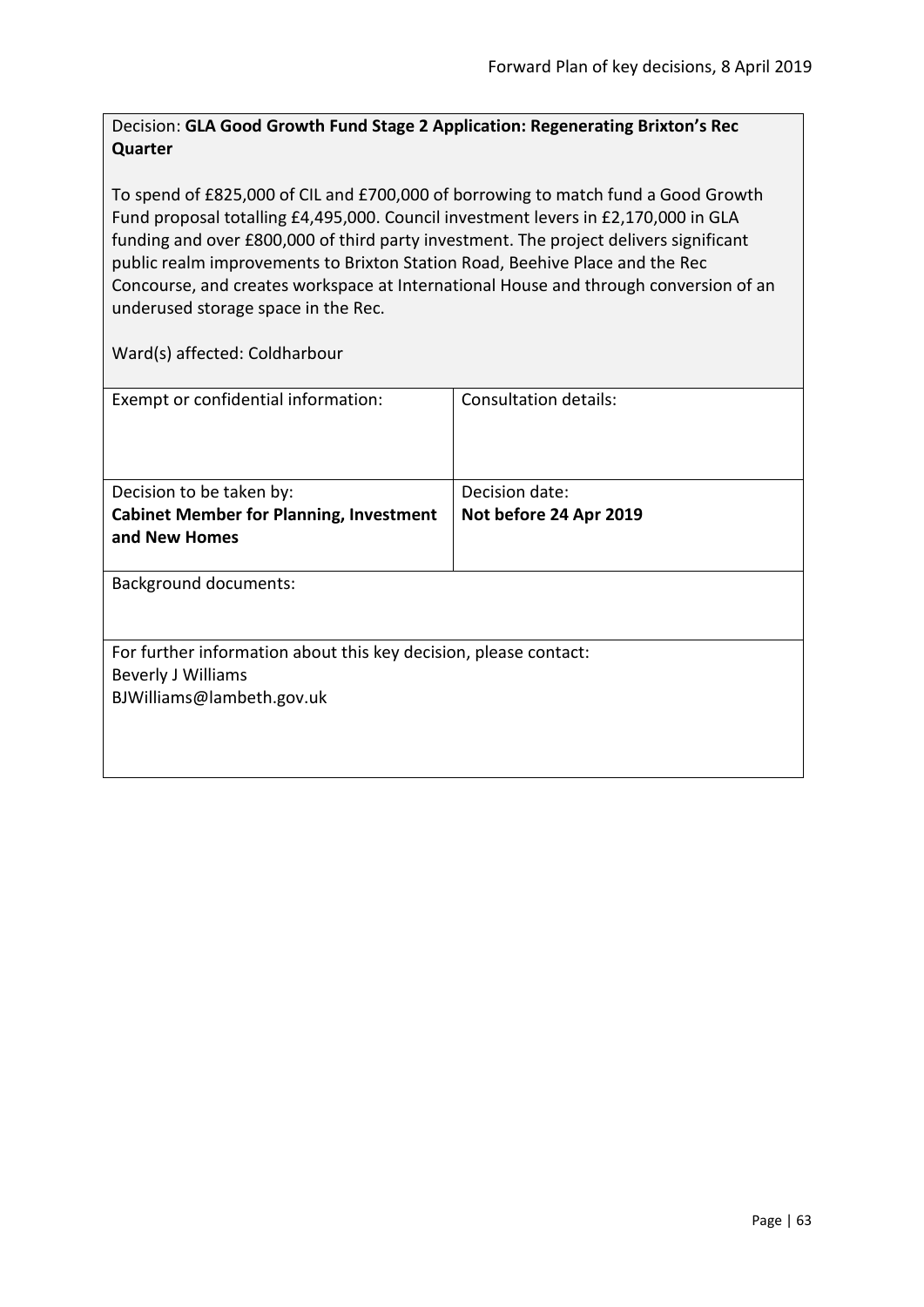Decision: **GLA Good Growth Fund Stage 2 Application: Regenerating Brixton's Rec Quarter**

To spend of £825,000 of CIL and £700,000 of borrowing to match fund a Good Growth Fund proposal totalling £4,495,000. Council investment levers in £2,170,000 in GLA funding and over £800,000 of third party investment. The project delivers significant public realm improvements to Brixton Station Road, Beehive Place and the Rec Concourse, and creates workspace at International House and through conversion of an underused storage space in the Rec.

Ward(s) affected: Coldharbour

| Exempt or confidential information: | Consultation details: |
| --- | --- |
| Decision to be taken by: **Cabinet Member for Planning, Investment and New Homes** | Decision date: **Not before 24 Apr 2019** |

Background documents:

For further information about this key decision, please contact:
Beverly J Williams
BJWilliams@lambeth.gov.uk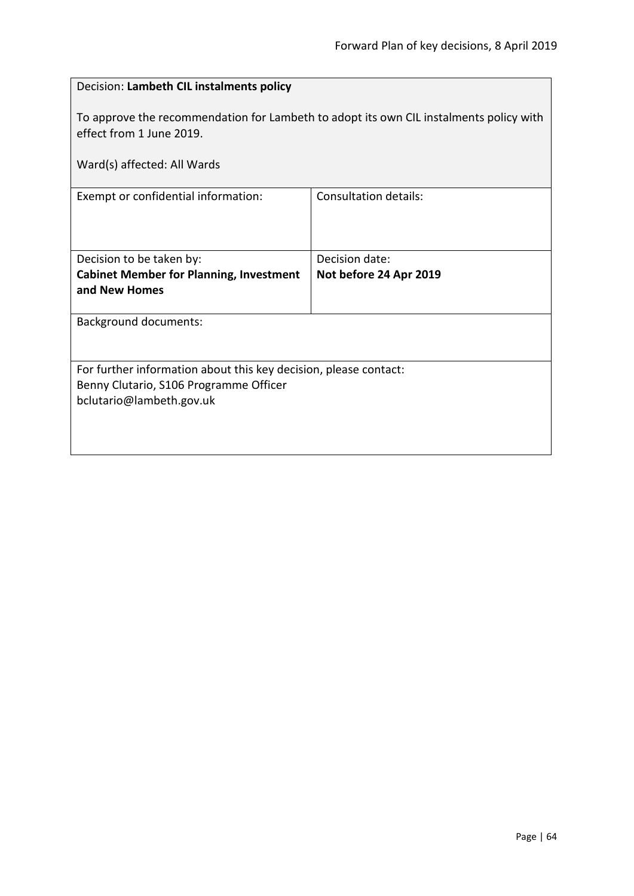Decision: **Lambeth CIL instalments policy**

To approve the recommendation for Lambeth to adopt its own CIL instalments policy with effect from 1 June 2019.

Ward(s) affected: All Wards

| Exempt or confidential information: | Consultation details: |
|---|---|
| Decision to be taken by:<br>**Cabinet Member for Planning, Investment and New Homes** | Decision date:<br>**Not before 24 Apr 2019** |

Background documents:

For further information about this key decision, please contact:
Benny Clutario, S106 Programme Officer
bclutario@lambeth.gov.uk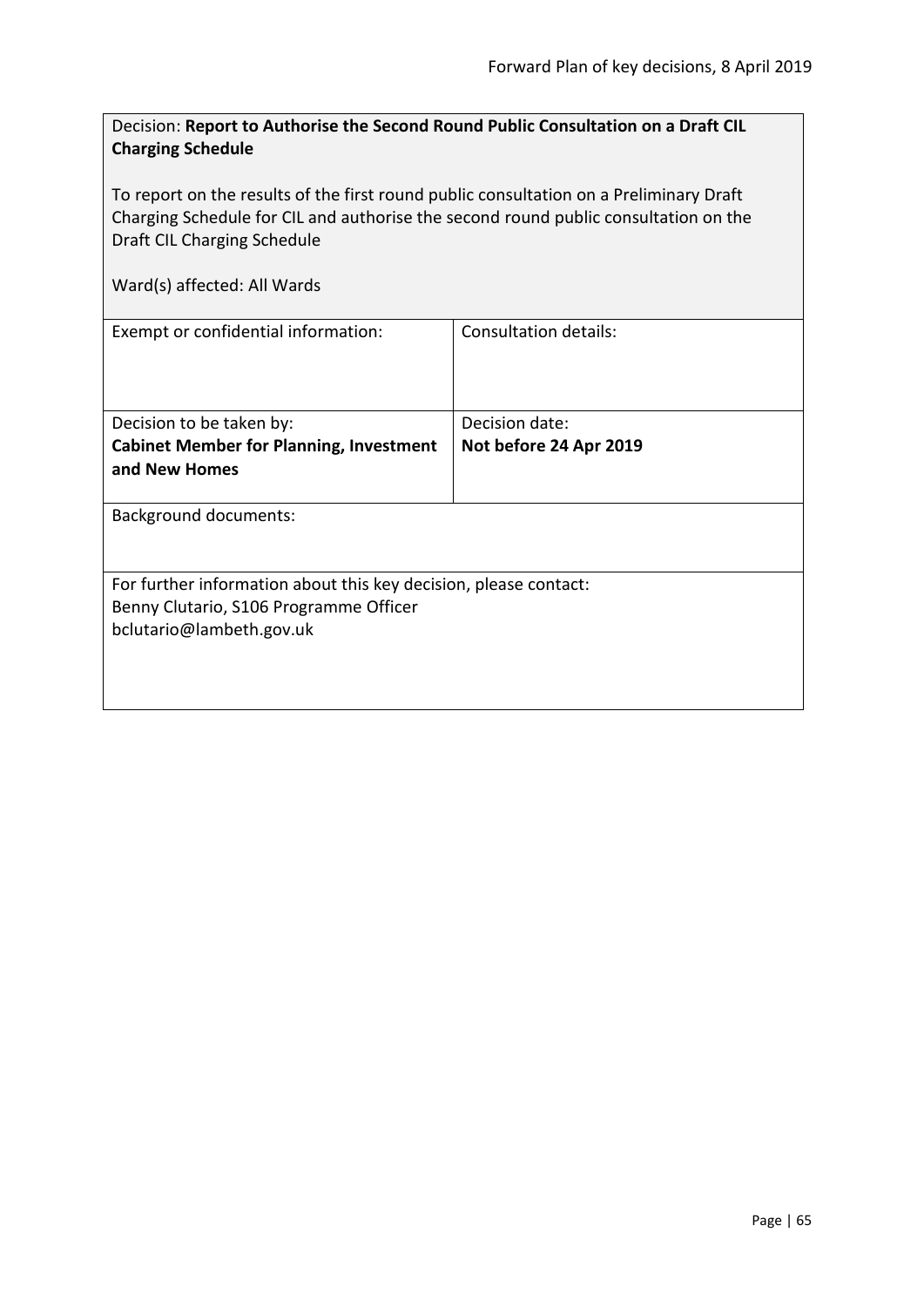Decision: **Report to Authorise the Second Round Public Consultation on a Draft CIL Charging Schedule**

To report on the results of the first round public consultation on a Preliminary Draft Charging Schedule for CIL and authorise the second round public consultation on the Draft CIL Charging Schedule

Ward(s) affected: All Wards

| Exempt or confidential information: | Consultation details: |
|---|---|
| Decision to be taken by: **Cabinet Member for Planning, Investment and New Homes** | Decision date: **Not before 24 Apr 2019** |

Background documents:

For further information about this key decision, please contact:
Benny Clutario, S106 Programme Officer
bclutario@lambeth.gov.uk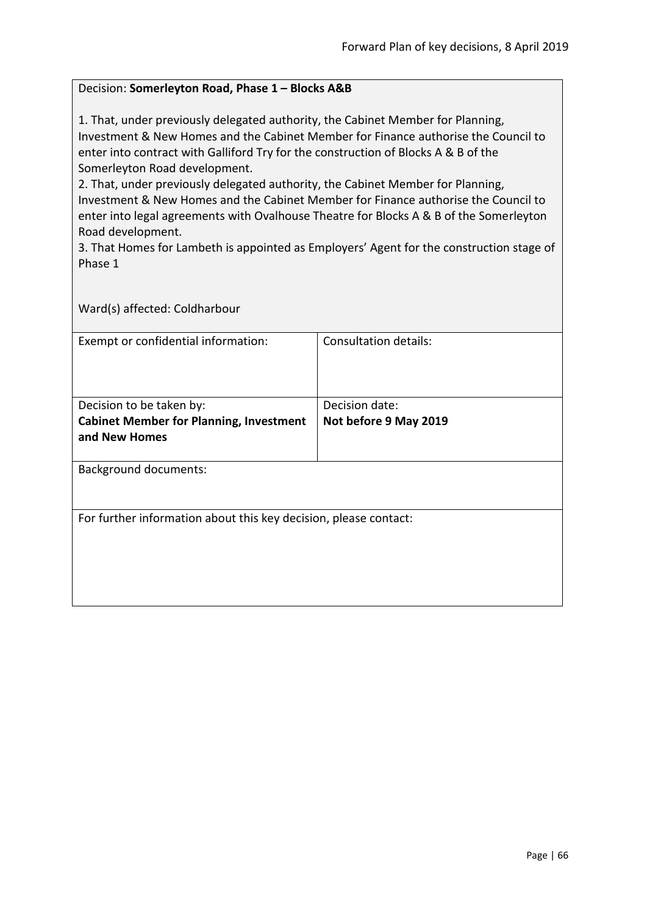Decision: **Somerleyton Road, Phase 1 – Blocks A&B**

1. That, under previously delegated authority, the Cabinet Member for Planning, Investment & New Homes and the Cabinet Member for Finance authorise the Council to enter into contract with Galliford Try for the construction of Blocks A & B of the Somerleyton Road development.
2. That, under previously delegated authority, the Cabinet Member for Planning, Investment & New Homes and the Cabinet Member for Finance authorise the Council to enter into legal agreements with Ovalhouse Theatre for Blocks A & B of the Somerleyton Road development.
3. That Homes for Lambeth is appointed as Employers' Agent for the construction stage of Phase 1

Ward(s) affected: Coldharbour

| Exempt or confidential information: | Consultation details: |
| --- | --- |
| Decision to be taken by: **Cabinet Member for Planning, Investment and New Homes** | Decision date: **Not before 9 May 2019** |

Background documents:

For further information about this key decision, please contact: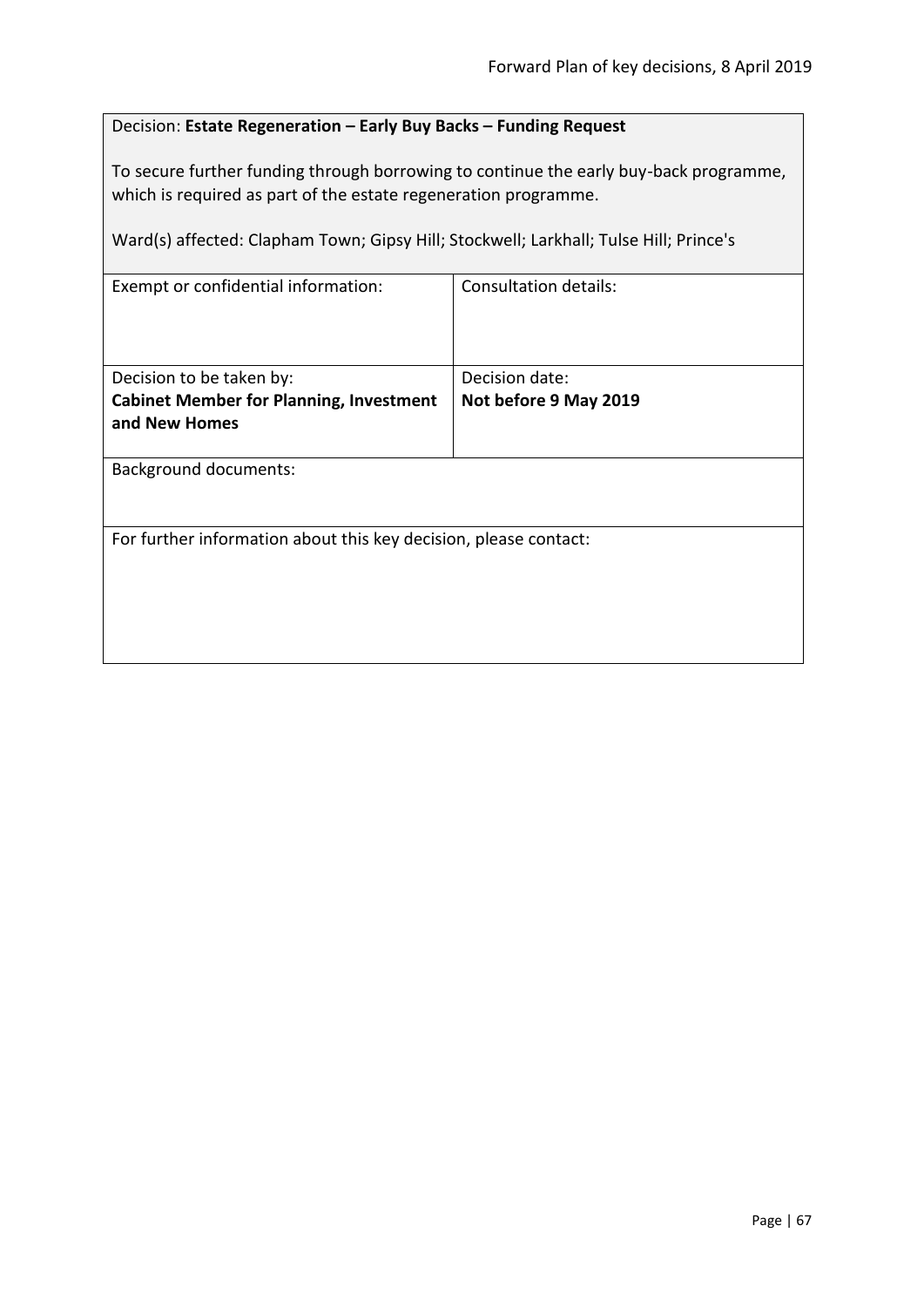Decision: **Estate Regeneration – Early Buy Backs – Funding Request**

To secure further funding through borrowing to continue the early buy-back programme, which is required as part of the estate regeneration programme.

Ward(s) affected: Clapham Town; Gipsy Hill; Stockwell; Larkhall; Tulse Hill; Prince's

| Exempt or confidential information: | Consultation details: |
|---|---|
| Decision to be taken by:<br>**Cabinet Member for Planning, Investment and New Homes** | Decision date:<br>**Not before 9 May 2019** |

Background documents:

For further information about this key decision, please contact: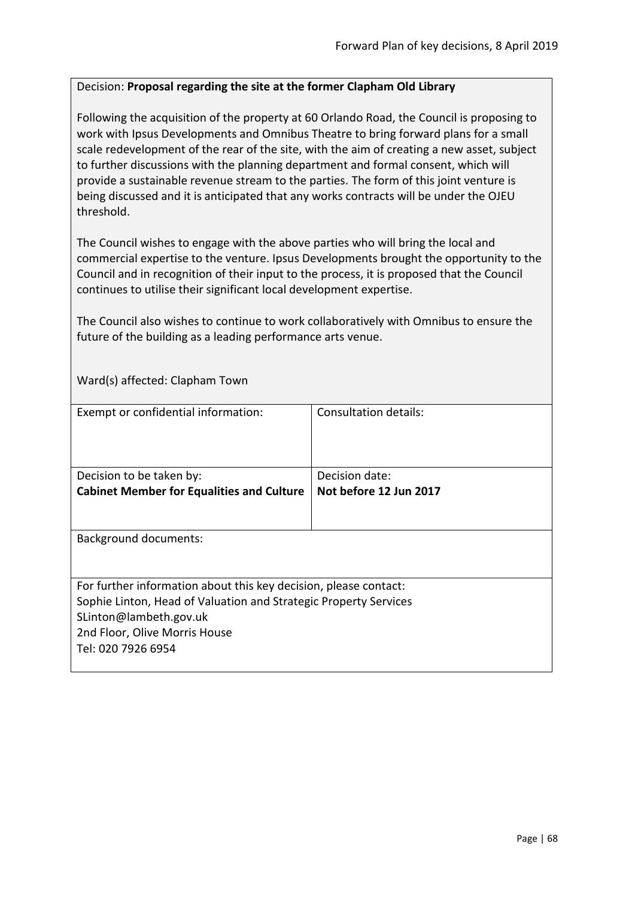Decision: **Proposal regarding the site at the former Clapham Old Library**

Following the acquisition of the property at 60 Orlando Road, the Council is proposing to work with Ipsus Developments and Omnibus Theatre to bring forward plans for a small scale redevelopment of the rear of the site, with the aim of creating a new asset, subject to further discussions with the planning department and formal consent, which will provide a sustainable revenue stream to the parties. The form of this joint venture is being discussed and it is anticipated that any works contracts will be under the OJEU threshold.

The Council wishes to engage with the above parties who will bring the local and commercial expertise to the venture. Ipsus Developments brought the opportunity to the Council and in recognition of their input to the process, it is proposed that the Council continues to utilise their significant local development expertise.

The Council also wishes to continue to work collaboratively with Omnibus to ensure the future of the building as a leading performance arts venue.

Ward(s) affected: Clapham Town

| Exempt or confidential information: | Consultation details: |
| --- | --- |
| Decision to be taken by: **Cabinet Member for Equalities and Culture** | Decision date: **Not before 12 Jun 2017** |

Background documents:

For further information about this key decision, please contact:
Sophie Linton, Head of Valuation and Strategic Property Services
SLinton@lambeth.gov.uk
2nd Floor, Olive Morris House
Tel: 020 7926 6954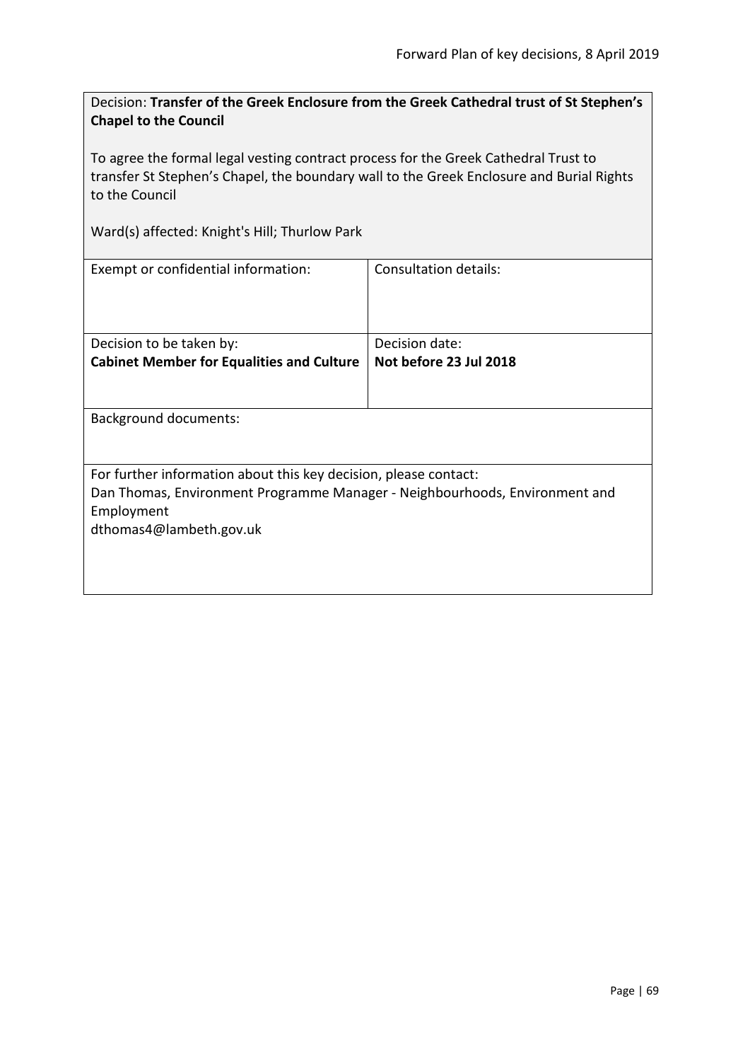Decision: **Transfer of the Greek Enclosure from the Greek Cathedral trust of St Stephen's Chapel to the Council**

To agree the formal legal vesting contract process for the Greek Cathedral Trust to transfer St Stephen's Chapel, the boundary wall to the Greek Enclosure and Burial Rights to the Council

Ward(s) affected: Knight's Hill; Thurlow Park

| Exempt or confidential information: | Consultation details: |
|---|---|
| Decision to be taken by:<br>**Cabinet Member for Equalities and Culture** | Decision date:<br>**Not before 23 Jul 2018** |

Background documents:

For further information about this key decision, please contact:
Dan Thomas, Environment Programme Manager - Neighbourhoods, Environment and Employment
dthomas4@lambeth.gov.uk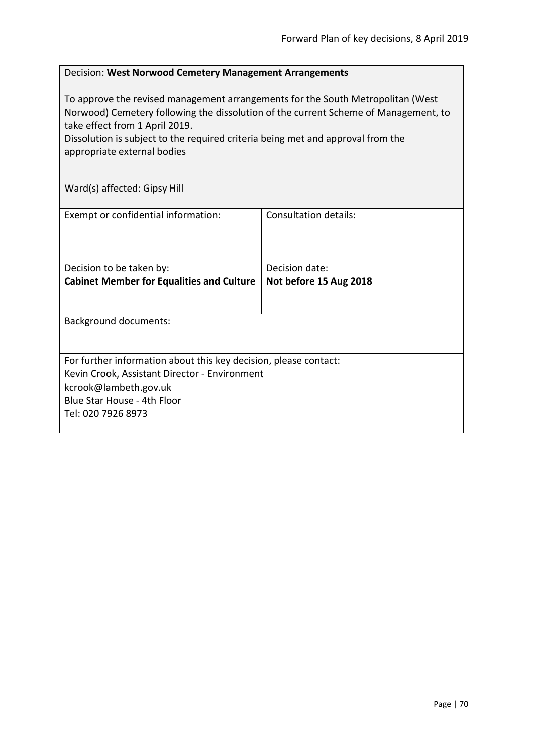Decision: **West Norwood Cemetery Management Arrangements**

To approve the revised management arrangements for the South Metropolitan (West Norwood) Cemetery following the dissolution of the current Scheme of Management, to take effect from 1 April 2019.
Dissolution is subject to the required criteria being met and approval from the appropriate external bodies

Ward(s) affected: Gipsy Hill

| Exempt or confidential information: | Consultation details: |
|---|---|
| Decision to be taken by:<br>**Cabinet Member for Equalities and Culture** | Decision date:<br>**Not before 15 Aug 2018** |

Background documents:

For further information about this key decision, please contact:
Kevin Crook, Assistant Director - Environment
kcrook@lambeth.gov.uk
Blue Star House - 4th Floor
Tel: 020 7926 8973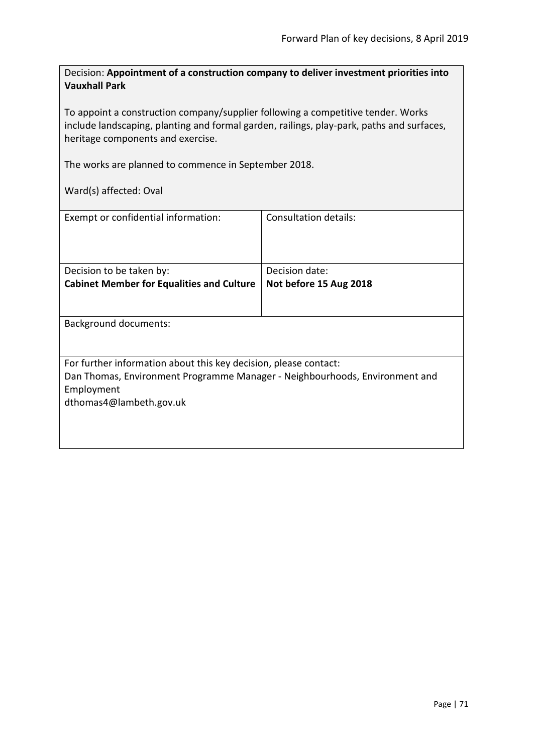Decision: **Appointment of a construction company to deliver investment priorities into Vauxhall Park**

To appoint a construction company/supplier following a competitive tender. Works include landscaping, planting and formal garden, railings, play-park, paths and surfaces, heritage components and exercise.

The works are planned to commence in September 2018.

Ward(s) affected: Oval

| Exempt or confidential information: | Consultation details: |
| --- | --- |
| Decision to be taken by:<br>**Cabinet Member for Equalities and Culture** | Decision date:<br>**Not before 15 Aug 2018** |

Background documents:

For further information about this key decision, please contact:
Dan Thomas, Environment Programme Manager - Neighbourhoods, Environment and Employment
dthomas4@lambeth.gov.uk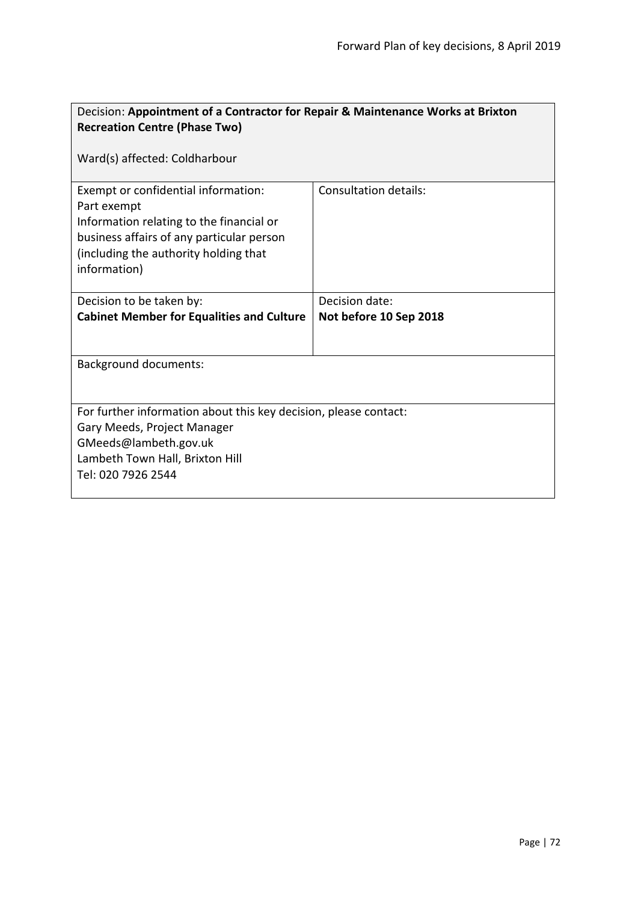| Decision: **Appointment of a Contractor for Repair & Maintenance Works at Brixton Recreation Centre (Phase Two)**<br><br>Ward(s) affected: Coldharbour | |
|---|---|
| Exempt or confidential information:<br>Part exempt<br>Information relating to the financial or business affairs of any particular person (including the authority holding that information) | Consultation details: |
| Decision to be taken by:<br>**Cabinet Member for Equalities and Culture** | Decision date:<br>**Not before 10 Sep 2018** |
| Background documents: | |
| For further information about this key decision, please contact:<br>Gary Meeds, Project Manager<br>GMeeds@lambeth.gov.uk<br>Lambeth Town Hall, Brixton Hill<br>Tel: 020 7926 2544 | |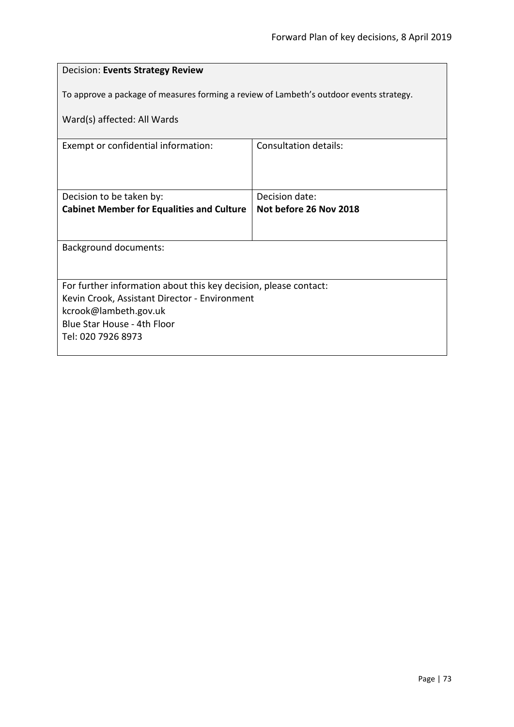| Decision: **Events Strategy Review**<br><br>To approve a package of measures forming a review of Lambeth's outdoor events strategy.<br><br>Ward(s) affected: All Wards | |
|---|---|
| Exempt or confidential information: | Consultation details: |
| Decision to be taken by:<br>**Cabinet Member for Equalities and Culture** | Decision date:<br>**Not before 26 Nov 2018** |
| Background documents: | |
| For further information about this key decision, please contact:<br>Kevin Crook, Assistant Director - Environment<br>kcrook@lambeth.gov.uk<br>Blue Star House - 4th Floor<br>Tel: 020 7926 8973 | |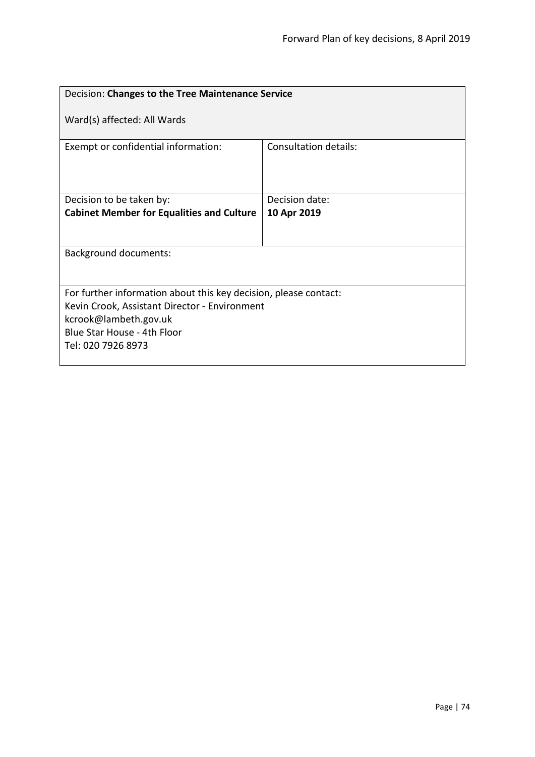| Decision: **Changes to the Tree Maintenance Service**<br><br>Ward(s) affected: All Wards | |
|---|---|
| Exempt or confidential information: | Consultation details: |
| Decision to be taken by:<br>**Cabinet Member for Equalities and Culture** | Decision date:<br>**10 Apr 2019** |
| Background documents: | |
| For further information about this key decision, please contact:<br>Kevin Crook, Assistant Director - Environment<br>kcrook@lambeth.gov.uk<br>Blue Star House - 4th Floor<br>Tel: 020 7926 8973 | |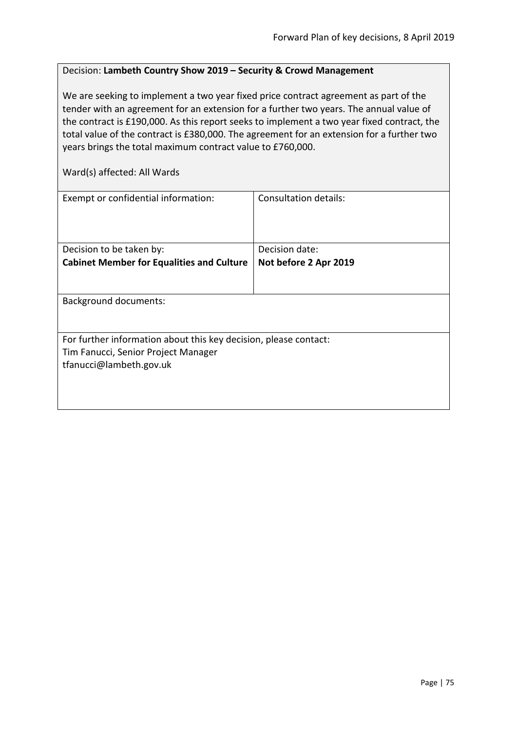Decision: **Lambeth Country Show 2019 – Security & Crowd Management**

We are seeking to implement a two year fixed price contract agreement as part of the tender with an agreement for an extension for a further two years. The annual value of the contract is £190,000. As this report seeks to implement a two year fixed contract, the total value of the contract is £380,000. The agreement for an extension for a further two years brings the total maximum contract value to £760,000.

Ward(s) affected: All Wards

| Exempt or confidential information: | Consultation details: |
|---|---|
| Decision to be taken by:<br>**Cabinet Member for Equalities and Culture** | Decision date:<br>**Not before 2 Apr 2019** |

Background documents:

For further information about this key decision, please contact:
Tim Fanucci, Senior Project Manager
tfanucci@lambeth.gov.uk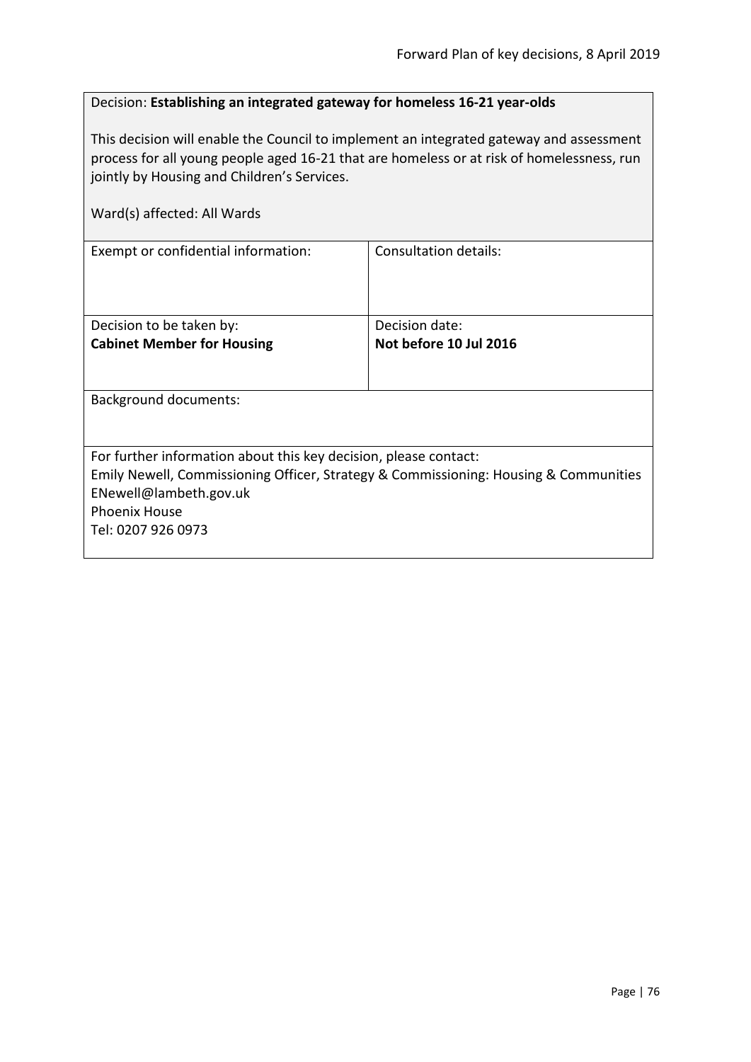Decision: **Establishing an integrated gateway for homeless 16-21 year-olds**

This decision will enable the Council to implement an integrated gateway and assessment process for all young people aged 16-21 that are homeless or at risk of homelessness, run jointly by Housing and Children's Services.

Ward(s) affected: All Wards

| Exempt or confidential information: | Consultation details: |
|---|---|
| Decision to be taken by: **Cabinet Member for Housing** | Decision date: **Not before 10 Jul 2016** |

Background documents:

For further information about this key decision, please contact:
Emily Newell, Commissioning Officer, Strategy & Commissioning: Housing & Communities
ENewell@lambeth.gov.uk
Phoenix House
Tel: 0207 926 0973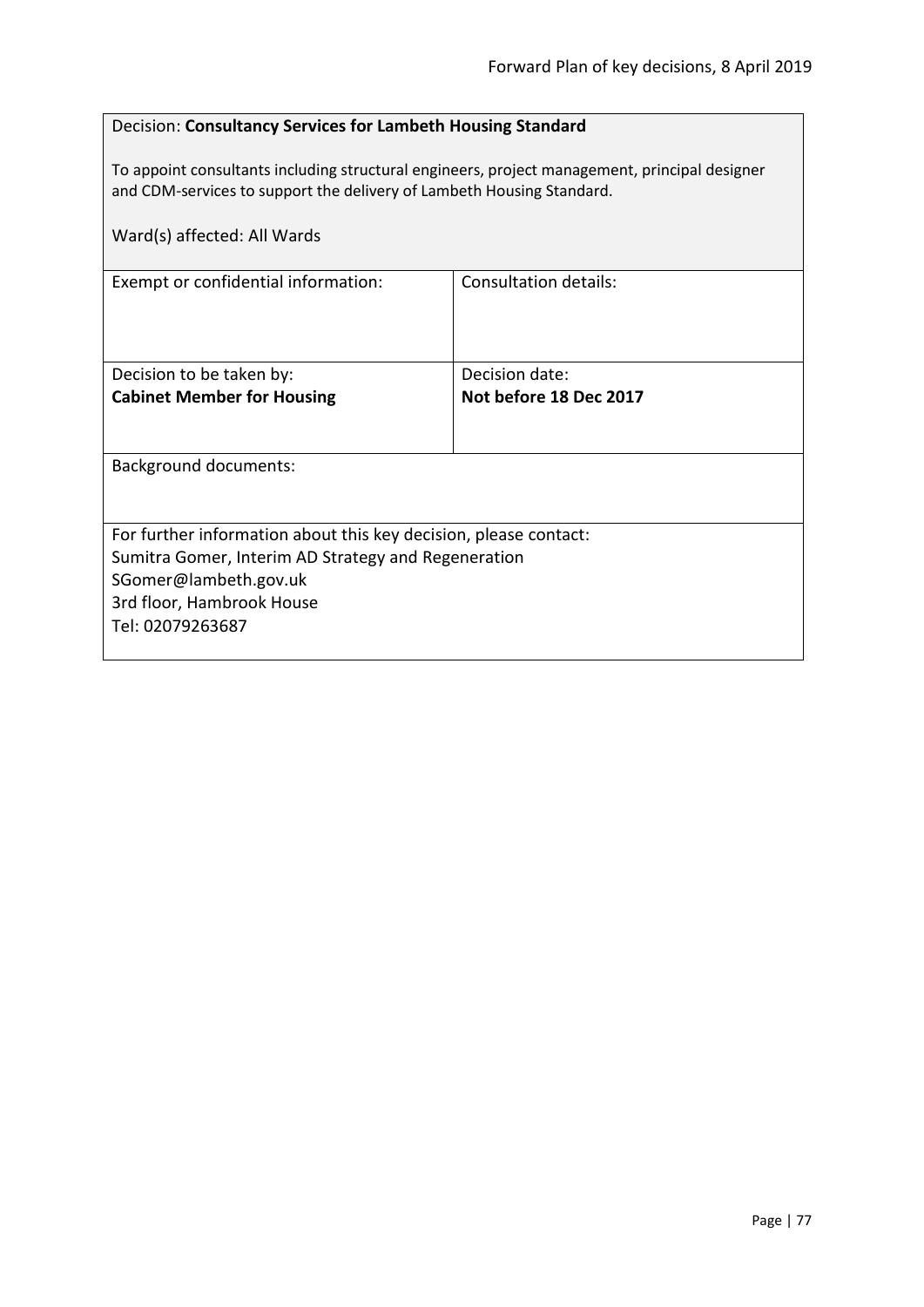Decision: **Consultancy Services for Lambeth Housing Standard**

To appoint consultants including structural engineers, project management, principal designer and CDM-services to support the delivery of Lambeth Housing Standard.

Ward(s) affected: All Wards

| Exempt or confidential information: | Consultation details: |
|---|---|
| Decision to be taken by:<br>**Cabinet Member for Housing** | Decision date:<br>**Not before 18 Dec 2017** |

Background documents:

For further information about this key decision, please contact:
Sumitra Gomer, Interim AD Strategy and Regeneration
SGomer@lambeth.gov.uk
3rd floor, Hambrook House
Tel: 02079263687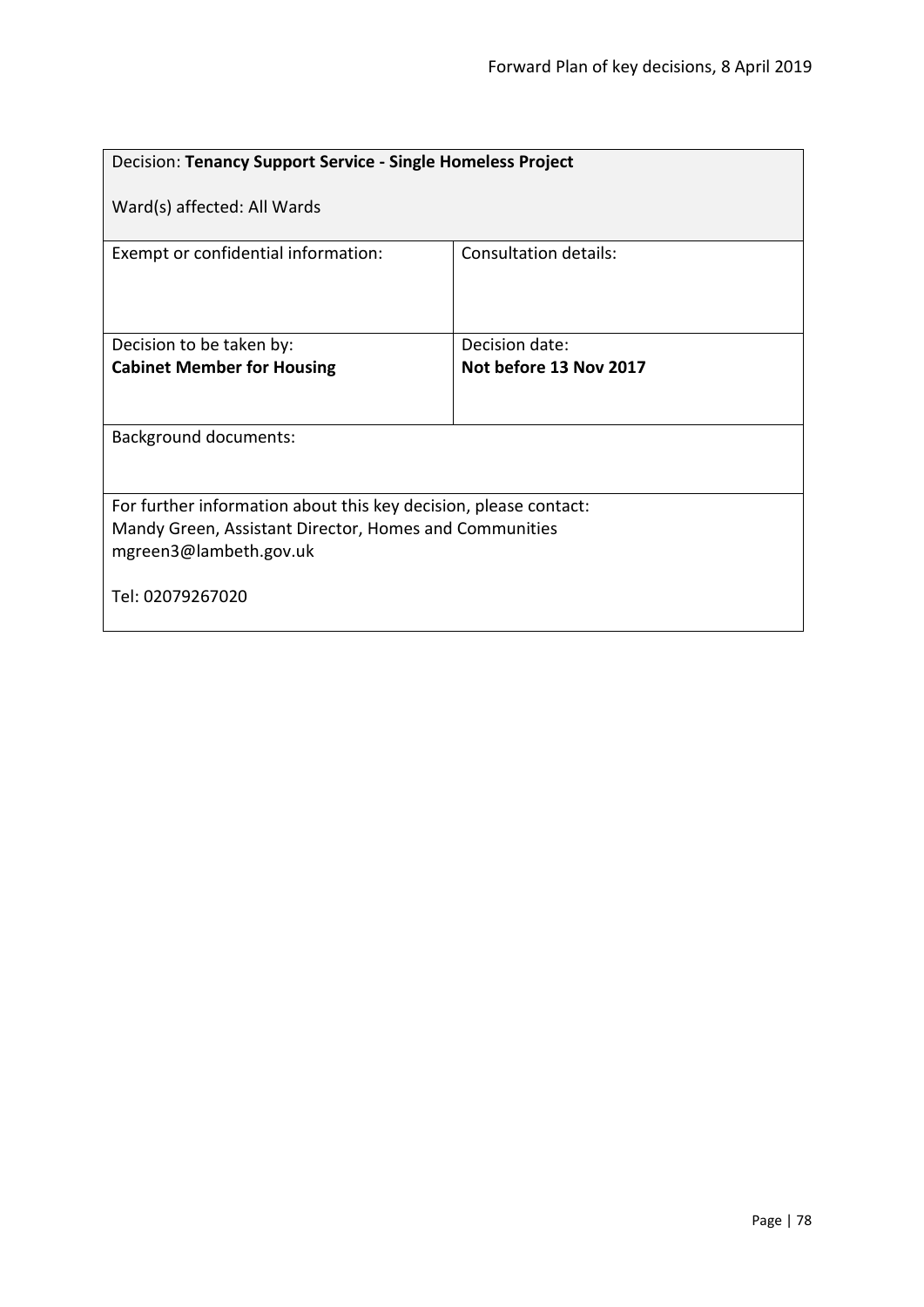| Decision: **Tenancy Support Service - Single Homeless Project**<br><br>Ward(s) affected: All Wards | |
|---|---|
| Exempt or confidential information: | Consultation details: |
| Decision to be taken by:<br>**Cabinet Member for Housing** | Decision date:<br>**Not before 13 Nov 2017** |
| Background documents: | |
| For further information about this key decision, please contact:<br>Mandy Green, Assistant Director, Homes and Communities<br>mgreen3@lambeth.gov.uk<br><br>Tel: 02079267020 | |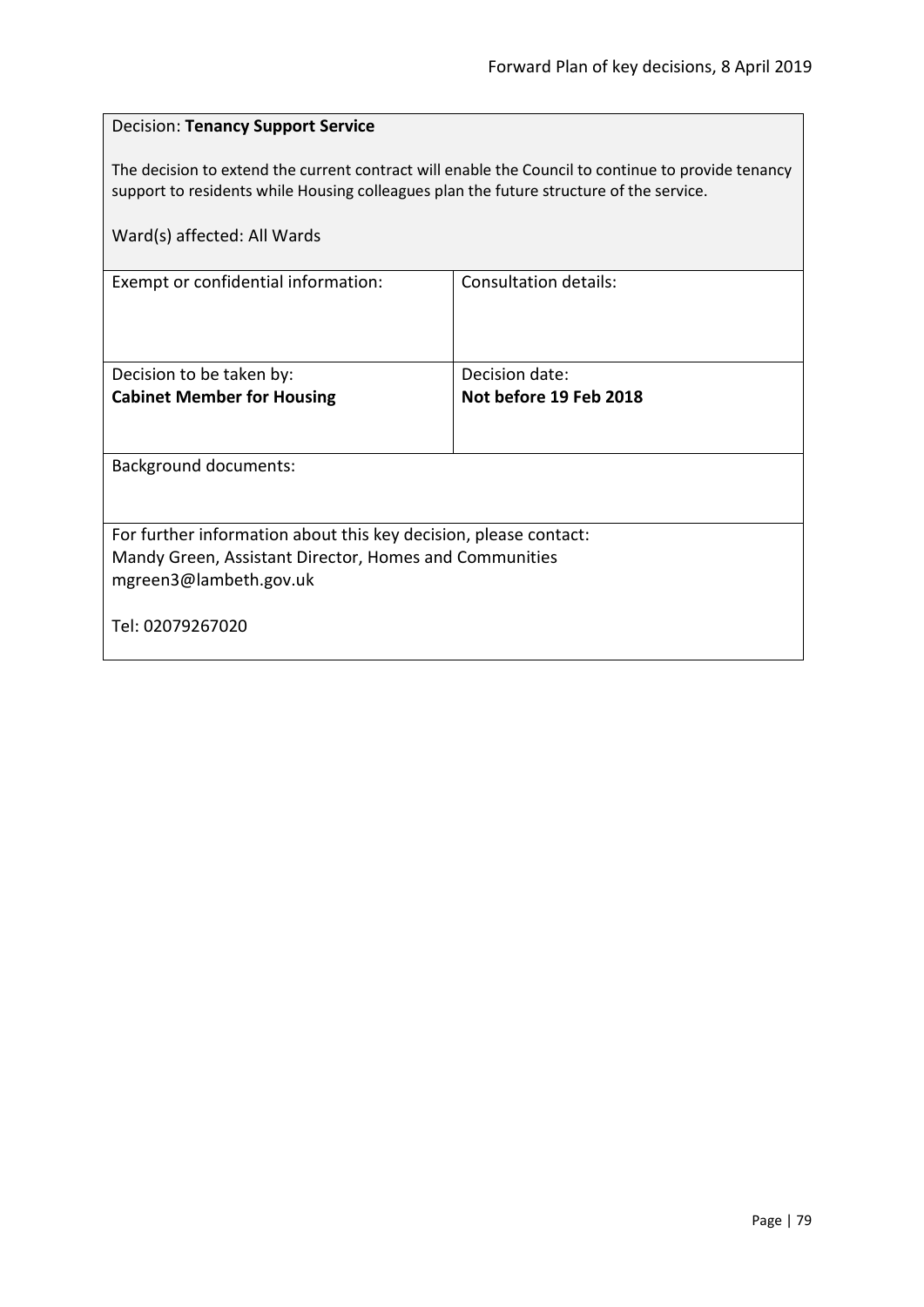Decision: **Tenancy Support Service**

The decision to extend the current contract will enable the Council to continue to provide tenancy support to residents while Housing colleagues plan the future structure of the service.

Ward(s) affected: All Wards

| Exempt or confidential information: | Consultation details: |
| --- | --- |
| Decision to be taken by:<br>**Cabinet Member for Housing** | Decision date:<br>**Not before 19 Feb 2018** |

Background documents:

For further information about this key decision, please contact:
Mandy Green, Assistant Director, Homes and Communities
mgreen3@lambeth.gov.uk

Tel: 02079267020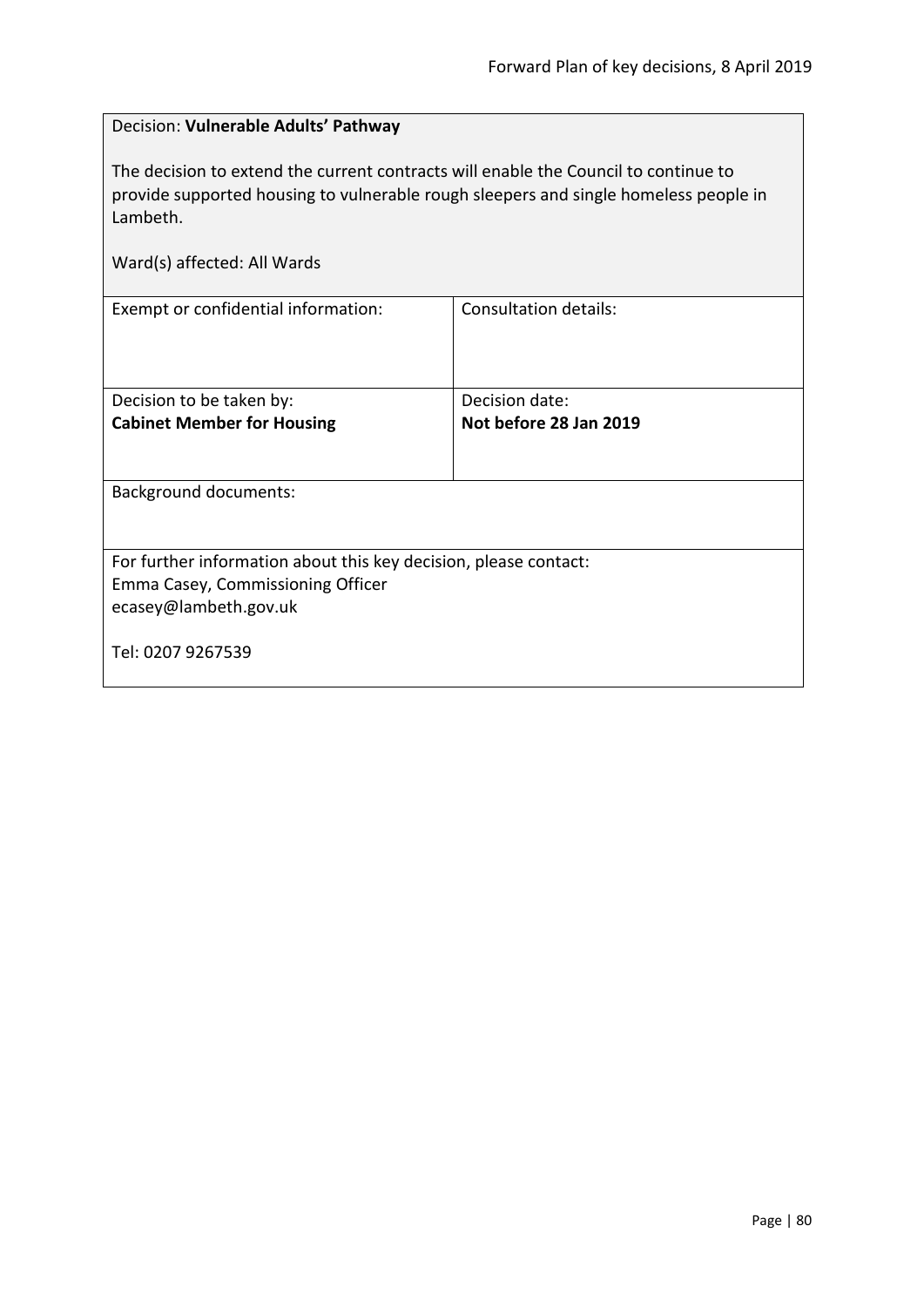Decision: **Vulnerable Adults' Pathway**

The decision to extend the current contracts will enable the Council to continue to provide supported housing to vulnerable rough sleepers and single homeless people in Lambeth.

Ward(s) affected: All Wards

| Exempt or confidential information: | Consultation details: |
|---|---|
| Decision to be taken by:<br>**Cabinet Member for Housing** | Decision date:<br>**Not before 28 Jan 2019** |

Background documents:

For further information about this key decision, please contact:
Emma Casey, Commissioning Officer
ecasey@lambeth.gov.uk

Tel: 0207 9267539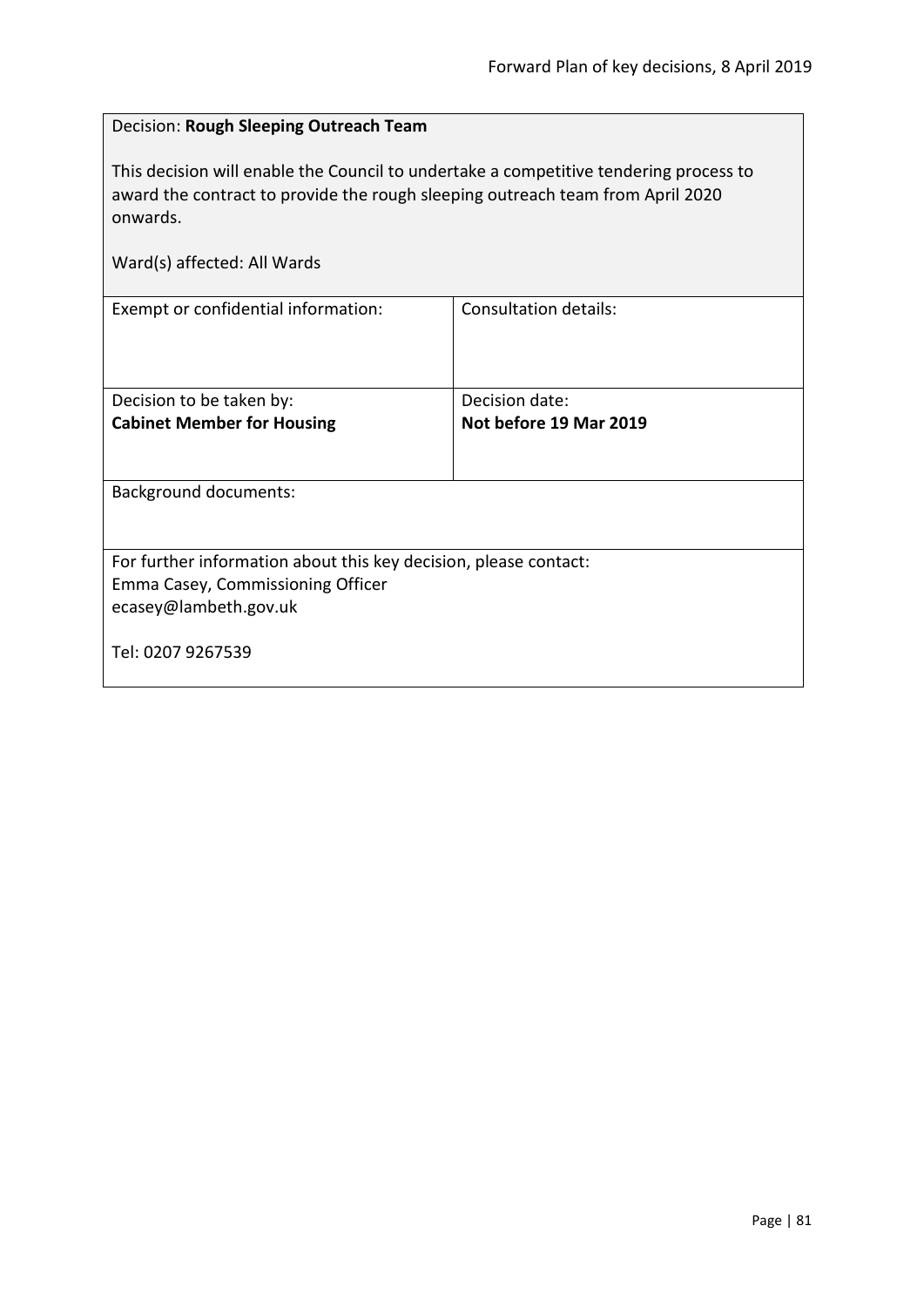Decision: **Rough Sleeping Outreach Team**

This decision will enable the Council to undertake a competitive tendering process to award the contract to provide the rough sleeping outreach team from April 2020 onwards.

Ward(s) affected: All Wards

| Exempt or confidential information: | Consultation details: |
| --- | --- |
| Decision to be taken by:<br>**Cabinet Member for Housing** | Decision date:<br>**Not before 19 Mar 2019** |

Background documents:

For further information about this key decision, please contact:
Emma Casey, Commissioning Officer
ecasey@lambeth.gov.uk

Tel: 0207 9267539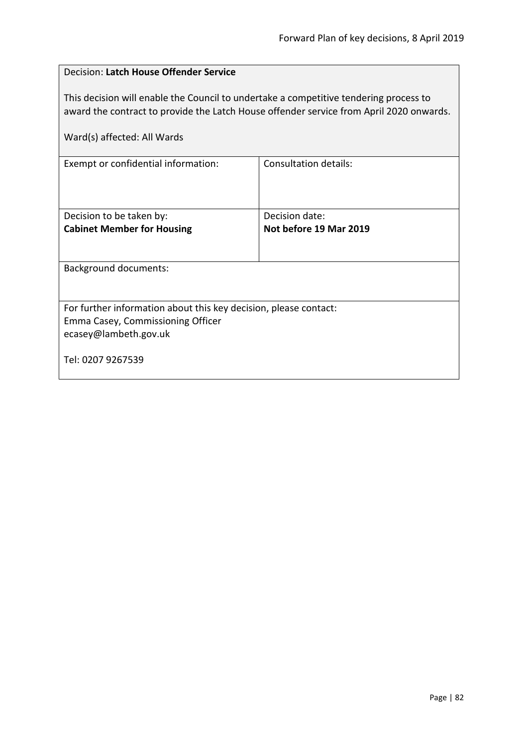Decision: **Latch House Offender Service**

This decision will enable the Council to undertake a competitive tendering process to award the contract to provide the Latch House offender service from April 2020 onwards.

Ward(s) affected: All Wards

| | |
|---|---|
| Exempt or confidential information: | Consultation details: |
| Decision to be taken by:<br>**Cabinet Member for Housing** | Decision date:<br>**Not before 19 Mar 2019** |

Background documents:

For further information about this key decision, please contact:
Emma Casey, Commissioning Officer
ecasey@lambeth.gov.uk

Tel: 0207 9267539